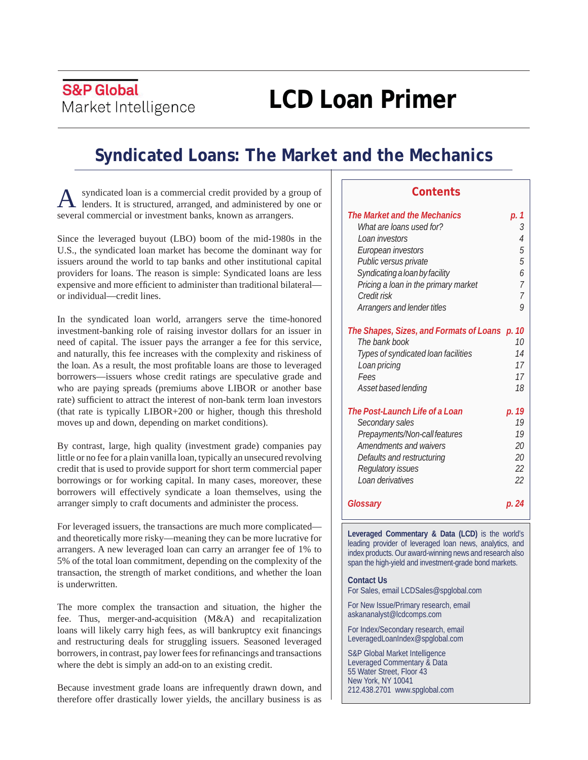S&P Global
Market Intelligence

# LCD Loan Primer

## Syndicated Loans: The Market and the Mechanics

A syndicated loan is a commercial credit provided by a group of lenders. It is structured, arranged, and administered by one or several commercial or investment banks, known as arrangers.

Since the leveraged buyout (LBO) boom of the mid-1980s in the U.S., the syndicated loan market has become the dominant way for issuers around the world to tap banks and other institutional capital providers for loans. The reason is simple: Syndicated loans are less expensive and more efficient to administer than traditional bilateral—or individual—credit lines.

In the syndicated loan world, arrangers serve the time-honored investment-banking role of raising investor dollars for an issuer in need of capital. The issuer pays the arranger a fee for this service, and naturally, this fee increases with the complexity and riskiness of the loan. As a result, the most profitable loans are those to leveraged borrowers—issuers whose credit ratings are speculative grade and who are paying spreads (premiums above LIBOR or another base rate) sufficient to attract the interest of non-bank term loan investors (that rate is typically LIBOR+200 or higher, though this threshold moves up and down, depending on market conditions).

By contrast, large, high quality (investment grade) companies pay little or no fee for a plain vanilla loan, typically an unsecured revolving credit that is used to provide support for short term commercial paper borrowings or for working capital. In many cases, moreover, these borrowers will effectively syndicate a loan themselves, using the arranger simply to craft documents and administer the process.

For leveraged issuers, the transactions are much more complicated—and theoretically more risky—meaning they can be more lucrative for arrangers. A new leveraged loan can carry an arranger fee of 1% to 5% of the total loan commitment, depending on the complexity of the transaction, the strength of market conditions, and whether the loan is underwritten.

The more complex the transaction and situation, the higher the fee. Thus, merger-and-acquisition (M&A) and recapitalization loans will likely carry high fees, as will bankruptcy exit financings and restructuring deals for struggling issuers. Seasoned leveraged borrowers, in contrast, pay lower fees for refinancings and transactions where the debt is simply an add-on to an existing credit.

Because investment grade loans are infrequently drawn down, and therefore offer drastically lower yields, the ancillary business is as

### Contents

| | |
|---|---|
| ***The Market and the Mechanics*** | ***p. 1*** |
| *What are loans used for?* | *3* |
| *Loan investors* | *4* |
| *European investors* | *5* |
| *Public versus private* | *5* |
| *Syndicating a loan by facility* | *6* |
| *Pricing a loan in the primary market* | *7* |
| *Credit risk* | *7* |
| *Arrangers and lender titles* | *9* |
| ***The Shapes, Sizes, and Formats of Loans*** | ***p. 10*** |
| *The bank book* | *10* |
| *Types of syndicated loan facilities* | *14* |
| *Loan pricing* | *17* |
| *Fees* | *17* |
| *Asset based lending* | *18* |
| ***The Post-Launch Life of a Loan*** | ***p. 19*** |
| *Secondary sales* | *19* |
| *Prepayments/Non-call features* | *19* |
| *Amendments and waivers* | *20* |
| *Defaults and restructuring* | *20* |
| *Regulatory issues* | *22* |
| *Loan derivatives* | *22* |
| ***Glossary*** | ***p. 24*** |

**Leveraged Commentary & Data (LCD)** is the world's leading provider of leveraged loan news, analytics, and index products. Our award-winning news and research also span the high-yield and investment-grade bond markets.

**Contact Us**
For Sales, email LCDSales@spglobal.com

For New Issue/Primary research, email askananalyst@lcdcomps.com

For Index/Secondary research, email LeveragedLoanIndex@spglobal.com

S&P Global Market Intelligence
Leveraged Commentary & Data
55 Water Street, Floor 43
New York, NY 10041
212.438.2701 www.spglobal.com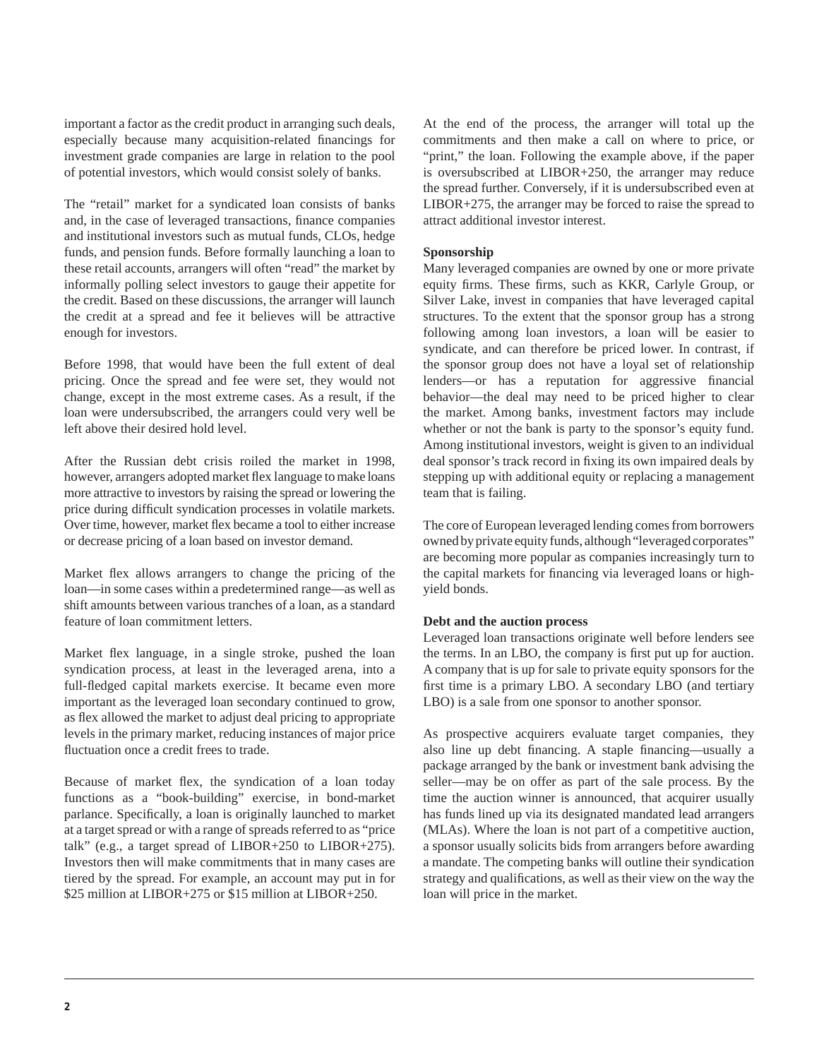important a factor as the credit product in arranging such deals, especially because many acquisition-related financings for investment grade companies are large in relation to the pool of potential investors, which would consist solely of banks.

The "retail" market for a syndicated loan consists of banks and, in the case of leveraged transactions, finance companies and institutional investors such as mutual funds, CLOs, hedge funds, and pension funds. Before formally launching a loan to these retail accounts, arrangers will often "read" the market by informally polling select investors to gauge their appetite for the credit. Based on these discussions, the arranger will launch the credit at a spread and fee it believes will be attractive enough for investors.

Before 1998, that would have been the full extent of deal pricing. Once the spread and fee were set, they would not change, except in the most extreme cases. As a result, if the loan were undersubscribed, the arrangers could very well be left above their desired hold level.

After the Russian debt crisis roiled the market in 1998, however, arrangers adopted market flex language to make loans more attractive to investors by raising the spread or lowering the price during difficult syndication processes in volatile markets. Over time, however, market flex became a tool to either increase or decrease pricing of a loan based on investor demand.

Market flex allows arrangers to change the pricing of the loan—in some cases within a predetermined range—as well as shift amounts between various tranches of a loan, as a standard feature of loan commitment letters.

Market flex language, in a single stroke, pushed the loan syndication process, at least in the leveraged arena, into a full-fledged capital markets exercise. It became even more important as the leveraged loan secondary continued to grow, as flex allowed the market to adjust deal pricing to appropriate levels in the primary market, reducing instances of major price fluctuation once a credit frees to trade.

Because of market flex, the syndication of a loan today functions as a "book-building" exercise, in bond-market parlance. Specifically, a loan is originally launched to market at a target spread or with a range of spreads referred to as "price talk" (e.g., a target spread of LIBOR+250 to LIBOR+275). Investors then will make commitments that in many cases are tiered by the spread. For example, an account may put in for $25 million at LIBOR+275 or $15 million at LIBOR+250.

At the end of the process, the arranger will total up the commitments and then make a call on where to price, or "print," the loan. Following the example above, if the paper is oversubscribed at LIBOR+250, the arranger may reduce the spread further. Conversely, if it is undersubscribed even at LIBOR+275, the arranger may be forced to raise the spread to attract additional investor interest.

**Sponsorship**

Many leveraged companies are owned by one or more private equity firms. These firms, such as KKR, Carlyle Group, or Silver Lake, invest in companies that have leveraged capital structures. To the extent that the sponsor group has a strong following among loan investors, a loan will be easier to syndicate, and can therefore be priced lower. In contrast, if the sponsor group does not have a loyal set of relationship lenders—or has a reputation for aggressive financial behavior—the deal may need to be priced higher to clear the market. Among banks, investment factors may include whether or not the bank is party to the sponsor's equity fund. Among institutional investors, weight is given to an individual deal sponsor's track record in fixing its own impaired deals by stepping up with additional equity or replacing a management team that is failing.

The core of European leveraged lending comes from borrowers owned by private equity funds, although "leveraged corporates" are becoming more popular as companies increasingly turn to the capital markets for financing via leveraged loans or high-yield bonds.

**Debt and the auction process**

Leveraged loan transactions originate well before lenders see the terms. In an LBO, the company is first put up for auction. A company that is up for sale to private equity sponsors for the first time is a primary LBO. A secondary LBO (and tertiary LBO) is a sale from one sponsor to another sponsor.

As prospective acquirers evaluate target companies, they also line up debt financing. A staple financing—usually a package arranged by the bank or investment bank advising the seller—may be on offer as part of the sale process. By the time the auction winner is announced, that acquirer usually has funds lined up via its designated mandated lead arrangers (MLAs). Where the loan is not part of a competitive auction, a sponsor usually solicits bids from arrangers before awarding a mandate. The competing banks will outline their syndication strategy and qualifications, as well as their view on the way the loan will price in the market.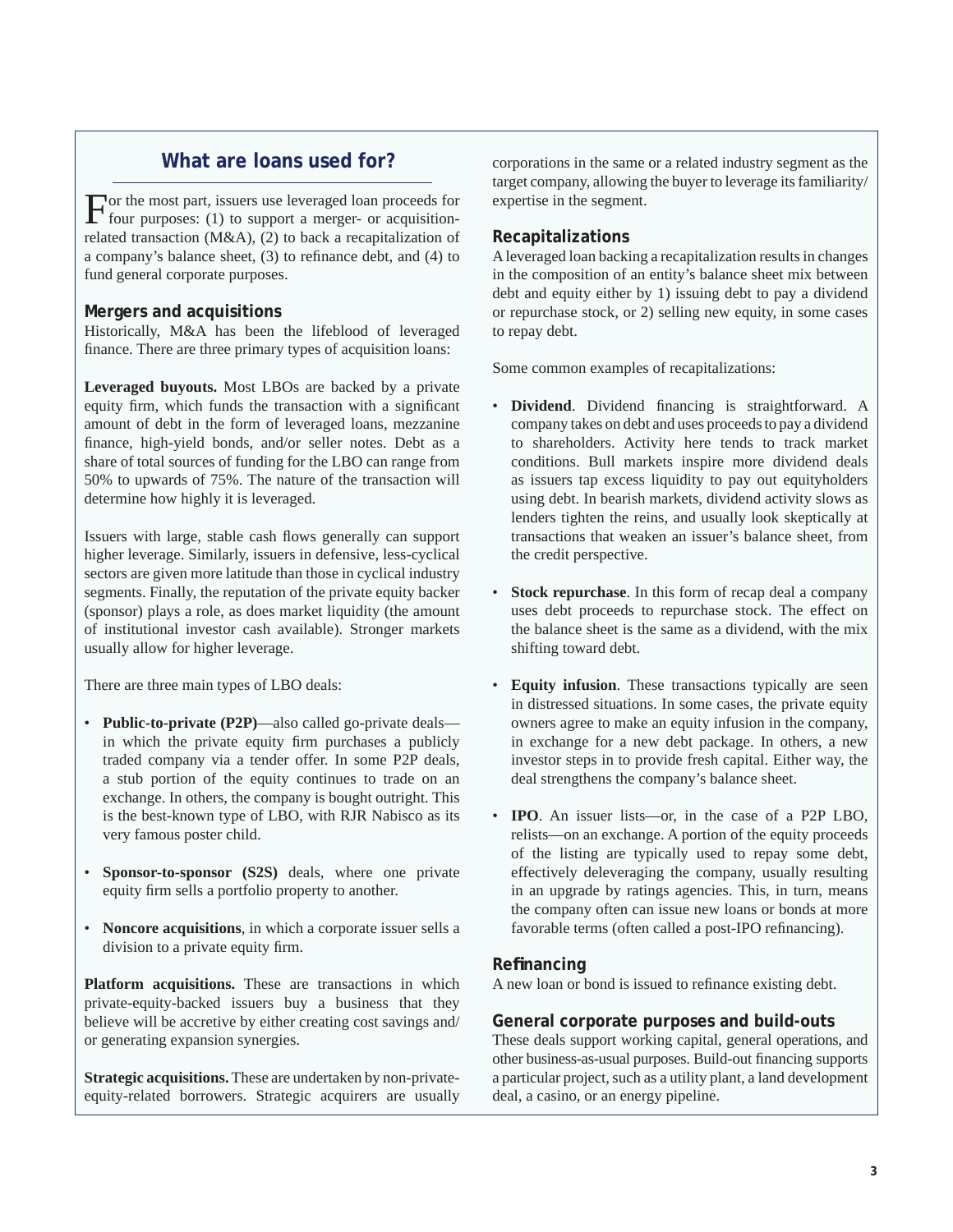## What are loans used for?

For the most part, issuers use leveraged loan proceeds for four purposes: (1) to support a merger- or acquisition-related transaction (M&A), (2) to back a recapitalization of a company's balance sheet, (3) to refinance debt, and (4) to fund general corporate purposes.

### Mergers and acquisitions

Historically, M&A has been the lifeblood of leveraged finance. There are three primary types of acquisition loans:

**Leveraged buyouts.** Most LBOs are backed by a private equity firm, which funds the transaction with a significant amount of debt in the form of leveraged loans, mezzanine finance, high-yield bonds, and/or seller notes. Debt as a share of total sources of funding for the LBO can range from 50% to upwards of 75%. The nature of the transaction will determine how highly it is leveraged.

Issuers with large, stable cash flows generally can support higher leverage. Similarly, issuers in defensive, less-cyclical sectors are given more latitude than those in cyclical industry segments. Finally, the reputation of the private equity backer (sponsor) plays a role, as does market liquidity (the amount of institutional investor cash available). Stronger markets usually allow for higher leverage.

There are three main types of LBO deals:

- **Public-to-private (P2P)**—also called go-private deals—in which the private equity firm purchases a publicly traded company via a tender offer. In some P2P deals, a stub portion of the equity continues to trade on an exchange. In others, the company is bought outright. This is the best-known type of LBO, with RJR Nabisco as its very famous poster child.
- **Sponsor-to-sponsor (S2S)** deals, where one private equity firm sells a portfolio property to another.
- **Noncore acquisitions**, in which a corporate issuer sells a division to a private equity firm.

**Platform acquisitions.** These are transactions in which private-equity-backed issuers buy a business that they believe will be accretive by either creating cost savings and/or generating expansion synergies.

**Strategic acquisitions.** These are undertaken by non-private-equity-related borrowers. Strategic acquirers are usually corporations in the same or a related industry segment as the target company, allowing the buyer to leverage its familiarity/expertise in the segment.

### Recapitalizations

A leveraged loan backing a recapitalization results in changes in the composition of an entity's balance sheet mix between debt and equity either by 1) issuing debt to pay a dividend or repurchase stock, or 2) selling new equity, in some cases to repay debt.

Some common examples of recapitalizations:

- **Dividend**. Dividend financing is straightforward. A company takes on debt and uses proceeds to pay a dividend to shareholders. Activity here tends to track market conditions. Bull markets inspire more dividend deals as issuers tap excess liquidity to pay out equityholders using debt. In bearish markets, dividend activity slows as lenders tighten the reins, and usually look skeptically at transactions that weaken an issuer's balance sheet, from the credit perspective.
- **Stock repurchase**. In this form of recap deal a company uses debt proceeds to repurchase stock. The effect on the balance sheet is the same as a dividend, with the mix shifting toward debt.
- **Equity infusion**. These transactions typically are seen in distressed situations. In some cases, the private equity owners agree to make an equity infusion in the company, in exchange for a new debt package. In others, a new investor steps in to provide fresh capital. Either way, the deal strengthens the company's balance sheet.
- **IPO**. An issuer lists—or, in the case of a P2P LBO, relists—on an exchange. A portion of the equity proceeds of the listing are typically used to repay some debt, effectively deleveraging the company, usually resulting in an upgrade by ratings agencies. This, in turn, means the company often can issue new loans or bonds at more favorable terms (often called a post-IPO refinancing).

### Refinancing

A new loan or bond is issued to refinance existing debt.

### General corporate purposes and build-outs

These deals support working capital, general operations, and other business-as-usual purposes. Build-out financing supports a particular project, such as a utility plant, a land development deal, a casino, or an energy pipeline.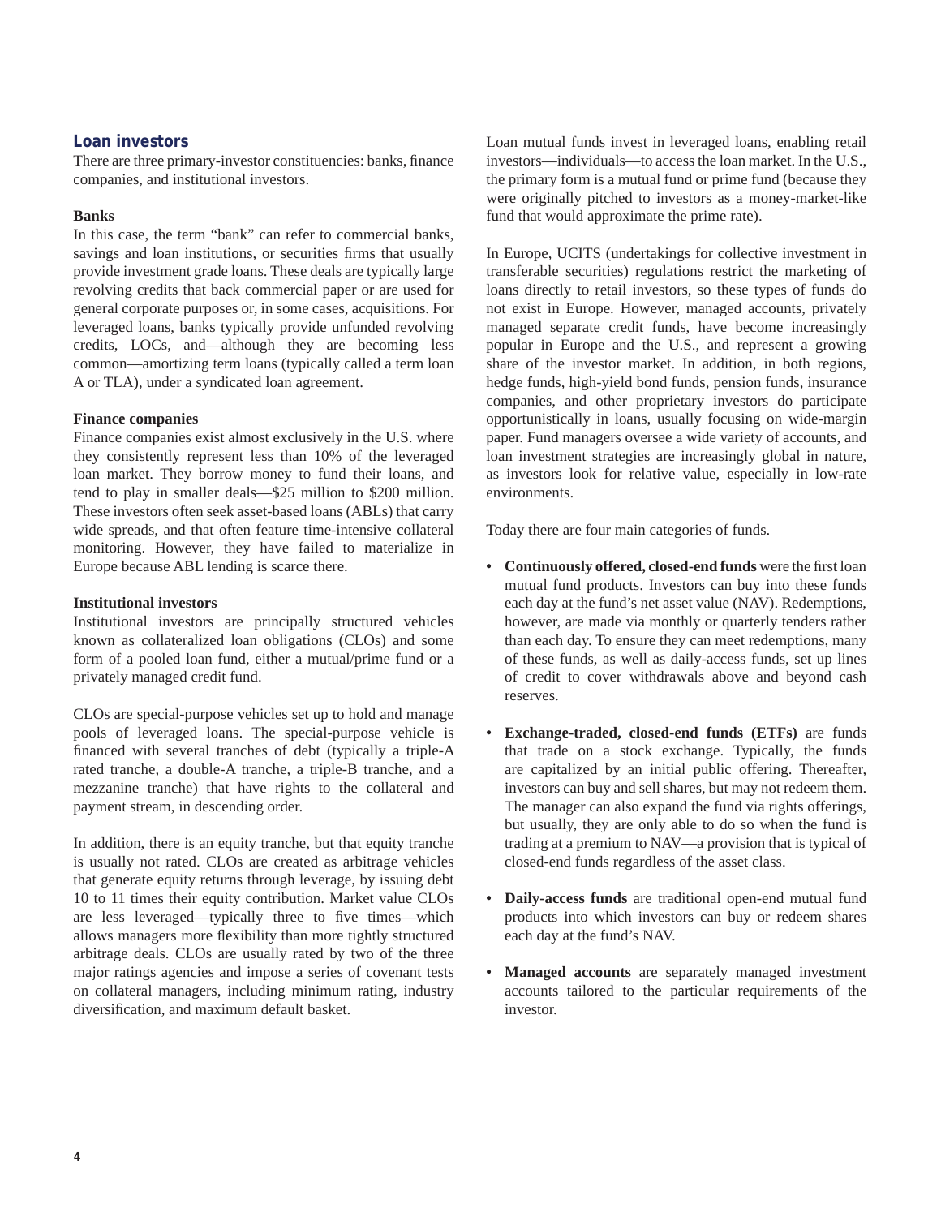## Loan investors

There are three primary-investor constituencies: banks, finance companies, and institutional investors.

### Banks

In this case, the term "bank" can refer to commercial banks, savings and loan institutions, or securities firms that usually provide investment grade loans. These deals are typically large revolving credits that back commercial paper or are used for general corporate purposes or, in some cases, acquisitions. For leveraged loans, banks typically provide unfunded revolving credits, LOCs, and—although they are becoming less common—amortizing term loans (typically called a term loan A or TLA), under a syndicated loan agreement.

### Finance companies

Finance companies exist almost exclusively in the U.S. where they consistently represent less than 10% of the leveraged loan market. They borrow money to fund their loans, and tend to play in smaller deals—$25 million to $200 million. These investors often seek asset-based loans (ABLs) that carry wide spreads, and that often feature time-intensive collateral monitoring. However, they have failed to materialize in Europe because ABL lending is scarce there.

### Institutional investors

Institutional investors are principally structured vehicles known as collateralized loan obligations (CLOs) and some form of a pooled loan fund, either a mutual/prime fund or a privately managed credit fund.

CLOs are special-purpose vehicles set up to hold and manage pools of leveraged loans. The special-purpose vehicle is financed with several tranches of debt (typically a triple-A rated tranche, a double-A tranche, a triple-B tranche, and a mezzanine tranche) that have rights to the collateral and payment stream, in descending order.

In addition, there is an equity tranche, but that equity tranche is usually not rated. CLOs are created as arbitrage vehicles that generate equity returns through leverage, by issuing debt 10 to 11 times their equity contribution. Market value CLOs are less leveraged—typically three to five times—which allows managers more flexibility than more tightly structured arbitrage deals. CLOs are usually rated by two of the three major ratings agencies and impose a series of covenant tests on collateral managers, including minimum rating, industry diversification, and maximum default basket.

Loan mutual funds invest in leveraged loans, enabling retail investors—individuals—to access the loan market. In the U.S., the primary form is a mutual fund or prime fund (because they were originally pitched to investors as a money-market-like fund that would approximate the prime rate).

In Europe, UCITS (undertakings for collective investment in transferable securities) regulations restrict the marketing of loans directly to retail investors, so these types of funds do not exist in Europe. However, managed accounts, privately managed separate credit funds, have become increasingly popular in Europe and the U.S., and represent a growing share of the investor market. In addition, in both regions, hedge funds, high-yield bond funds, pension funds, insurance companies, and other proprietary investors do participate opportunistically in loans, usually focusing on wide-margin paper. Fund managers oversee a wide variety of accounts, and loan investment strategies are increasingly global in nature, as investors look for relative value, especially in low-rate environments.

Today there are four main categories of funds.

- **Continuously offered, closed-end funds** were the first loan mutual fund products. Investors can buy into these funds each day at the fund's net asset value (NAV). Redemptions, however, are made via monthly or quarterly tenders rather than each day. To ensure they can meet redemptions, many of these funds, as well as daily-access funds, set up lines of credit to cover withdrawals above and beyond cash reserves.
- **Exchange-traded, closed-end funds (ETFs)** are funds that trade on a stock exchange. Typically, the funds are capitalized by an initial public offering. Thereafter, investors can buy and sell shares, but may not redeem them. The manager can also expand the fund via rights offerings, but usually, they are only able to do so when the fund is trading at a premium to NAV—a provision that is typical of closed-end funds regardless of the asset class.
- **Daily-access funds** are traditional open-end mutual fund products into which investors can buy or redeem shares each day at the fund's NAV.
- **Managed accounts** are separately managed investment accounts tailored to the particular requirements of the investor.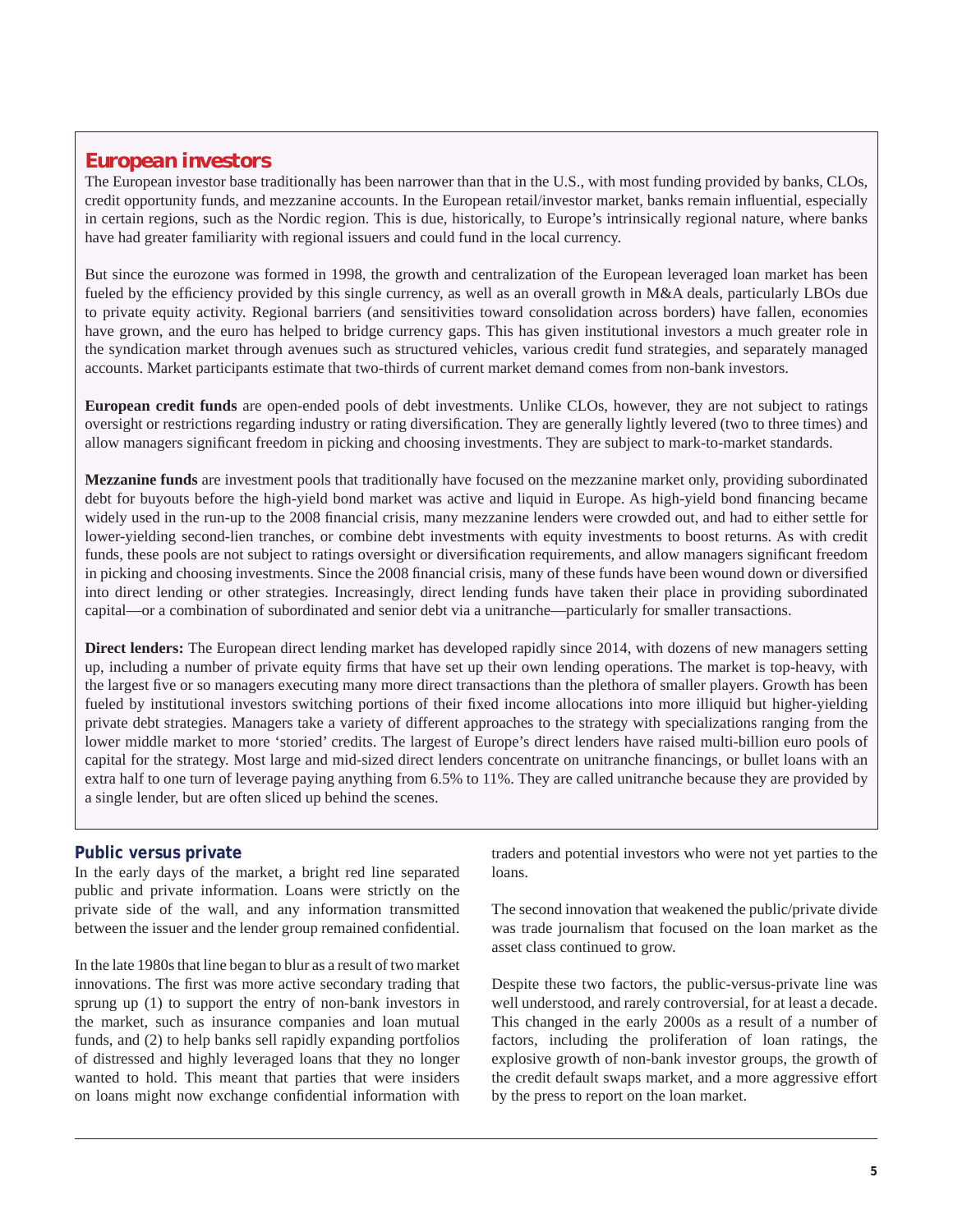## European investors

The European investor base traditionally has been narrower than that in the U.S., with most funding provided by banks, CLOs, credit opportunity funds, and mezzanine accounts. In the European retail/investor market, banks remain influential, especially in certain regions, such as the Nordic region. This is due, historically, to Europe's intrinsically regional nature, where banks have had greater familiarity with regional issuers and could fund in the local currency.

But since the eurozone was formed in 1998, the growth and centralization of the European leveraged loan market has been fueled by the efficiency provided by this single currency, as well as an overall growth in M&A deals, particularly LBOs due to private equity activity. Regional barriers (and sensitivities toward consolidation across borders) have fallen, economies have grown, and the euro has helped to bridge currency gaps. This has given institutional investors a much greater role in the syndication market through avenues such as structured vehicles, various credit fund strategies, and separately managed accounts. Market participants estimate that two-thirds of current market demand comes from non-bank investors.

**European credit funds** are open-ended pools of debt investments. Unlike CLOs, however, they are not subject to ratings oversight or restrictions regarding industry or rating diversification. They are generally lightly levered (two to three times) and allow managers significant freedom in picking and choosing investments. They are subject to mark-to-market standards.

**Mezzanine funds** are investment pools that traditionally have focused on the mezzanine market only, providing subordinated debt for buyouts before the high-yield bond market was active and liquid in Europe. As high-yield bond financing became widely used in the run-up to the 2008 financial crisis, many mezzanine lenders were crowded out, and had to either settle for lower-yielding second-lien tranches, or combine debt investments with equity investments to boost returns. As with credit funds, these pools are not subject to ratings oversight or diversification requirements, and allow managers significant freedom in picking and choosing investments. Since the 2008 financial crisis, many of these funds have been wound down or diversified into direct lending or other strategies. Increasingly, direct lending funds have taken their place in providing subordinated capital—or a combination of subordinated and senior debt via a unitranche—particularly for smaller transactions.

**Direct lenders:** The European direct lending market has developed rapidly since 2014, with dozens of new managers setting up, including a number of private equity firms that have set up their own lending operations. The market is top-heavy, with the largest five or so managers executing many more direct transactions than the plethora of smaller players. Growth has been fueled by institutional investors switching portions of their fixed income allocations into more illiquid but higher-yielding private debt strategies. Managers take a variety of different approaches to the strategy with specializations ranging from the lower middle market to more 'storied' credits. The largest of Europe's direct lenders have raised multi-billion euro pools of capital for the strategy. Most large and mid-sized direct lenders concentrate on unitranche financings, or bullet loans with an extra half to one turn of leverage paying anything from 6.5% to 11%. They are called unitranche because they are provided by a single lender, but are often sliced up behind the scenes.

### Public versus private

In the early days of the market, a bright red line separated public and private information. Loans were strictly on the private side of the wall, and any information transmitted between the issuer and the lender group remained confidential.

In the late 1980s that line began to blur as a result of two market innovations. The first was more active secondary trading that sprung up (1) to support the entry of non-bank investors in the market, such as insurance companies and loan mutual funds, and (2) to help banks sell rapidly expanding portfolios of distressed and highly leveraged loans that they no longer wanted to hold. This meant that parties that were insiders on loans might now exchange confidential information with traders and potential investors who were not yet parties to the loans.

The second innovation that weakened the public/private divide was trade journalism that focused on the loan market as the asset class continued to grow.

Despite these two factors, the public-versus-private line was well understood, and rarely controversial, for at least a decade. This changed in the early 2000s as a result of a number of factors, including the proliferation of loan ratings, the explosive growth of non-bank investor groups, the growth of the credit default swaps market, and a more aggressive effort by the press to report on the loan market.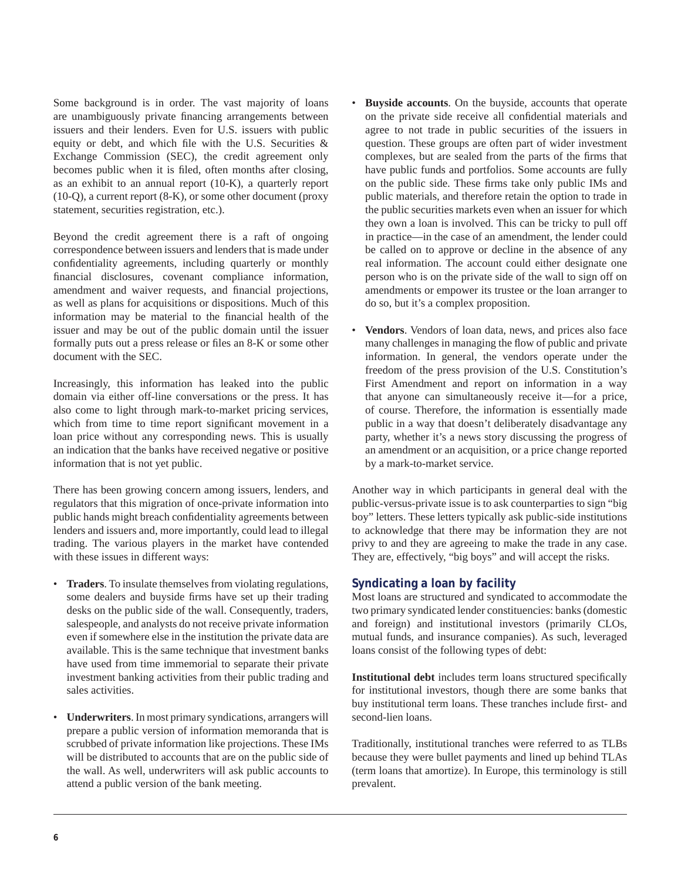Some background is in order. The vast majority of loans are unambiguously private financing arrangements between issuers and their lenders. Even for U.S. issuers with public equity or debt, and which file with the U.S. Securities & Exchange Commission (SEC), the credit agreement only becomes public when it is filed, often months after closing, as an exhibit to an annual report (10-K), a quarterly report (10-Q), a current report (8-K), or some other document (proxy statement, securities registration, etc.).

Beyond the credit agreement there is a raft of ongoing correspondence between issuers and lenders that is made under confidentiality agreements, including quarterly or monthly financial disclosures, covenant compliance information, amendment and waiver requests, and financial projections, as well as plans for acquisitions or dispositions. Much of this information may be material to the financial health of the issuer and may be out of the public domain until the issuer formally puts out a press release or files an 8-K or some other document with the SEC.

Increasingly, this information has leaked into the public domain via either off-line conversations or the press. It has also come to light through mark-to-market pricing services, which from time to time report significant movement in a loan price without any corresponding news. This is usually an indication that the banks have received negative or positive information that is not yet public.

There has been growing concern among issuers, lenders, and regulators that this migration of once-private information into public hands might breach confidentiality agreements between lenders and issuers and, more importantly, could lead to illegal trading. The various players in the market have contended with these issues in different ways:

- **Traders**. To insulate themselves from violating regulations, some dealers and buyside firms have set up their trading desks on the public side of the wall. Consequently, traders, salespeople, and analysts do not receive private information even if somewhere else in the institution the private data are available. This is the same technique that investment banks have used from time immemorial to separate their private investment banking activities from their public trading and sales activities.
- **Underwriters**. In most primary syndications, arrangers will prepare a public version of information memoranda that is scrubbed of private information like projections. These IMs will be distributed to accounts that are on the public side of the wall. As well, underwriters will ask public accounts to attend a public version of the bank meeting.
- **Buyside accounts**. On the buyside, accounts that operate on the private side receive all confidential materials and agree to not trade in public securities of the issuers in question. These groups are often part of wider investment complexes, but are sealed from the parts of the firms that have public funds and portfolios. Some accounts are fully on the public side. These firms take only public IMs and public materials, and therefore retain the option to trade in the public securities markets even when an issuer for which they own a loan is involved. This can be tricky to pull off in practice—in the case of an amendment, the lender could be called on to approve or decline in the absence of any real information. The account could either designate one person who is on the private side of the wall to sign off on amendments or empower its trustee or the loan arranger to do so, but it's a complex proposition.
- **Vendors**. Vendors of loan data, news, and prices also face many challenges in managing the flow of public and private information. In general, the vendors operate under the freedom of the press provision of the U.S. Constitution's First Amendment and report on information in a way that anyone can simultaneously receive it—for a price, of course. Therefore, the information is essentially made public in a way that doesn't deliberately disadvantage any party, whether it's a news story discussing the progress of an amendment or an acquisition, or a price change reported by a mark-to-market service.

Another way in which participants in general deal with the public-versus-private issue is to ask counterparties to sign "big boy" letters. These letters typically ask public-side institutions to acknowledge that there may be information they are not privy to and they are agreeing to make the trade in any case. They are, effectively, "big boys" and will accept the risks.

## Syndicating a loan by facility

Most loans are structured and syndicated to accommodate the two primary syndicated lender constituencies: banks (domestic and foreign) and institutional investors (primarily CLOs, mutual funds, and insurance companies). As such, leveraged loans consist of the following types of debt:

**Institutional debt** includes term loans structured specifically for institutional investors, though there are some banks that buy institutional term loans. These tranches include first- and second-lien loans.

Traditionally, institutional tranches were referred to as TLBs because they were bullet payments and lined up behind TLAs (term loans that amortize). In Europe, this terminology is still prevalent.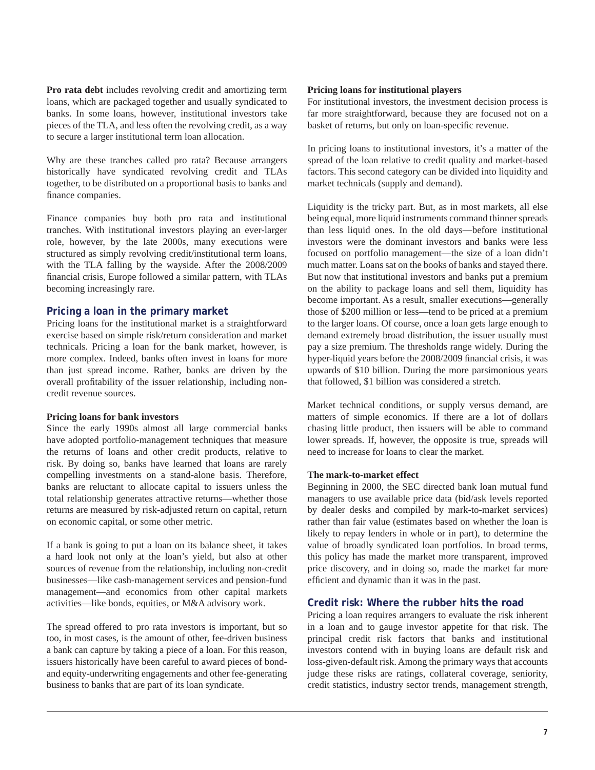**Pro rata debt** includes revolving credit and amortizing term loans, which are packaged together and usually syndicated to banks. In some loans, however, institutional investors take pieces of the TLA, and less often the revolving credit, as a way to secure a larger institutional term loan allocation.

Why are these tranches called pro rata? Because arrangers historically have syndicated revolving credit and TLAs together, to be distributed on a proportional basis to banks and finance companies.

Finance companies buy both pro rata and institutional tranches. With institutional investors playing an ever-larger role, however, by the late 2000s, many executions were structured as simply revolving credit/institutional term loans, with the TLA falling by the wayside. After the 2008/2009 financial crisis, Europe followed a similar pattern, with TLAs becoming increasingly rare.

## Pricing a loan in the primary market

Pricing loans for the institutional market is a straightforward exercise based on simple risk/return consideration and market technicals. Pricing a loan for the bank market, however, is more complex. Indeed, banks often invest in loans for more than just spread income. Rather, banks are driven by the overall profitability of the issuer relationship, including non-credit revenue sources.

### Pricing loans for bank investors

Since the early 1990s almost all large commercial banks have adopted portfolio-management techniques that measure the returns of loans and other credit products, relative to risk. By doing so, banks have learned that loans are rarely compelling investments on a stand-alone basis. Therefore, banks are reluctant to allocate capital to issuers unless the total relationship generates attractive returns—whether those returns are measured by risk-adjusted return on capital, return on economic capital, or some other metric.

If a bank is going to put a loan on its balance sheet, it takes a hard look not only at the loan's yield, but also at other sources of revenue from the relationship, including non-credit businesses—like cash-management services and pension-fund management—and economics from other capital markets activities—like bonds, equities, or M&A advisory work.

The spread offered to pro rata investors is important, but so too, in most cases, is the amount of other, fee-driven business a bank can capture by taking a piece of a loan. For this reason, issuers historically have been careful to award pieces of bond- and equity-underwriting engagements and other fee-generating business to banks that are part of its loan syndicate.

### Pricing loans for institutional players

For institutional investors, the investment decision process is far more straightforward, because they are focused not on a basket of returns, but only on loan-specific revenue.

In pricing loans to institutional investors, it's a matter of the spread of the loan relative to credit quality and market-based factors. This second category can be divided into liquidity and market technicals (supply and demand).

Liquidity is the tricky part. But, as in most markets, all else being equal, more liquid instruments command thinner spreads than less liquid ones. In the old days—before institutional investors were the dominant investors and banks were less focused on portfolio management—the size of a loan didn't much matter. Loans sat on the books of banks and stayed there. But now that institutional investors and banks put a premium on the ability to package loans and sell them, liquidity has become important. As a result, smaller executions—generally those of $200 million or less—tend to be priced at a premium to the larger loans. Of course, once a loan gets large enough to demand extremely broad distribution, the issuer usually must pay a size premium. The thresholds range widely. During the hyper-liquid years before the 2008/2009 financial crisis, it was upwards of $10 billion. During the more parsimonious years that followed, $1 billion was considered a stretch.

Market technical conditions, or supply versus demand, are matters of simple economics. If there are a lot of dollars chasing little product, then issuers will be able to command lower spreads. If, however, the opposite is true, spreads will need to increase for loans to clear the market.

### The mark-to-market effect

Beginning in 2000, the SEC directed bank loan mutual fund managers to use available price data (bid/ask levels reported by dealer desks and compiled by mark-to-market services) rather than fair value (estimates based on whether the loan is likely to repay lenders in whole or in part), to determine the value of broadly syndicated loan portfolios. In broad terms, this policy has made the market more transparent, improved price discovery, and in doing so, made the market far more efficient and dynamic than it was in the past.

## Credit risk: Where the rubber hits the road

Pricing a loan requires arrangers to evaluate the risk inherent in a loan and to gauge investor appetite for that risk. The principal credit risk factors that banks and institutional investors contend with in buying loans are default risk and loss-given-default risk. Among the primary ways that accounts judge these risks are ratings, collateral coverage, seniority, credit statistics, industry sector trends, management strength,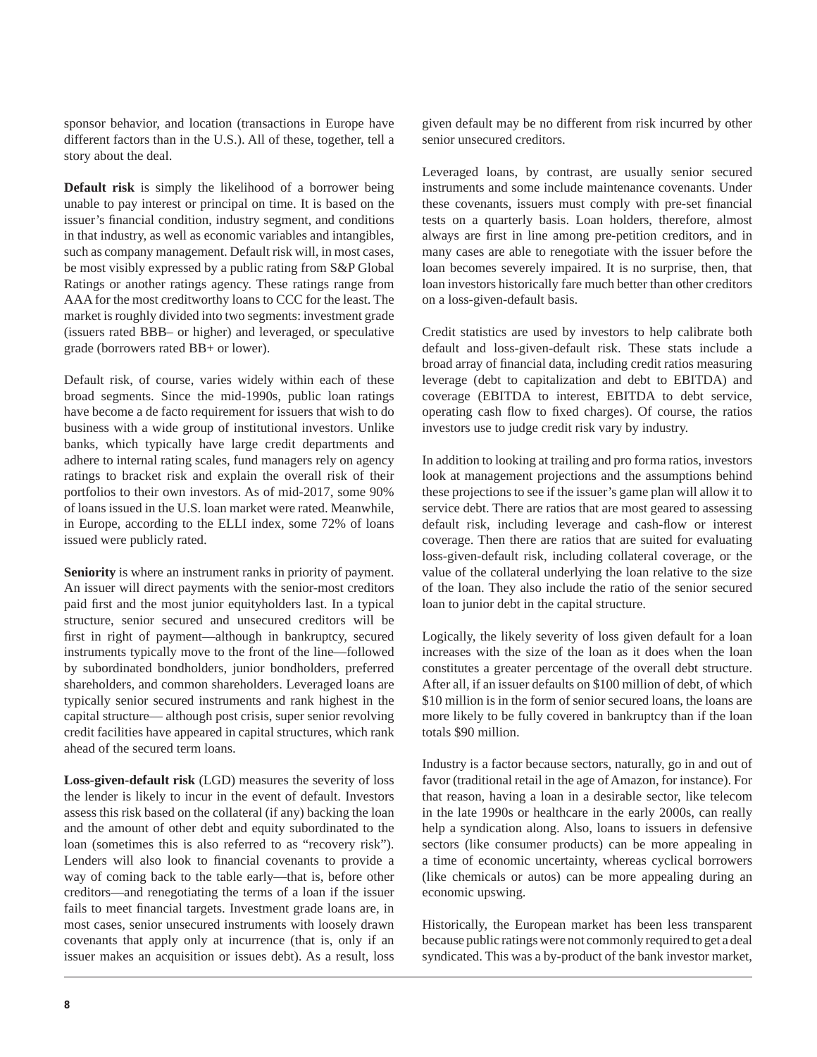sponsor behavior, and location (transactions in Europe have different factors than in the U.S.). All of these, together, tell a story about the deal.

**Default risk** is simply the likelihood of a borrower being unable to pay interest or principal on time. It is based on the issuer's financial condition, industry segment, and conditions in that industry, as well as economic variables and intangibles, such as company management. Default risk will, in most cases, be most visibly expressed by a public rating from S&P Global Ratings or another ratings agency. These ratings range from AAA for the most creditworthy loans to CCC for the least. The market is roughly divided into two segments: investment grade (issuers rated BBB– or higher) and leveraged, or speculative grade (borrowers rated BB+ or lower).

Default risk, of course, varies widely within each of these broad segments. Since the mid-1990s, public loan ratings have become a de facto requirement for issuers that wish to do business with a wide group of institutional investors. Unlike banks, which typically have large credit departments and adhere to internal rating scales, fund managers rely on agency ratings to bracket risk and explain the overall risk of their portfolios to their own investors. As of mid-2017, some 90% of loans issued in the U.S. loan market were rated. Meanwhile, in Europe, according to the ELLI index, some 72% of loans issued were publicly rated.

**Seniority** is where an instrument ranks in priority of payment. An issuer will direct payments with the senior-most creditors paid first and the most junior equityholders last. In a typical structure, senior secured and unsecured creditors will be first in right of payment—although in bankruptcy, secured instruments typically move to the front of the line—followed by subordinated bondholders, junior bondholders, preferred shareholders, and common shareholders. Leveraged loans are typically senior secured instruments and rank highest in the capital structure— although post crisis, super senior revolving credit facilities have appeared in capital structures, which rank ahead of the secured term loans.

**Loss-given-default risk** (LGD) measures the severity of loss the lender is likely to incur in the event of default. Investors assess this risk based on the collateral (if any) backing the loan and the amount of other debt and equity subordinated to the loan (sometimes this is also referred to as "recovery risk"). Lenders will also look to financial covenants to provide a way of coming back to the table early—that is, before other creditors—and renegotiating the terms of a loan if the issuer fails to meet financial targets. Investment grade loans are, in most cases, senior unsecured instruments with loosely drawn covenants that apply only at incurrence (that is, only if an issuer makes an acquisition or issues debt). As a result, loss given default may be no different from risk incurred by other senior unsecured creditors.

Leveraged loans, by contrast, are usually senior secured instruments and some include maintenance covenants. Under these covenants, issuers must comply with pre-set financial tests on a quarterly basis. Loan holders, therefore, almost always are first in line among pre-petition creditors, and in many cases are able to renegotiate with the issuer before the loan becomes severely impaired. It is no surprise, then, that loan investors historically fare much better than other creditors on a loss-given-default basis.

Credit statistics are used by investors to help calibrate both default and loss-given-default risk. These stats include a broad array of financial data, including credit ratios measuring leverage (debt to capitalization and debt to EBITDA) and coverage (EBITDA to interest, EBITDA to debt service, operating cash flow to fixed charges). Of course, the ratios investors use to judge credit risk vary by industry.

In addition to looking at trailing and pro forma ratios, investors look at management projections and the assumptions behind these projections to see if the issuer's game plan will allow it to service debt. There are ratios that are most geared to assessing default risk, including leverage and cash-flow or interest coverage. Then there are ratios that are suited for evaluating loss-given-default risk, including collateral coverage, or the value of the collateral underlying the loan relative to the size of the loan. They also include the ratio of the senior secured loan to junior debt in the capital structure.

Logically, the likely severity of loss given default for a loan increases with the size of the loan as it does when the loan constitutes a greater percentage of the overall debt structure. After all, if an issuer defaults on $100 million of debt, of which $10 million is in the form of senior secured loans, the loans are more likely to be fully covered in bankruptcy than if the loan totals $90 million.

Industry is a factor because sectors, naturally, go in and out of favor (traditional retail in the age of Amazon, for instance). For that reason, having a loan in a desirable sector, like telecom in the late 1990s or healthcare in the early 2000s, can really help a syndication along. Also, loans to issuers in defensive sectors (like consumer products) can be more appealing in a time of economic uncertainty, whereas cyclical borrowers (like chemicals or autos) can be more appealing during an economic upswing.

Historically, the European market has been less transparent because public ratings were not commonly required to get a deal syndicated. This was a by-product of the bank investor market,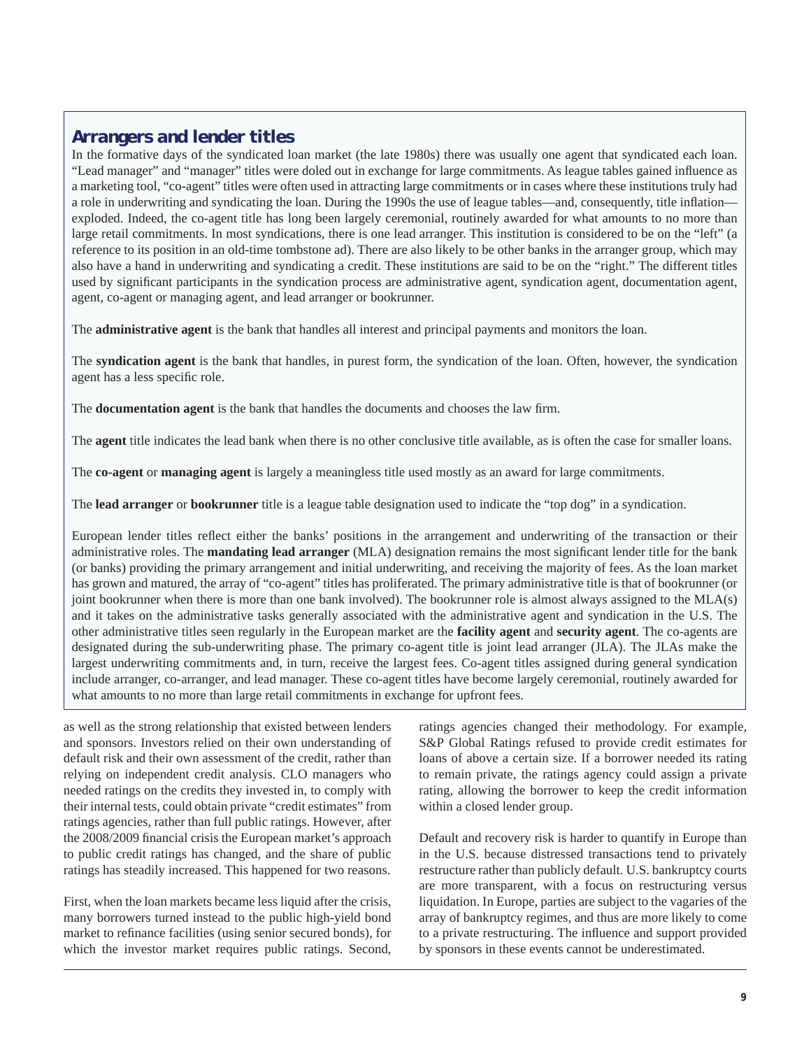## Arrangers and lender titles

In the formative days of the syndicated loan market (the late 1980s) there was usually one agent that syndicated each loan. "Lead manager" and "manager" titles were doled out in exchange for large commitments. As league tables gained influence as a marketing tool, "co-agent" titles were often used in attracting large commitments or in cases where these institutions truly had a role in underwriting and syndicating the loan. During the 1990s the use of league tables—and, consequently, title inflation—exploded. Indeed, the co-agent title has long been largely ceremonial, routinely awarded for what amounts to no more than large retail commitments. In most syndications, there is one lead arranger. This institution is considered to be on the "left" (a reference to its position in an old-time tombstone ad). There are also likely to be other banks in the arranger group, which may also have a hand in underwriting and syndicating a credit. These institutions are said to be on the "right." The different titles used by significant participants in the syndication process are administrative agent, syndication agent, documentation agent, agent, co-agent or managing agent, and lead arranger or bookrunner.

The **administrative agent** is the bank that handles all interest and principal payments and monitors the loan.

The **syndication agent** is the bank that handles, in purest form, the syndication of the loan. Often, however, the syndication agent has a less specific role.

The **documentation agent** is the bank that handles the documents and chooses the law firm.

The **agent** title indicates the lead bank when there is no other conclusive title available, as is often the case for smaller loans.

The **co-agent** or **managing agent** is largely a meaningless title used mostly as an award for large commitments.

The **lead arranger** or **bookrunner** title is a league table designation used to indicate the "top dog" in a syndication.

European lender titles reflect either the banks' positions in the arrangement and underwriting of the transaction or their administrative roles. The **mandating lead arranger** (MLA) designation remains the most significant lender title for the bank (or banks) providing the primary arrangement and initial underwriting, and receiving the majority of fees. As the loan market has grown and matured, the array of "co-agent" titles has proliferated. The primary administrative title is that of bookrunner (or joint bookrunner when there is more than one bank involved). The bookrunner role is almost always assigned to the MLA(s) and it takes on the administrative tasks generally associated with the administrative agent and syndication in the U.S. The other administrative titles seen regularly in the European market are the **facility agent** and **security agent**. The co-agents are designated during the sub-underwriting phase. The primary co-agent title is joint lead arranger (JLA). The JLAs make the largest underwriting commitments and, in turn, receive the largest fees. Co-agent titles assigned during general syndication include arranger, co-arranger, and lead manager. These co-agent titles have become largely ceremonial, routinely awarded for what amounts to no more than large retail commitments in exchange for upfront fees.

as well as the strong relationship that existed between lenders and sponsors. Investors relied on their own understanding of default risk and their own assessment of the credit, rather than relying on independent credit analysis. CLO managers who needed ratings on the credits they invested in, to comply with their internal tests, could obtain private "credit estimates" from ratings agencies, rather than full public ratings. However, after the 2008/2009 financial crisis the European market's approach to public credit ratings has changed, and the share of public ratings has steadily increased. This happened for two reasons.

First, when the loan markets became less liquid after the crisis, many borrowers turned instead to the public high-yield bond market to refinance facilities (using senior secured bonds), for which the investor market requires public ratings. Second, ratings agencies changed their methodology. For example, S&P Global Ratings refused to provide credit estimates for loans of above a certain size. If a borrower needed its rating to remain private, the ratings agency could assign a private rating, allowing the borrower to keep the credit information within a closed lender group.

Default and recovery risk is harder to quantify in Europe than in the U.S. because distressed transactions tend to privately restructure rather than publicly default. U.S. bankruptcy courts are more transparent, with a focus on restructuring versus liquidation. In Europe, parties are subject to the vagaries of the array of bankruptcy regimes, and thus are more likely to come to a private restructuring. The influence and support provided by sponsors in these events cannot be underestimated.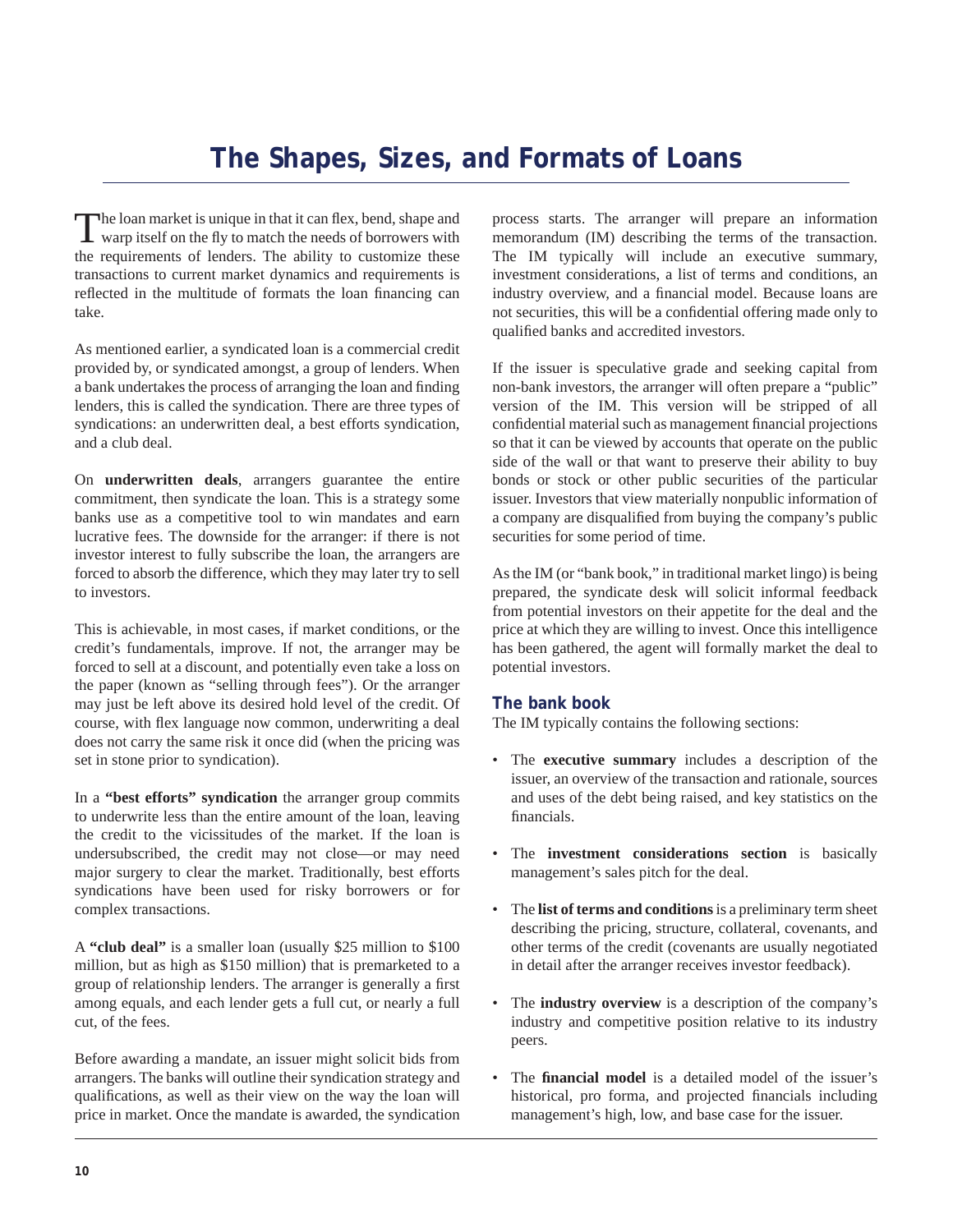# The Shapes, Sizes, and Formats of Loans

The loan market is unique in that it can flex, bend, shape and warp itself on the fly to match the needs of borrowers with the requirements of lenders. The ability to customize these transactions to current market dynamics and requirements is reflected in the multitude of formats the loan financing can take.

As mentioned earlier, a syndicated loan is a commercial credit provided by, or syndicated amongst, a group of lenders. When a bank undertakes the process of arranging the loan and finding lenders, this is called the syndication. There are three types of syndications: an underwritten deal, a best efforts syndication, and a club deal.

On **underwritten deals**, arrangers guarantee the entire commitment, then syndicate the loan. This is a strategy some banks use as a competitive tool to win mandates and earn lucrative fees. The downside for the arranger: if there is not investor interest to fully subscribe the loan, the arrangers are forced to absorb the difference, which they may later try to sell to investors.

This is achievable, in most cases, if market conditions, or the credit's fundamentals, improve. If not, the arranger may be forced to sell at a discount, and potentially even take a loss on the paper (known as "selling through fees"). Or the arranger may just be left above its desired hold level of the credit. Of course, with flex language now common, underwriting a deal does not carry the same risk it once did (when the pricing was set in stone prior to syndication).

In a **"best efforts" syndication** the arranger group commits to underwrite less than the entire amount of the loan, leaving the credit to the vicissitudes of the market. If the loan is undersubscribed, the credit may not close—or may need major surgery to clear the market. Traditionally, best efforts syndications have been used for risky borrowers or for complex transactions.

A **"club deal"** is a smaller loan (usually $25 million to $100 million, but as high as $150 million) that is premarketed to a group of relationship lenders. The arranger is generally a first among equals, and each lender gets a full cut, or nearly a full cut, of the fees.

Before awarding a mandate, an issuer might solicit bids from arrangers. The banks will outline their syndication strategy and qualifications, as well as their view on the way the loan will price in market. Once the mandate is awarded, the syndication process starts. The arranger will prepare an information memorandum (IM) describing the terms of the transaction. The IM typically will include an executive summary, investment considerations, a list of terms and conditions, an industry overview, and a financial model. Because loans are not securities, this will be a confidential offering made only to qualified banks and accredited investors.

If the issuer is speculative grade and seeking capital from non-bank investors, the arranger will often prepare a "public" version of the IM. This version will be stripped of all confidential material such as management financial projections so that it can be viewed by accounts that operate on the public side of the wall or that want to preserve their ability to buy bonds or stock or other public securities of the particular issuer. Investors that view materially nonpublic information of a company are disqualified from buying the company's public securities for some period of time.

As the IM (or "bank book," in traditional market lingo) is being prepared, the syndicate desk will solicit informal feedback from potential investors on their appetite for the deal and the price at which they are willing to invest. Once this intelligence has been gathered, the agent will formally market the deal to potential investors.

## The bank book

The IM typically contains the following sections:

- The **executive summary** includes a description of the issuer, an overview of the transaction and rationale, sources and uses of the debt being raised, and key statistics on the financials.
- The **investment considerations section** is basically management's sales pitch for the deal.
- The **list of terms and conditions** is a preliminary term sheet describing the pricing, structure, collateral, covenants, and other terms of the credit (covenants are usually negotiated in detail after the arranger receives investor feedback).
- The **industry overview** is a description of the company's industry and competitive position relative to its industry peers.
- The **financial model** is a detailed model of the issuer's historical, pro forma, and projected financials including management's high, low, and base case for the issuer.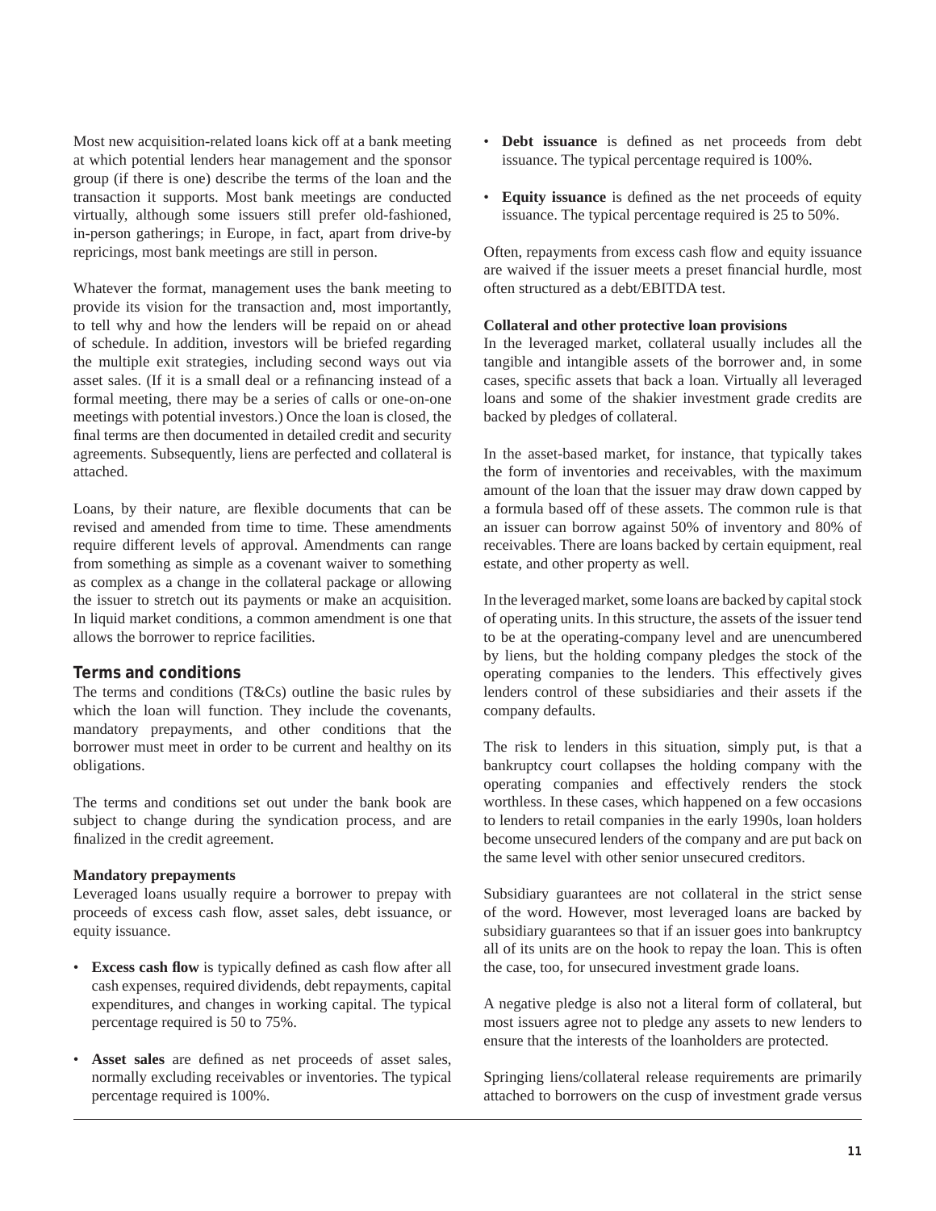Most new acquisition-related loans kick off at a bank meeting at which potential lenders hear management and the sponsor group (if there is one) describe the terms of the loan and the transaction it supports. Most bank meetings are conducted virtually, although some issuers still prefer old-fashioned, in-person gatherings; in Europe, in fact, apart from drive-by repricings, most bank meetings are still in person.

Whatever the format, management uses the bank meeting to provide its vision for the transaction and, most importantly, to tell why and how the lenders will be repaid on or ahead of schedule. In addition, investors will be briefed regarding the multiple exit strategies, including second ways out via asset sales. (If it is a small deal or a refinancing instead of a formal meeting, there may be a series of calls or one-on-one meetings with potential investors.) Once the loan is closed, the final terms are then documented in detailed credit and security agreements. Subsequently, liens are perfected and collateral is attached.

Loans, by their nature, are flexible documents that can be revised and amended from time to time. These amendments require different levels of approval. Amendments can range from something as simple as a covenant waiver to something as complex as a change in the collateral package or allowing the issuer to stretch out its payments or make an acquisition. In liquid market conditions, a common amendment is one that allows the borrower to reprice facilities.

## Terms and conditions

The terms and conditions (T&Cs) outline the basic rules by which the loan will function. They include the covenants, mandatory prepayments, and other conditions that the borrower must meet in order to be current and healthy on its obligations.

The terms and conditions set out under the bank book are subject to change during the syndication process, and are finalized in the credit agreement.

### Mandatory prepayments

Leveraged loans usually require a borrower to prepay with proceeds of excess cash flow, asset sales, debt issuance, or equity issuance.

- **Excess cash flow** is typically defined as cash flow after all cash expenses, required dividends, debt repayments, capital expenditures, and changes in working capital. The typical percentage required is 50 to 75%.
- **Asset sales** are defined as net proceeds of asset sales, normally excluding receivables or inventories. The typical percentage required is 100%.
- **Debt issuance** is defined as net proceeds from debt issuance. The typical percentage required is 100%.
- **Equity issuance** is defined as the net proceeds of equity issuance. The typical percentage required is 25 to 50%.

Often, repayments from excess cash flow and equity issuance are waived if the issuer meets a preset financial hurdle, most often structured as a debt/EBITDA test.

### Collateral and other protective loan provisions

In the leveraged market, collateral usually includes all the tangible and intangible assets of the borrower and, in some cases, specific assets that back a loan. Virtually all leveraged loans and some of the shakier investment grade credits are backed by pledges of collateral.

In the asset-based market, for instance, that typically takes the form of inventories and receivables, with the maximum amount of the loan that the issuer may draw down capped by a formula based off of these assets. The common rule is that an issuer can borrow against 50% of inventory and 80% of receivables. There are loans backed by certain equipment, real estate, and other property as well.

In the leveraged market, some loans are backed by capital stock of operating units. In this structure, the assets of the issuer tend to be at the operating-company level and are unencumbered by liens, but the holding company pledges the stock of the operating companies to the lenders. This effectively gives lenders control of these subsidiaries and their assets if the company defaults.

The risk to lenders in this situation, simply put, is that a bankruptcy court collapses the holding company with the operating companies and effectively renders the stock worthless. In these cases, which happened on a few occasions to lenders to retail companies in the early 1990s, loan holders become unsecured lenders of the company and are put back on the same level with other senior unsecured creditors.

Subsidiary guarantees are not collateral in the strict sense of the word. However, most leveraged loans are backed by subsidiary guarantees so that if an issuer goes into bankruptcy all of its units are on the hook to repay the loan. This is often the case, too, for unsecured investment grade loans.

A negative pledge is also not a literal form of collateral, but most issuers agree not to pledge any assets to new lenders to ensure that the interests of the loanholders are protected.

Springing liens/collateral release requirements are primarily attached to borrowers on the cusp of investment grade versus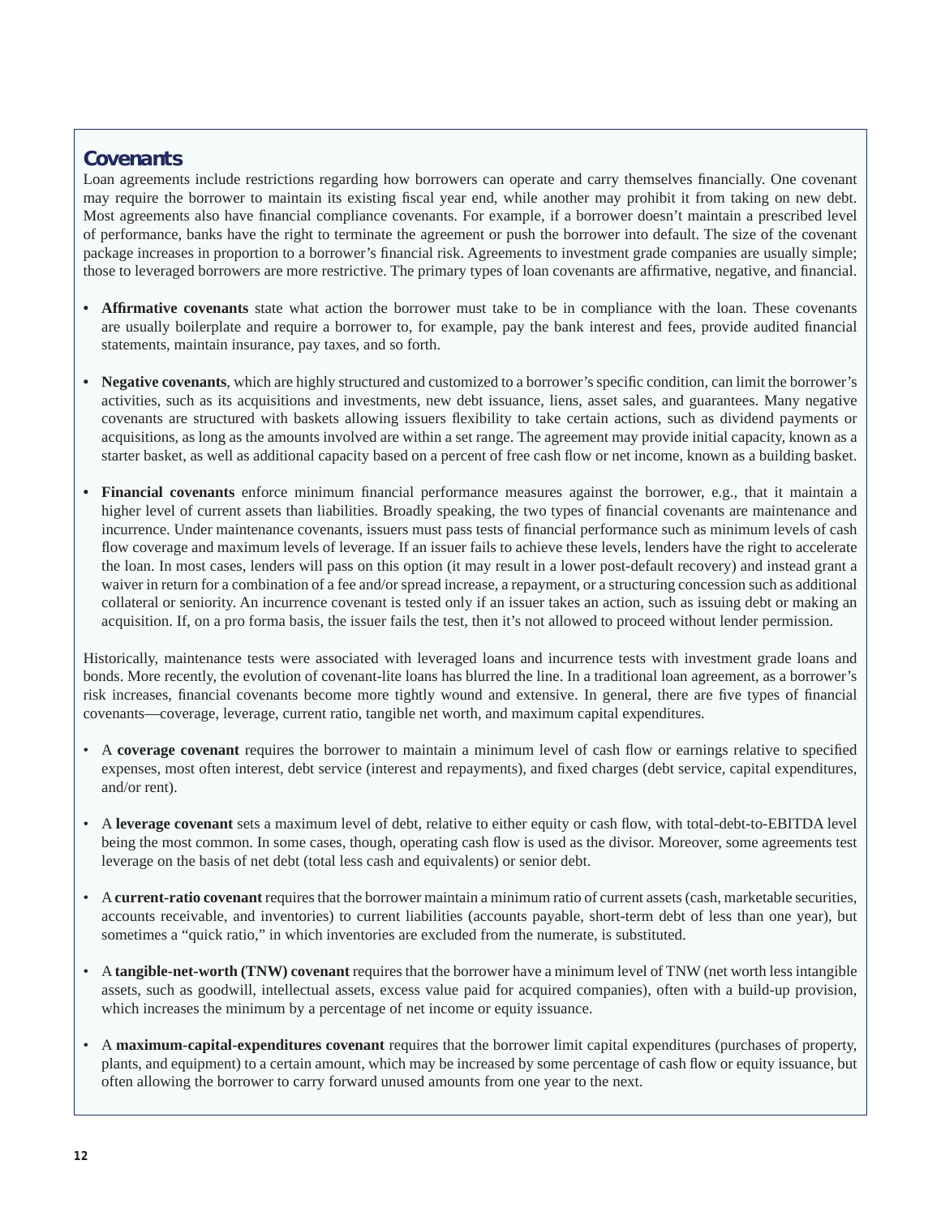## Covenants

Loan agreements include restrictions regarding how borrowers can operate and carry themselves financially. One covenant may require the borrower to maintain its existing fiscal year end, while another may prohibit it from taking on new debt. Most agreements also have financial compliance covenants. For example, if a borrower doesn't maintain a prescribed level of performance, banks have the right to terminate the agreement or push the borrower into default. The size of the covenant package increases in proportion to a borrower's financial risk. Agreements to investment grade companies are usually simple; those to leveraged borrowers are more restrictive. The primary types of loan covenants are affirmative, negative, and financial.

- **Affirmative covenants** state what action the borrower must take to be in compliance with the loan. These covenants are usually boilerplate and require a borrower to, for example, pay the bank interest and fees, provide audited financial statements, maintain insurance, pay taxes, and so forth.
- **Negative covenants**, which are highly structured and customized to a borrower's specific condition, can limit the borrower's activities, such as its acquisitions and investments, new debt issuance, liens, asset sales, and guarantees. Many negative covenants are structured with baskets allowing issuers flexibility to take certain actions, such as dividend payments or acquisitions, as long as the amounts involved are within a set range. The agreement may provide initial capacity, known as a starter basket, as well as additional capacity based on a percent of free cash flow or net income, known as a building basket.
- **Financial covenants** enforce minimum financial performance measures against the borrower, e.g., that it maintain a higher level of current assets than liabilities. Broadly speaking, the two types of financial covenants are maintenance and incurrence. Under maintenance covenants, issuers must pass tests of financial performance such as minimum levels of cash flow coverage and maximum levels of leverage. If an issuer fails to achieve these levels, lenders have the right to accelerate the loan. In most cases, lenders will pass on this option (it may result in a lower post-default recovery) and instead grant a waiver in return for a combination of a fee and/or spread increase, a repayment, or a structuring concession such as additional collateral or seniority. An incurrence covenant is tested only if an issuer takes an action, such as issuing debt or making an acquisition. If, on a pro forma basis, the issuer fails the test, then it's not allowed to proceed without lender permission.

Historically, maintenance tests were associated with leveraged loans and incurrence tests with investment grade loans and bonds. More recently, the evolution of covenant-lite loans has blurred the line. In a traditional loan agreement, as a borrower's risk increases, financial covenants become more tightly wound and extensive. In general, there are five types of financial covenants—coverage, leverage, current ratio, tangible net worth, and maximum capital expenditures.

- A **coverage covenant** requires the borrower to maintain a minimum level of cash flow or earnings relative to specified expenses, most often interest, debt service (interest and repayments), and fixed charges (debt service, capital expenditures, and/or rent).
- A **leverage covenant** sets a maximum level of debt, relative to either equity or cash flow, with total-debt-to-EBITDA level being the most common. In some cases, though, operating cash flow is used as the divisor. Moreover, some agreements test leverage on the basis of net debt (total less cash and equivalents) or senior debt.
- A **current-ratio covenant** requires that the borrower maintain a minimum ratio of current assets (cash, marketable securities, accounts receivable, and inventories) to current liabilities (accounts payable, short-term debt of less than one year), but sometimes a "quick ratio," in which inventories are excluded from the numerate, is substituted.
- A **tangible-net-worth (TNW) covenant** requires that the borrower have a minimum level of TNW (net worth less intangible assets, such as goodwill, intellectual assets, excess value paid for acquired companies), often with a build-up provision, which increases the minimum by a percentage of net income or equity issuance.
- A **maximum-capital-expenditures covenant** requires that the borrower limit capital expenditures (purchases of property, plants, and equipment) to a certain amount, which may be increased by some percentage of cash flow or equity issuance, but often allowing the borrower to carry forward unused amounts from one year to the next.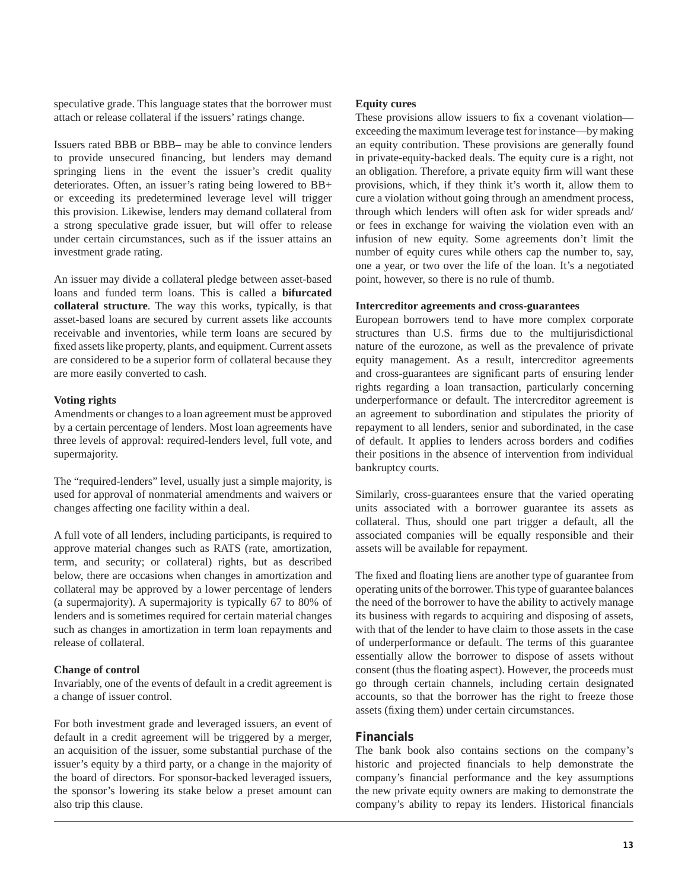speculative grade. This language states that the borrower must attach or release collateral if the issuers' ratings change.

Issuers rated BBB or BBB– may be able to convince lenders to provide unsecured financing, but lenders may demand springing liens in the event the issuer's credit quality deteriorates. Often, an issuer's rating being lowered to BB+ or exceeding its predetermined leverage level will trigger this provision. Likewise, lenders may demand collateral from a strong speculative grade issuer, but will offer to release under certain circumstances, such as if the issuer attains an investment grade rating.

An issuer may divide a collateral pledge between asset-based loans and funded term loans. This is called a **bifurcated collateral structure**. The way this works, typically, is that asset-based loans are secured by current assets like accounts receivable and inventories, while term loans are secured by fixed assets like property, plants, and equipment. Current assets are considered to be a superior form of collateral because they are more easily converted to cash.

**Voting rights**

Amendments or changes to a loan agreement must be approved by a certain percentage of lenders. Most loan agreements have three levels of approval: required-lenders level, full vote, and supermajority.

The "required-lenders" level, usually just a simple majority, is used for approval of nonmaterial amendments and waivers or changes affecting one facility within a deal.

A full vote of all lenders, including participants, is required to approve material changes such as RATS (rate, amortization, term, and security; or collateral) rights, but as described below, there are occasions when changes in amortization and collateral may be approved by a lower percentage of lenders (a supermajority). A supermajority is typically 67 to 80% of lenders and is sometimes required for certain material changes such as changes in amortization in term loan repayments and release of collateral.

**Change of control**

Invariably, one of the events of default in a credit agreement is a change of issuer control.

For both investment grade and leveraged issuers, an event of default in a credit agreement will be triggered by a merger, an acquisition of the issuer, some substantial purchase of the issuer's equity by a third party, or a change in the majority of the board of directors. For sponsor-backed leveraged issuers, the sponsor's lowering its stake below a preset amount can also trip this clause.

**Equity cures**

These provisions allow issuers to fix a covenant violation—exceeding the maximum leverage test for instance—by making an equity contribution. These provisions are generally found in private-equity-backed deals. The equity cure is a right, not an obligation. Therefore, a private equity firm will want these provisions, which, if they think it's worth it, allow them to cure a violation without going through an amendment process, through which lenders will often ask for wider spreads and/or fees in exchange for waiving the violation even with an infusion of new equity. Some agreements don't limit the number of equity cures while others cap the number to, say, one a year, or two over the life of the loan. It's a negotiated point, however, so there is no rule of thumb.

**Intercreditor agreements and cross-guarantees**

European borrowers tend to have more complex corporate structures than U.S. firms due to the multijurisdictional nature of the eurozone, as well as the prevalence of private equity management. As a result, intercreditor agreements and cross-guarantees are significant parts of ensuring lender rights regarding a loan transaction, particularly concerning underperformance or default. The intercreditor agreement is an agreement to subordination and stipulates the priority of repayment to all lenders, senior and subordinated, in the case of default. It applies to lenders across borders and codifies their positions in the absence of intervention from individual bankruptcy courts.

Similarly, cross-guarantees ensure that the varied operating units associated with a borrower guarantee its assets as collateral. Thus, should one part trigger a default, all the associated companies will be equally responsible and their assets will be available for repayment.

The fixed and floating liens are another type of guarantee from operating units of the borrower. This type of guarantee balances the need of the borrower to have the ability to actively manage its business with regards to acquiring and disposing of assets, with that of the lender to have claim to those assets in the case of underperformance or default. The terms of this guarantee essentially allow the borrower to dispose of assets without consent (thus the floating aspect). However, the proceeds must go through certain channels, including certain designated accounts, so that the borrower has the right to freeze those assets (fixing them) under certain circumstances.

## Financials

The bank book also contains sections on the company's historic and projected financials to help demonstrate the company's financial performance and the key assumptions the new private equity owners are making to demonstrate the company's ability to repay its lenders. Historical financials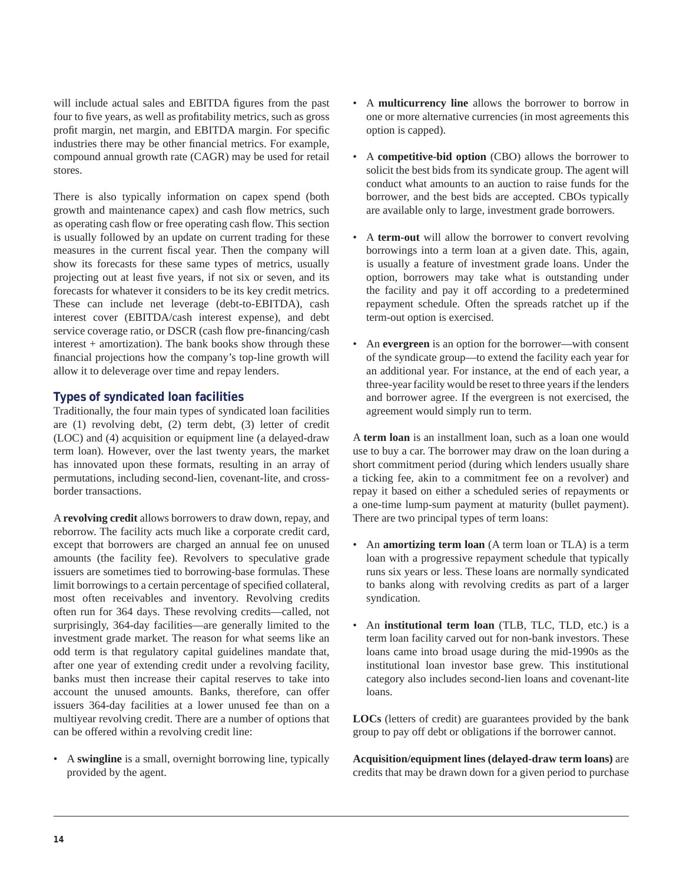will include actual sales and EBITDA figures from the past four to five years, as well as profitability metrics, such as gross profit margin, net margin, and EBITDA margin. For specific industries there may be other financial metrics. For example, compound annual growth rate (CAGR) may be used for retail stores.

There is also typically information on capex spend (both growth and maintenance capex) and cash flow metrics, such as operating cash flow or free operating cash flow. This section is usually followed by an update on current trading for these measures in the current fiscal year. Then the company will show its forecasts for these same types of metrics, usually projecting out at least five years, if not six or seven, and its forecasts for whatever it considers to be its key credit metrics. These can include net leverage (debt-to-EBITDA), cash interest cover (EBITDA/cash interest expense), and debt service coverage ratio, or DSCR (cash flow pre-financing/cash interest + amortization). The bank books show through these financial projections how the company's top-line growth will allow it to deleverage over time and repay lenders.

## Types of syndicated loan facilities

Traditionally, the four main types of syndicated loan facilities are (1) revolving debt, (2) term debt, (3) letter of credit (LOC) and (4) acquisition or equipment line (a delayed-draw term loan). However, over the last twenty years, the market has innovated upon these formats, resulting in an array of permutations, including second-lien, covenant-lite, and cross-border transactions.

A **revolving credit** allows borrowers to draw down, repay, and reborrow. The facility acts much like a corporate credit card, except that borrowers are charged an annual fee on unused amounts (the facility fee). Revolvers to speculative grade issuers are sometimes tied to borrowing-base formulas. These limit borrowings to a certain percentage of specified collateral, most often receivables and inventory. Revolving credits often run for 364 days. These revolving credits—called, not surprisingly, 364-day facilities—are generally limited to the investment grade market. The reason for what seems like an odd term is that regulatory capital guidelines mandate that, after one year of extending credit under a revolving facility, banks must then increase their capital reserves to take into account the unused amounts. Banks, therefore, can offer issuers 364-day facilities at a lower unused fee than on a multiyear revolving credit. There are a number of options that can be offered within a revolving credit line:

- A **swingline** is a small, overnight borrowing line, typically provided by the agent.
- A **multicurrency line** allows the borrower to borrow in one or more alternative currencies (in most agreements this option is capped).
- A **competitive-bid option** (CBO) allows the borrower to solicit the best bids from its syndicate group. The agent will conduct what amounts to an auction to raise funds for the borrower, and the best bids are accepted. CBOs typically are available only to large, investment grade borrowers.
- A **term-out** will allow the borrower to convert revolving borrowings into a term loan at a given date. This, again, is usually a feature of investment grade loans. Under the option, borrowers may take what is outstanding under the facility and pay it off according to a predetermined repayment schedule. Often the spreads ratchet up if the term-out option is exercised.
- An **evergreen** is an option for the borrower—with consent of the syndicate group—to extend the facility each year for an additional year. For instance, at the end of each year, a three-year facility would be reset to three years if the lenders and borrower agree. If the evergreen is not exercised, the agreement would simply run to term.

A **term loan** is an installment loan, such as a loan one would use to buy a car. The borrower may draw on the loan during a short commitment period (during which lenders usually share a ticking fee, akin to a commitment fee on a revolver) and repay it based on either a scheduled series of repayments or a one-time lump-sum payment at maturity (bullet payment). There are two principal types of term loans:

- An **amortizing term loan** (A term loan or TLA) is a term loan with a progressive repayment schedule that typically runs six years or less. These loans are normally syndicated to banks along with revolving credits as part of a larger syndication.
- An **institutional term loan** (TLB, TLC, TLD, etc.) is a term loan facility carved out for non-bank investors. These loans came into broad usage during the mid-1990s as the institutional loan investor base grew. This institutional category also includes second-lien loans and covenant-lite loans.

**LOCs** (letters of credit) are guarantees provided by the bank group to pay off debt or obligations if the borrower cannot.

**Acquisition/equipment lines (delayed-draw term loans)** are credits that may be drawn down for a given period to purchase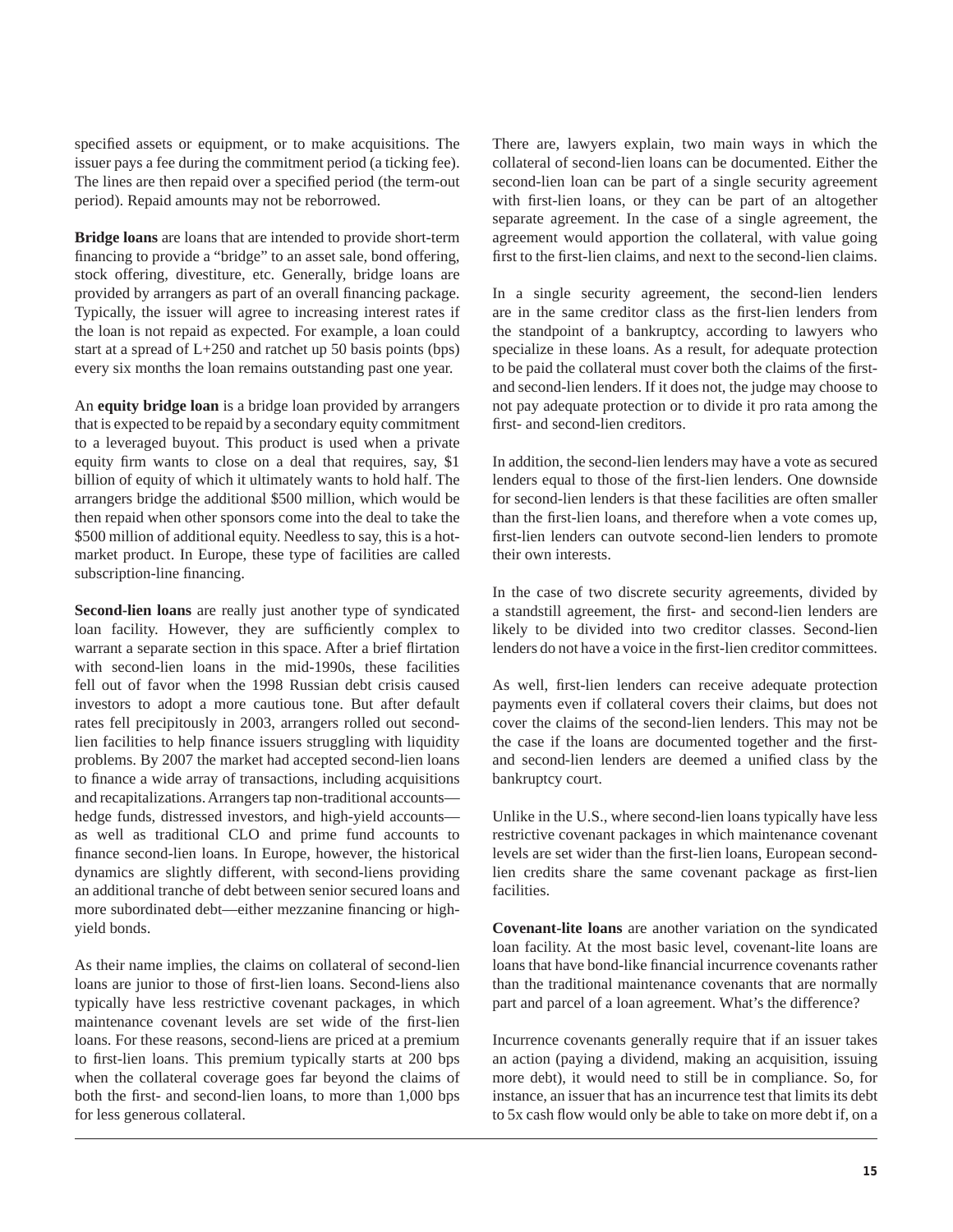specified assets or equipment, or to make acquisitions. The issuer pays a fee during the commitment period (a ticking fee). The lines are then repaid over a specified period (the term-out period). Repaid amounts may not be reborrowed.

**Bridge loans** are loans that are intended to provide short-term financing to provide a "bridge" to an asset sale, bond offering, stock offering, divestiture, etc. Generally, bridge loans are provided by arrangers as part of an overall financing package. Typically, the issuer will agree to increasing interest rates if the loan is not repaid as expected. For example, a loan could start at a spread of L+250 and ratchet up 50 basis points (bps) every six months the loan remains outstanding past one year.

An **equity bridge loan** is a bridge loan provided by arrangers that is expected to be repaid by a secondary equity commitment to a leveraged buyout. This product is used when a private equity firm wants to close on a deal that requires, say, $1 billion of equity of which it ultimately wants to hold half. The arrangers bridge the additional $500 million, which would be then repaid when other sponsors come into the deal to take the $500 million of additional equity. Needless to say, this is a hot-market product. In Europe, these type of facilities are called subscription-line financing.

**Second-lien loans** are really just another type of syndicated loan facility. However, they are sufficiently complex to warrant a separate section in this space. After a brief flirtation with second-lien loans in the mid-1990s, these facilities fell out of favor when the 1998 Russian debt crisis caused investors to adopt a more cautious tone. But after default rates fell precipitously in 2003, arrangers rolled out second-lien facilities to help finance issuers struggling with liquidity problems. By 2007 the market had accepted second-lien loans to finance a wide array of transactions, including acquisitions and recapitalizations. Arrangers tap non-traditional accounts—hedge funds, distressed investors, and high-yield accounts—as well as traditional CLO and prime fund accounts to finance second-lien loans. In Europe, however, the historical dynamics are slightly different, with second-liens providing an additional tranche of debt between senior secured loans and more subordinated debt—either mezzanine financing or high-yield bonds.

As their name implies, the claims on collateral of second-lien loans are junior to those of first-lien loans. Second-liens also typically have less restrictive covenant packages, in which maintenance covenant levels are set wide of the first-lien loans. For these reasons, second-liens are priced at a premium to first-lien loans. This premium typically starts at 200 bps when the collateral coverage goes far beyond the claims of both the first- and second-lien loans, to more than 1,000 bps for less generous collateral.

There are, lawyers explain, two main ways in which the collateral of second-lien loans can be documented. Either the second-lien loan can be part of a single security agreement with first-lien loans, or they can be part of an altogether separate agreement. In the case of a single agreement, the agreement would apportion the collateral, with value going first to the first-lien claims, and next to the second-lien claims.

In a single security agreement, the second-lien lenders are in the same creditor class as the first-lien lenders from the standpoint of a bankruptcy, according to lawyers who specialize in these loans. As a result, for adequate protection to be paid the collateral must cover both the claims of the first- and second-lien lenders. If it does not, the judge may choose to not pay adequate protection or to divide it pro rata among the first- and second-lien creditors.

In addition, the second-lien lenders may have a vote as secured lenders equal to those of the first-lien lenders. One downside for second-lien lenders is that these facilities are often smaller than the first-lien loans, and therefore when a vote comes up, first-lien lenders can outvote second-lien lenders to promote their own interests.

In the case of two discrete security agreements, divided by a standstill agreement, the first- and second-lien lenders are likely to be divided into two creditor classes. Second-lien lenders do not have a voice in the first-lien creditor committees.

As well, first-lien lenders can receive adequate protection payments even if collateral covers their claims, but does not cover the claims of the second-lien lenders. This may not be the case if the loans are documented together and the first- and second-lien lenders are deemed a unified class by the bankruptcy court.

Unlike in the U.S., where second-lien loans typically have less restrictive covenant packages in which maintenance covenant levels are set wider than the first-lien loans, European second-lien credits share the same covenant package as first-lien facilities.

**Covenant-lite loans** are another variation on the syndicated loan facility. At the most basic level, covenant-lite loans are loans that have bond-like financial incurrence covenants rather than the traditional maintenance covenants that are normally part and parcel of a loan agreement. What's the difference?

Incurrence covenants generally require that if an issuer takes an action (paying a dividend, making an acquisition, issuing more debt), it would need to still be in compliance. So, for instance, an issuer that has an incurrence test that limits its debt to 5x cash flow would only be able to take on more debt if, on a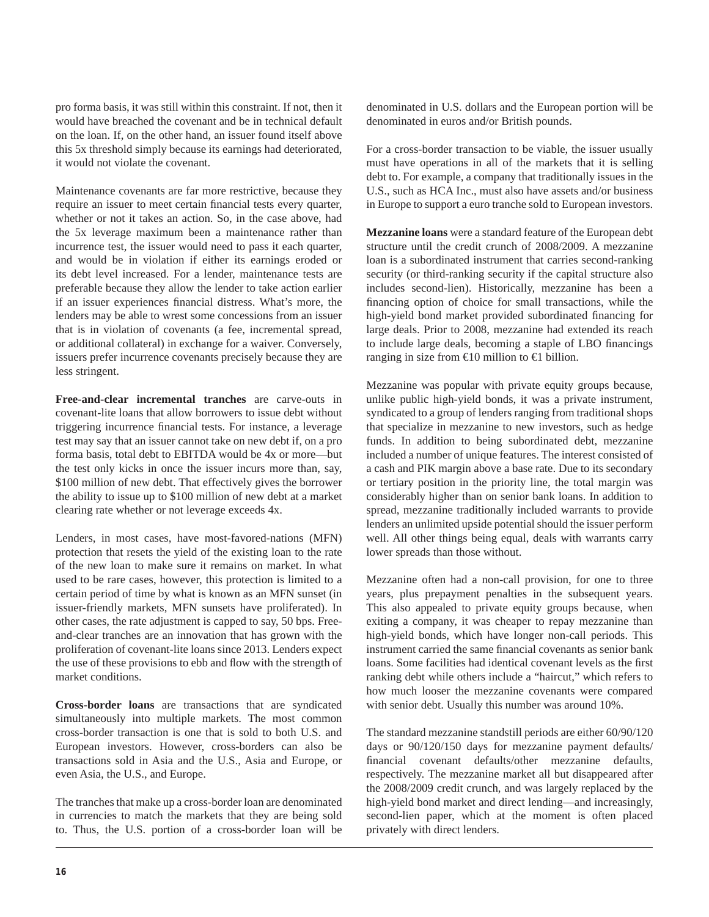pro forma basis, it was still within this constraint. If not, then it would have breached the covenant and be in technical default on the loan. If, on the other hand, an issuer found itself above this 5x threshold simply because its earnings had deteriorated, it would not violate the covenant.

Maintenance covenants are far more restrictive, because they require an issuer to meet certain financial tests every quarter, whether or not it takes an action. So, in the case above, had the 5x leverage maximum been a maintenance rather than incurrence test, the issuer would need to pass it each quarter, and would be in violation if either its earnings eroded or its debt level increased. For a lender, maintenance tests are preferable because they allow the lender to take action earlier if an issuer experiences financial distress. What's more, the lenders may be able to wrest some concessions from an issuer that is in violation of covenants (a fee, incremental spread, or additional collateral) in exchange for a waiver. Conversely, issuers prefer incurrence covenants precisely because they are less stringent.

**Free-and-clear incremental tranches** are carve-outs in covenant-lite loans that allow borrowers to issue debt without triggering incurrence financial tests. For instance, a leverage test may say that an issuer cannot take on new debt if, on a pro forma basis, total debt to EBITDA would be 4x or more—but the test only kicks in once the issuer incurs more than, say, $100 million of new debt. That effectively gives the borrower the ability to issue up to $100 million of new debt at a market clearing rate whether or not leverage exceeds 4x.

Lenders, in most cases, have most-favored-nations (MFN) protection that resets the yield of the existing loan to the rate of the new loan to make sure it remains on market. In what used to be rare cases, however, this protection is limited to a certain period of time by what is known as an MFN sunset (in issuer-friendly markets, MFN sunsets have proliferated). In other cases, the rate adjustment is capped to say, 50 bps. Free-and-clear tranches are an innovation that has grown with the proliferation of covenant-lite loans since 2013. Lenders expect the use of these provisions to ebb and flow with the strength of market conditions.

**Cross-border loans** are transactions that are syndicated simultaneously into multiple markets. The most common cross-border transaction is one that is sold to both U.S. and European investors. However, cross-borders can also be transactions sold in Asia and the U.S., Asia and Europe, or even Asia, the U.S., and Europe.

The tranches that make up a cross-border loan are denominated in currencies to match the markets that they are being sold to. Thus, the U.S. portion of a cross-border loan will be denominated in U.S. dollars and the European portion will be denominated in euros and/or British pounds.

For a cross-border transaction to be viable, the issuer usually must have operations in all of the markets that it is selling debt to. For example, a company that traditionally issues in the U.S., such as HCA Inc., must also have assets and/or business in Europe to support a euro tranche sold to European investors.

**Mezzanine loans** were a standard feature of the European debt structure until the credit crunch of 2008/2009. A mezzanine loan is a subordinated instrument that carries second-ranking security (or third-ranking security if the capital structure also includes second-lien). Historically, mezzanine has been a financing option of choice for small transactions, while the high-yield bond market provided subordinated financing for large deals. Prior to 2008, mezzanine had extended its reach to include large deals, becoming a staple of LBO financings ranging in size from €10 million to €1 billion.

Mezzanine was popular with private equity groups because, unlike public high-yield bonds, it was a private instrument, syndicated to a group of lenders ranging from traditional shops that specialize in mezzanine to new investors, such as hedge funds. In addition to being subordinated debt, mezzanine included a number of unique features. The interest consisted of a cash and PIK margin above a base rate. Due to its secondary or tertiary position in the priority line, the total margin was considerably higher than on senior bank loans. In addition to spread, mezzanine traditionally included warrants to provide lenders an unlimited upside potential should the issuer perform well. All other things being equal, deals with warrants carry lower spreads than those without.

Mezzanine often had a non-call provision, for one to three years, plus prepayment penalties in the subsequent years. This also appealed to private equity groups because, when exiting a company, it was cheaper to repay mezzanine than high-yield bonds, which have longer non-call periods. This instrument carried the same financial covenants as senior bank loans. Some facilities had identical covenant levels as the first ranking debt while others include a "haircut," which refers to how much looser the mezzanine covenants were compared with senior debt. Usually this number was around 10%.

The standard mezzanine standstill periods are either 60/90/120 days or 90/120/150 days for mezzanine payment defaults/financial covenant defaults/other mezzanine defaults, respectively. The mezzanine market all but disappeared after the 2008/2009 credit crunch, and was largely replaced by the high-yield bond market and direct lending—and increasingly, second-lien paper, which at the moment is often placed privately with direct lenders.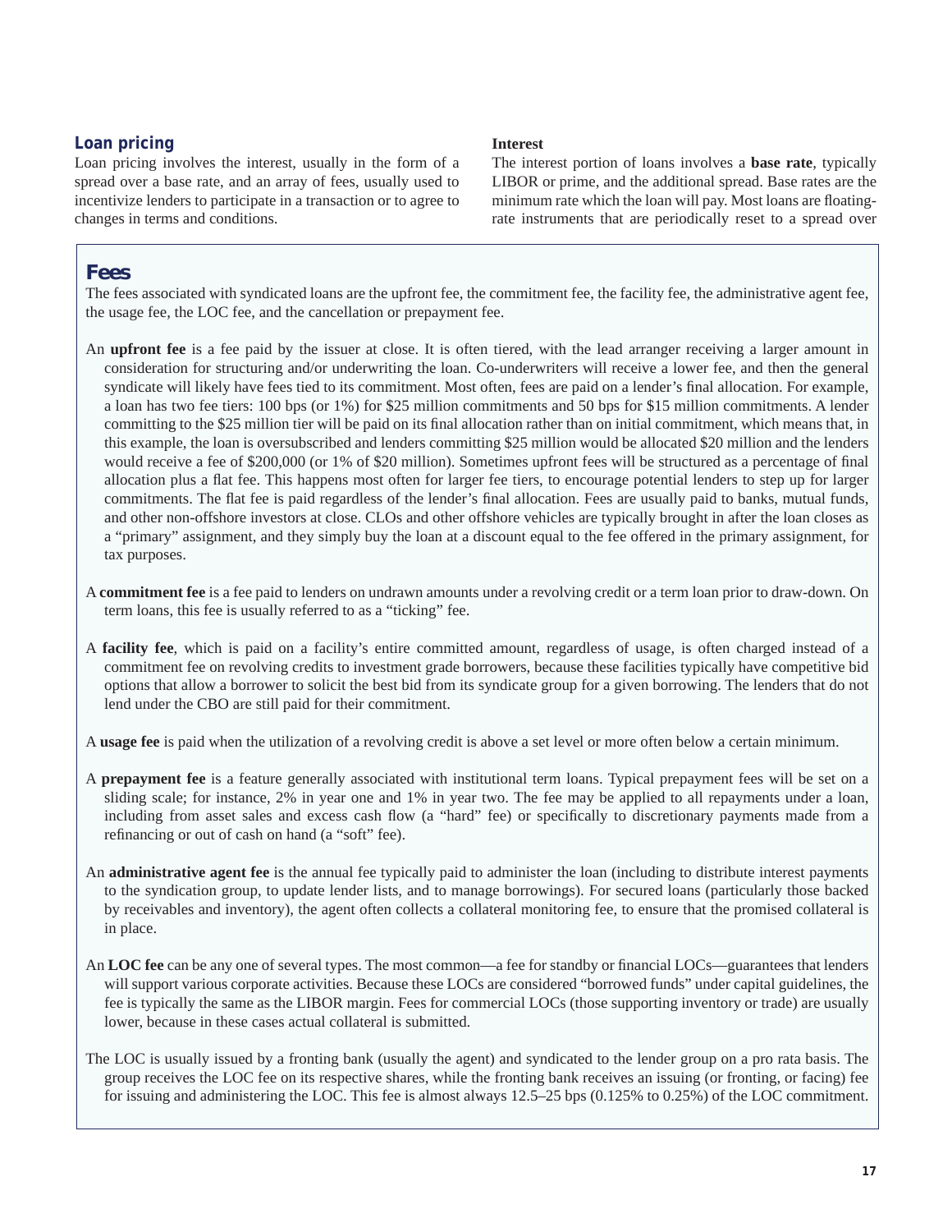## Loan pricing

Loan pricing involves the interest, usually in the form of a spread over a base rate, and an array of fees, usually used to incentivize lenders to participate in a transaction or to agree to changes in terms and conditions.

**Interest**

The interest portion of loans involves a **base rate**, typically LIBOR or prime, and the additional spread. Base rates are the minimum rate which the loan will pay. Most loans are floating-rate instruments that are periodically reset to a spread over

## Fees

The fees associated with syndicated loans are the upfront fee, the commitment fee, the facility fee, the administrative agent fee, the usage fee, the LOC fee, and the cancellation or prepayment fee.

An **upfront fee** is a fee paid by the issuer at close. It is often tiered, with the lead arranger receiving a larger amount in consideration for structuring and/or underwriting the loan. Co-underwriters will receive a lower fee, and then the general syndicate will likely have fees tied to its commitment. Most often, fees are paid on a lender's final allocation. For example, a loan has two fee tiers: 100 bps (or 1%) for $25 million commitments and 50 bps for $15 million commitments. A lender committing to the $25 million tier will be paid on its final allocation rather than on initial commitment, which means that, in this example, the loan is oversubscribed and lenders committing $25 million would be allocated $20 million and the lenders would receive a fee of $200,000 (or 1% of $20 million). Sometimes upfront fees will be structured as a percentage of final allocation plus a flat fee. This happens most often for larger fee tiers, to encourage potential lenders to step up for larger commitments. The flat fee is paid regardless of the lender's final allocation. Fees are usually paid to banks, mutual funds, and other non-offshore investors at close. CLOs and other offshore vehicles are typically brought in after the loan closes as a "primary" assignment, and they simply buy the loan at a discount equal to the fee offered in the primary assignment, for tax purposes.

A **commitment fee** is a fee paid to lenders on undrawn amounts under a revolving credit or a term loan prior to draw-down. On term loans, this fee is usually referred to as a "ticking" fee.

A **facility fee**, which is paid on a facility's entire committed amount, regardless of usage, is often charged instead of a commitment fee on revolving credits to investment grade borrowers, because these facilities typically have competitive bid options that allow a borrower to solicit the best bid from its syndicate group for a given borrowing. The lenders that do not lend under the CBO are still paid for their commitment.

A **usage fee** is paid when the utilization of a revolving credit is above a set level or more often below a certain minimum.

A **prepayment fee** is a feature generally associated with institutional term loans. Typical prepayment fees will be set on a sliding scale; for instance, 2% in year one and 1% in year two. The fee may be applied to all repayments under a loan, including from asset sales and excess cash flow (a "hard" fee) or specifically to discretionary payments made from a refinancing or out of cash on hand (a "soft" fee).

An **administrative agent fee** is the annual fee typically paid to administer the loan (including to distribute interest payments to the syndication group, to update lender lists, and to manage borrowings). For secured loans (particularly those backed by receivables and inventory), the agent often collects a collateral monitoring fee, to ensure that the promised collateral is in place.

An **LOC fee** can be any one of several types. The most common—a fee for standby or financial LOCs—guarantees that lenders will support various corporate activities. Because these LOCs are considered "borrowed funds" under capital guidelines, the fee is typically the same as the LIBOR margin. Fees for commercial LOCs (those supporting inventory or trade) are usually lower, because in these cases actual collateral is submitted.

The LOC is usually issued by a fronting bank (usually the agent) and syndicated to the lender group on a pro rata basis. The group receives the LOC fee on its respective shares, while the fronting bank receives an issuing (or fronting, or facing) fee for issuing and administering the LOC. This fee is almost always 12.5–25 bps (0.125% to 0.25%) of the LOC commitment.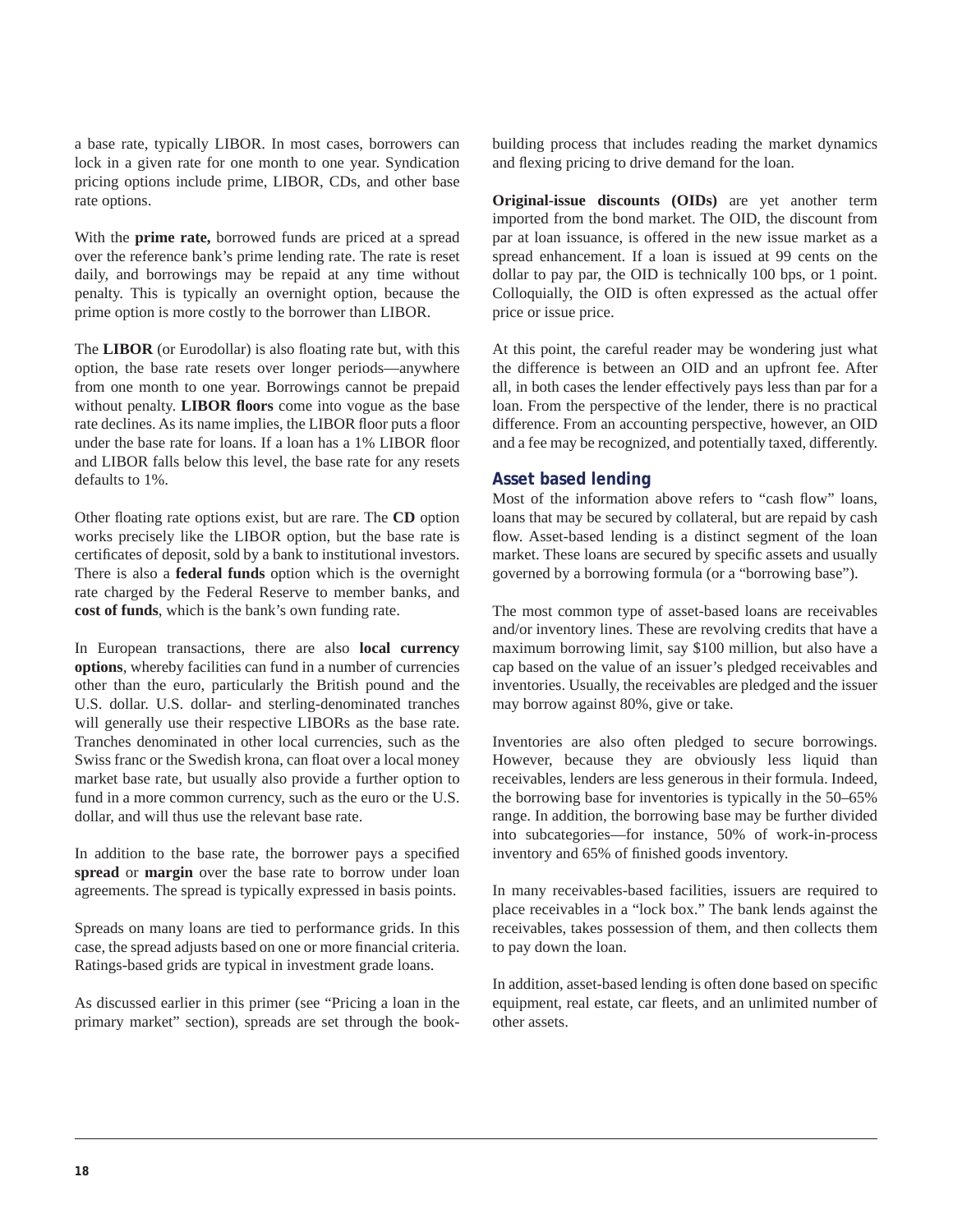a base rate, typically LIBOR. In most cases, borrowers can lock in a given rate for one month to one year. Syndication pricing options include prime, LIBOR, CDs, and other base rate options.

With the **prime rate,** borrowed funds are priced at a spread over the reference bank's prime lending rate. The rate is reset daily, and borrowings may be repaid at any time without penalty. This is typically an overnight option, because the prime option is more costly to the borrower than LIBOR.

The **LIBOR** (or Eurodollar) is also floating rate but, with this option, the base rate resets over longer periods—anywhere from one month to one year. Borrowings cannot be prepaid without penalty. **LIBOR floors** come into vogue as the base rate declines. As its name implies, the LIBOR floor puts a floor under the base rate for loans. If a loan has a 1% LIBOR floor and LIBOR falls below this level, the base rate for any resets defaults to 1%.

Other floating rate options exist, but are rare. The **CD** option works precisely like the LIBOR option, but the base rate is certificates of deposit, sold by a bank to institutional investors. There is also a **federal funds** option which is the overnight rate charged by the Federal Reserve to member banks, and **cost of funds**, which is the bank's own funding rate.

In European transactions, there are also **local currency options**, whereby facilities can fund in a number of currencies other than the euro, particularly the British pound and the U.S. dollar. U.S. dollar- and sterling-denominated tranches will generally use their respective LIBORs as the base rate. Tranches denominated in other local currencies, such as the Swiss franc or the Swedish krona, can float over a local money market base rate, but usually also provide a further option to fund in a more common currency, such as the euro or the U.S. dollar, and will thus use the relevant base rate.

In addition to the base rate, the borrower pays a specified **spread** or **margin** over the base rate to borrow under loan agreements. The spread is typically expressed in basis points.

Spreads on many loans are tied to performance grids. In this case, the spread adjusts based on one or more financial criteria. Ratings-based grids are typical in investment grade loans.

As discussed earlier in this primer (see "Pricing a loan in the primary market" section), spreads are set through the book-building process that includes reading the market dynamics and flexing pricing to drive demand for the loan.

**Original-issue discounts (OIDs)** are yet another term imported from the bond market. The OID, the discount from par at loan issuance, is offered in the new issue market as a spread enhancement. If a loan is issued at 99 cents on the dollar to pay par, the OID is technically 100 bps, or 1 point. Colloquially, the OID is often expressed as the actual offer price or issue price.

At this point, the careful reader may be wondering just what the difference is between an OID and an upfront fee. After all, in both cases the lender effectively pays less than par for a loan. From the perspective of the lender, there is no practical difference. From an accounting perspective, however, an OID and a fee may be recognized, and potentially taxed, differently.

## Asset based lending

Most of the information above refers to "cash flow" loans, loans that may be secured by collateral, but are repaid by cash flow. Asset-based lending is a distinct segment of the loan market. These loans are secured by specific assets and usually governed by a borrowing formula (or a "borrowing base").

The most common type of asset-based loans are receivables and/or inventory lines. These are revolving credits that have a maximum borrowing limit, say $100 million, but also have a cap based on the value of an issuer's pledged receivables and inventories. Usually, the receivables are pledged and the issuer may borrow against 80%, give or take.

Inventories are also often pledged to secure borrowings. However, because they are obviously less liquid than receivables, lenders are less generous in their formula. Indeed, the borrowing base for inventories is typically in the 50–65% range. In addition, the borrowing base may be further divided into subcategories—for instance, 50% of work-in-process inventory and 65% of finished goods inventory.

In many receivables-based facilities, issuers are required to place receivables in a "lock box." The bank lends against the receivables, takes possession of them, and then collects them to pay down the loan.

In addition, asset-based lending is often done based on specific equipment, real estate, car fleets, and an unlimited number of other assets.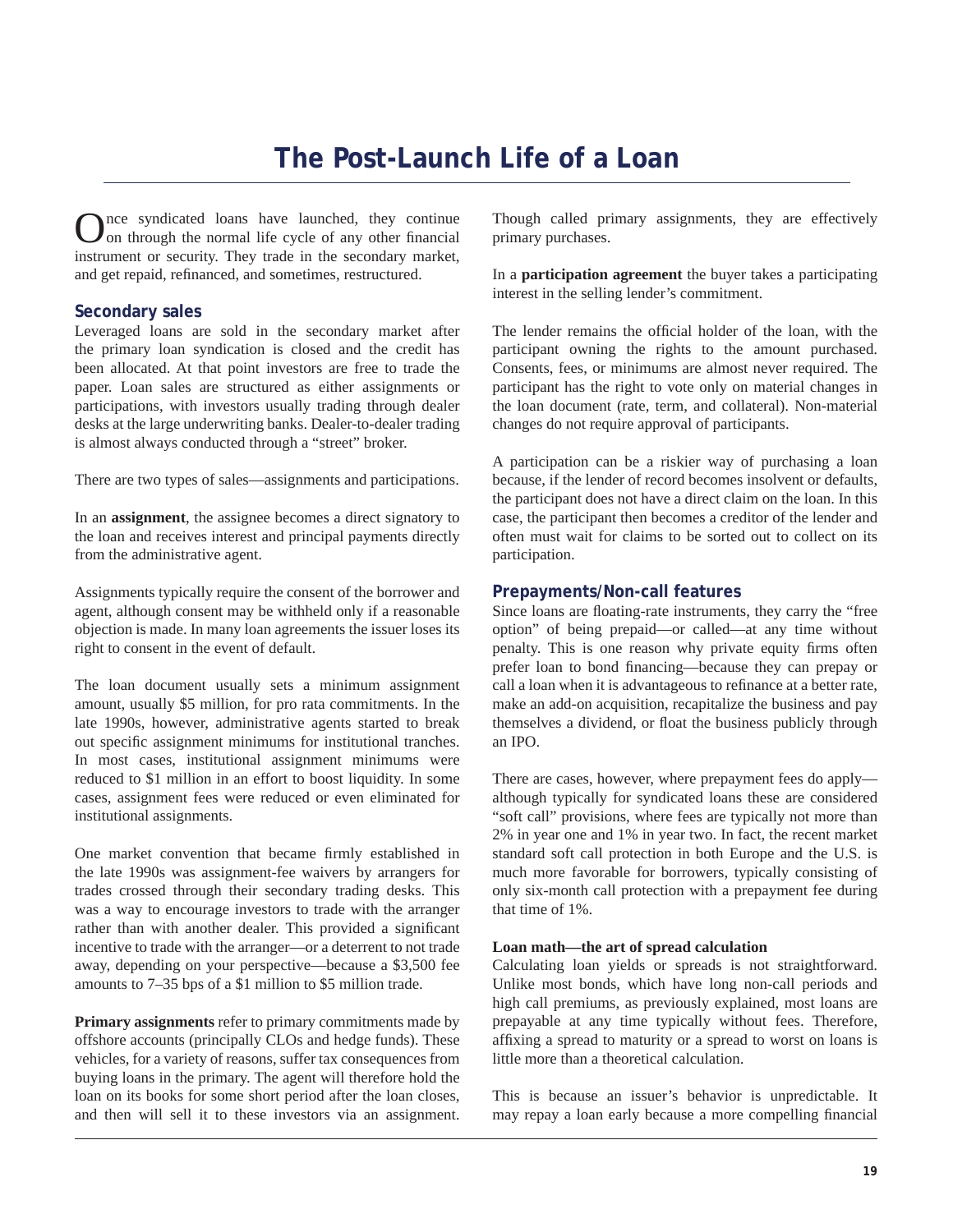# The Post-Launch Life of a Loan

Once syndicated loans have launched, they continue on through the normal life cycle of any other financial instrument or security. They trade in the secondary market, and get repaid, refinanced, and sometimes, restructured.

## Secondary sales

Leveraged loans are sold in the secondary market after the primary loan syndication is closed and the credit has been allocated. At that point investors are free to trade the paper. Loan sales are structured as either assignments or participations, with investors usually trading through dealer desks at the large underwriting banks. Dealer-to-dealer trading is almost always conducted through a "street" broker.

There are two types of sales—assignments and participations.

In an **assignment**, the assignee becomes a direct signatory to the loan and receives interest and principal payments directly from the administrative agent.

Assignments typically require the consent of the borrower and agent, although consent may be withheld only if a reasonable objection is made. In many loan agreements the issuer loses its right to consent in the event of default.

The loan document usually sets a minimum assignment amount, usually $5 million, for pro rata commitments. In the late 1990s, however, administrative agents started to break out specific assignment minimums for institutional tranches. In most cases, institutional assignment minimums were reduced to $1 million in an effort to boost liquidity. In some cases, assignment fees were reduced or even eliminated for institutional assignments.

One market convention that became firmly established in the late 1990s was assignment-fee waivers by arrangers for trades crossed through their secondary trading desks. This was a way to encourage investors to trade with the arranger rather than with another dealer. This provided a significant incentive to trade with the arranger—or a deterrent to not trade away, depending on your perspective—because a $3,500 fee amounts to 7–35 bps of a $1 million to $5 million trade.

**Primary assignments** refer to primary commitments made by offshore accounts (principally CLOs and hedge funds). These vehicles, for a variety of reasons, suffer tax consequences from buying loans in the primary. The agent will therefore hold the loan on its books for some short period after the loan closes, and then will sell it to these investors via an assignment. Though called primary assignments, they are effectively primary purchases.

In a **participation agreement** the buyer takes a participating interest in the selling lender's commitment.

The lender remains the official holder of the loan, with the participant owning the rights to the amount purchased. Consents, fees, or minimums are almost never required. The participant has the right to vote only on material changes in the loan document (rate, term, and collateral). Non-material changes do not require approval of participants.

A participation can be a riskier way of purchasing a loan because, if the lender of record becomes insolvent or defaults, the participant does not have a direct claim on the loan. In this case, the participant then becomes a creditor of the lender and often must wait for claims to be sorted out to collect on its participation.

## Prepayments/Non-call features

Since loans are floating-rate instruments, they carry the "free option" of being prepaid—or called—at any time without penalty. This is one reason why private equity firms often prefer loan to bond financing—because they can prepay or call a loan when it is advantageous to refinance at a better rate, make an add-on acquisition, recapitalize the business and pay themselves a dividend, or float the business publicly through an IPO.

There are cases, however, where prepayment fees do apply—although typically for syndicated loans these are considered "soft call" provisions, where fees are typically not more than 2% in year one and 1% in year two. In fact, the recent market standard soft call protection in both Europe and the U.S. is much more favorable for borrowers, typically consisting of only six-month call protection with a prepayment fee during that time of 1%.

### Loan math—the art of spread calculation

Calculating loan yields or spreads is not straightforward. Unlike most bonds, which have long non-call periods and high call premiums, as previously explained, most loans are prepayable at any time typically without fees. Therefore, affixing a spread to maturity or a spread to worst on loans is little more than a theoretical calculation.

This is because an issuer's behavior is unpredictable. It may repay a loan early because a more compelling financial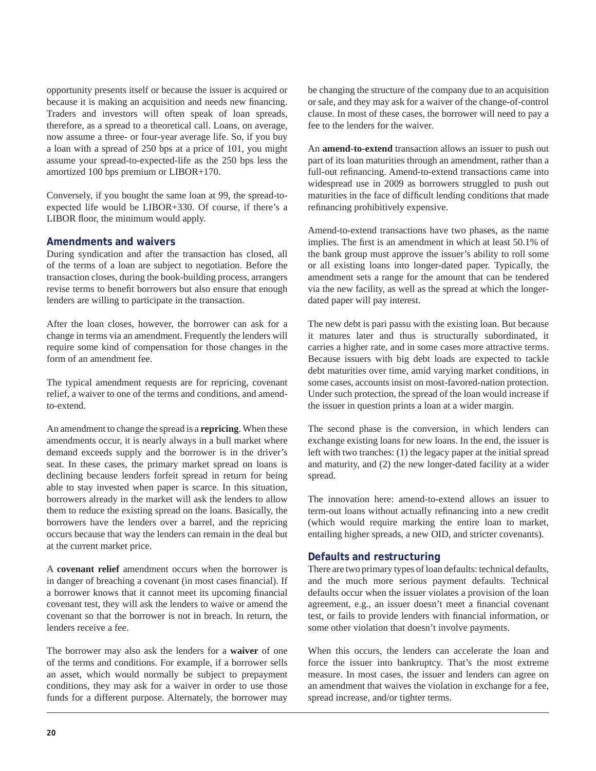opportunity presents itself or because the issuer is acquired or because it is making an acquisition and needs new financing. Traders and investors will often speak of loan spreads, therefore, as a spread to a theoretical call. Loans, on average, now assume a three- or four-year average life. So, if you buy a loan with a spread of 250 bps at a price of 101, you might assume your spread-to-expected-life as the 250 bps less the amortized 100 bps premium or LIBOR+170.

Conversely, if you bought the same loan at 99, the spread-to-expected life would be LIBOR+330. Of course, if there's a LIBOR floor, the minimum would apply.

### Amendments and waivers

During syndication and after the transaction has closed, all of the terms of a loan are subject to negotiation. Before the transaction closes, during the book-building process, arrangers revise terms to benefit borrowers but also ensure that enough lenders are willing to participate in the transaction.

After the loan closes, however, the borrower can ask for a change in terms via an amendment. Frequently the lenders will require some kind of compensation for those changes in the form of an amendment fee.

The typical amendment requests are for repricing, covenant relief, a waiver to one of the terms and conditions, and amend-to-extend.

An amendment to change the spread is a **repricing**. When these amendments occur, it is nearly always in a bull market where demand exceeds supply and the borrower is in the driver's seat. In these cases, the primary market spread on loans is declining because lenders forfeit spread in return for being able to stay invested when paper is scarce. In this situation, borrowers already in the market will ask the lenders to allow them to reduce the existing spread on the loans. Basically, the borrowers have the lenders over a barrel, and the repricing occurs because that way the lenders can remain in the deal but at the current market price.

A **covenant relief** amendment occurs when the borrower is in danger of breaching a covenant (in most cases financial). If a borrower knows that it cannot meet its upcoming financial covenant test, they will ask the lenders to waive or amend the covenant so that the borrower is not in breach. In return, the lenders receive a fee.

The borrower may also ask the lenders for a **waiver** of one of the terms and conditions. For example, if a borrower sells an asset, which would normally be subject to prepayment conditions, they may ask for a waiver in order to use those funds for a different purpose. Alternately, the borrower may be changing the structure of the company due to an acquisition or sale, and they may ask for a waiver of the change-of-control clause. In most of these cases, the borrower will need to pay a fee to the lenders for the waiver.

An **amend-to-extend** transaction allows an issuer to push out part of its loan maturities through an amendment, rather than a full-out refinancing. Amend-to-extend transactions came into widespread use in 2009 as borrowers struggled to push out maturities in the face of difficult lending conditions that made refinancing prohibitively expensive.

Amend-to-extend transactions have two phases, as the name implies. The first is an amendment in which at least 50.1% of the bank group must approve the issuer's ability to roll some or all existing loans into longer-dated paper. Typically, the amendment sets a range for the amount that can be tendered via the new facility, as well as the spread at which the longer-dated paper will pay interest.

The new debt is pari passu with the existing loan. But because it matures later and thus is structurally subordinated, it carries a higher rate, and in some cases more attractive terms. Because issuers with big debt loads are expected to tackle debt maturities over time, amid varying market conditions, in some cases, accounts insist on most-favored-nation protection. Under such protection, the spread of the loan would increase if the issuer in question prints a loan at a wider margin.

The second phase is the conversion, in which lenders can exchange existing loans for new loans. In the end, the issuer is left with two tranches: (1) the legacy paper at the initial spread and maturity, and (2) the new longer-dated facility at a wider spread.

The innovation here: amend-to-extend allows an issuer to term-out loans without actually refinancing into a new credit (which would require marking the entire loan to market, entailing higher spreads, a new OID, and stricter covenants).

### Defaults and restructuring

There are two primary types of loan defaults: technical defaults, and the much more serious payment defaults. Technical defaults occur when the issuer violates a provision of the loan agreement, e.g., an issuer doesn't meet a financial covenant test, or fails to provide lenders with financial information, or some other violation that doesn't involve payments.

When this occurs, the lenders can accelerate the loan and force the issuer into bankruptcy. That's the most extreme measure. In most cases, the issuer and lenders can agree on an amendment that waives the violation in exchange for a fee, spread increase, and/or tighter terms.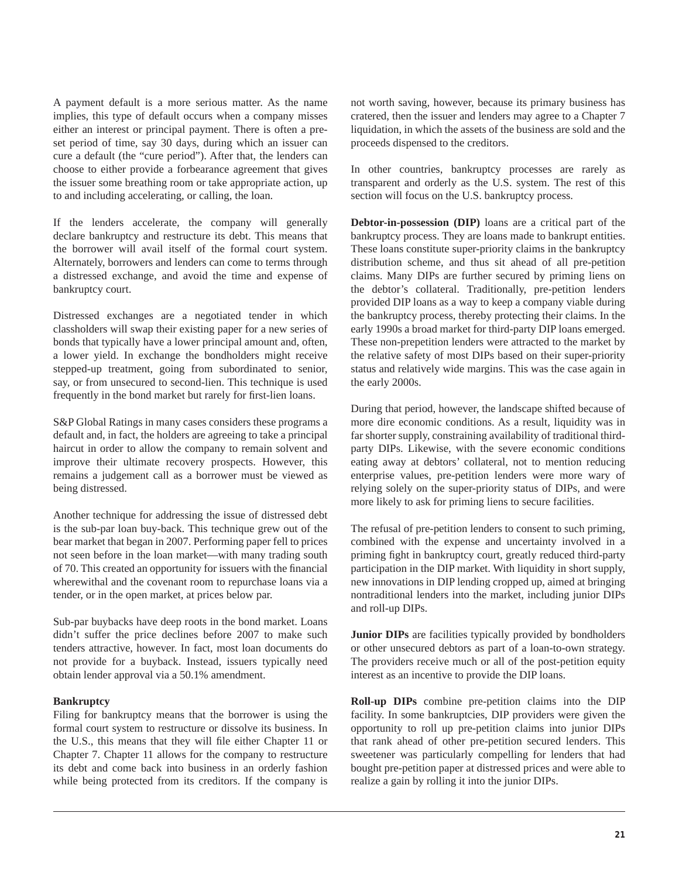A payment default is a more serious matter. As the name implies, this type of default occurs when a company misses either an interest or principal payment. There is often a preset period of time, say 30 days, during which an issuer can cure a default (the "cure period"). After that, the lenders can choose to either provide a forbearance agreement that gives the issuer some breathing room or take appropriate action, up to and including accelerating, or calling, the loan.

If the lenders accelerate, the company will generally declare bankruptcy and restructure its debt. This means that the borrower will avail itself of the formal court system. Alternately, borrowers and lenders can come to terms through a distressed exchange, and avoid the time and expense of bankruptcy court.

Distressed exchanges are a negotiated tender in which classholders will swap their existing paper for a new series of bonds that typically have a lower principal amount and, often, a lower yield. In exchange the bondholders might receive stepped-up treatment, going from subordinated to senior, say, or from unsecured to second-lien. This technique is used frequently in the bond market but rarely for first-lien loans.

S&P Global Ratings in many cases considers these programs a default and, in fact, the holders are agreeing to take a principal haircut in order to allow the company to remain solvent and improve their ultimate recovery prospects. However, this remains a judgement call as a borrower must be viewed as being distressed.

Another technique for addressing the issue of distressed debt is the sub-par loan buy-back. This technique grew out of the bear market that began in 2007. Performing paper fell to prices not seen before in the loan market—with many trading south of 70. This created an opportunity for issuers with the financial wherewithal and the covenant room to repurchase loans via a tender, or in the open market, at prices below par.

Sub-par buybacks have deep roots in the bond market. Loans didn't suffer the price declines before 2007 to make such tenders attractive, however. In fact, most loan documents do not provide for a buyback. Instead, issuers typically need obtain lender approval via a 50.1% amendment.

**Bankruptcy**

Filing for bankruptcy means that the borrower is using the formal court system to restructure or dissolve its business. In the U.S., this means that they will file either Chapter 11 or Chapter 7. Chapter 11 allows for the company to restructure its debt and come back into business in an orderly fashion while being protected from its creditors. If the company is not worth saving, however, because its primary business has cratered, then the issuer and lenders may agree to a Chapter 7 liquidation, in which the assets of the business are sold and the proceeds dispensed to the creditors.

In other countries, bankruptcy processes are rarely as transparent and orderly as the U.S. system. The rest of this section will focus on the U.S. bankruptcy process.

**Debtor-in-possession (DIP)** loans are a critical part of the bankruptcy process. They are loans made to bankrupt entities. These loans constitute super-priority claims in the bankruptcy distribution scheme, and thus sit ahead of all pre-petition claims. Many DIPs are further secured by priming liens on the debtor's collateral. Traditionally, pre-petition lenders provided DIP loans as a way to keep a company viable during the bankruptcy process, thereby protecting their claims. In the early 1990s a broad market for third-party DIP loans emerged. These non-prepetition lenders were attracted to the market by the relative safety of most DIPs based on their super-priority status and relatively wide margins. This was the case again in the early 2000s.

During that period, however, the landscape shifted because of more dire economic conditions. As a result, liquidity was in far shorter supply, constraining availability of traditional third-party DIPs. Likewise, with the severe economic conditions eating away at debtors' collateral, not to mention reducing enterprise values, pre-petition lenders were more wary of relying solely on the super-priority status of DIPs, and were more likely to ask for priming liens to secure facilities.

The refusal of pre-petition lenders to consent to such priming, combined with the expense and uncertainty involved in a priming fight in bankruptcy court, greatly reduced third-party participation in the DIP market. With liquidity in short supply, new innovations in DIP lending cropped up, aimed at bringing nontraditional lenders into the market, including junior DIPs and roll-up DIPs.

**Junior DIPs** are facilities typically provided by bondholders or other unsecured debtors as part of a loan-to-own strategy. The providers receive much or all of the post-petition equity interest as an incentive to provide the DIP loans.

**Roll-up DIPs** combine pre-petition claims into the DIP facility. In some bankruptcies, DIP providers were given the opportunity to roll up pre-petition claims into junior DIPs that rank ahead of other pre-petition secured lenders. This sweetener was particularly compelling for lenders that had bought pre-petition paper at distressed prices and were able to realize a gain by rolling it into the junior DIPs.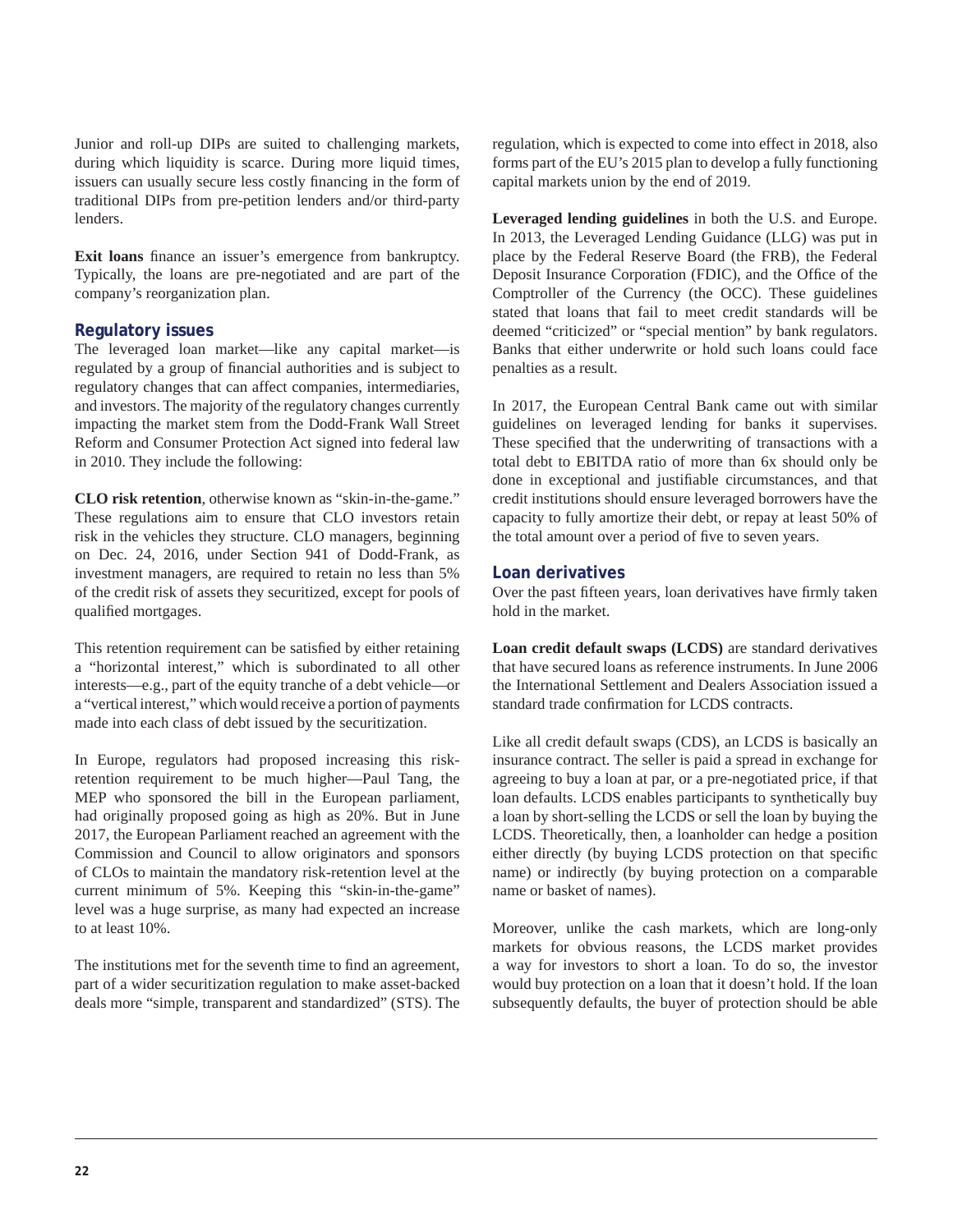Junior and roll-up DIPs are suited to challenging markets, during which liquidity is scarce. During more liquid times, issuers can usually secure less costly financing in the form of traditional DIPs from pre-petition lenders and/or third-party lenders.

**Exit loans** finance an issuer's emergence from bankruptcy. Typically, the loans are pre-negotiated and are part of the company's reorganization plan.

## Regulatory issues

The leveraged loan market—like any capital market—is regulated by a group of financial authorities and is subject to regulatory changes that can affect companies, intermediaries, and investors. The majority of the regulatory changes currently impacting the market stem from the Dodd-Frank Wall Street Reform and Consumer Protection Act signed into federal law in 2010. They include the following:

**CLO risk retention**, otherwise known as "skin-in-the-game." These regulations aim to ensure that CLO investors retain risk in the vehicles they structure. CLO managers, beginning on Dec. 24, 2016, under Section 941 of Dodd-Frank, as investment managers, are required to retain no less than 5% of the credit risk of assets they securitized, except for pools of qualified mortgages.

This retention requirement can be satisfied by either retaining a "horizontal interest," which is subordinated to all other interests—e.g., part of the equity tranche of a debt vehicle—or a "vertical interest," which would receive a portion of payments made into each class of debt issued by the securitization.

In Europe, regulators had proposed increasing this risk-retention requirement to be much higher—Paul Tang, the MEP who sponsored the bill in the European parliament, had originally proposed going as high as 20%. But in June 2017, the European Parliament reached an agreement with the Commission and Council to allow originators and sponsors of CLOs to maintain the mandatory risk-retention level at the current minimum of 5%. Keeping this "skin-in-the-game" level was a huge surprise, as many had expected an increase to at least 10%.

The institutions met for the seventh time to find an agreement, part of a wider securitization regulation to make asset-backed deals more "simple, transparent and standardized" (STS). The regulation, which is expected to come into effect in 2018, also forms part of the EU's 2015 plan to develop a fully functioning capital markets union by the end of 2019.

**Leveraged lending guidelines** in both the U.S. and Europe. In 2013, the Leveraged Lending Guidance (LLG) was put in place by the Federal Reserve Board (the FRB), the Federal Deposit Insurance Corporation (FDIC), and the Office of the Comptroller of the Currency (the OCC). These guidelines stated that loans that fail to meet credit standards will be deemed "criticized" or "special mention" by bank regulators. Banks that either underwrite or hold such loans could face penalties as a result.

In 2017, the European Central Bank came out with similar guidelines on leveraged lending for banks it supervises. These specified that the underwriting of transactions with a total debt to EBITDA ratio of more than 6x should only be done in exceptional and justifiable circumstances, and that credit institutions should ensure leveraged borrowers have the capacity to fully amortize their debt, or repay at least 50% of the total amount over a period of five to seven years.

## Loan derivatives

Over the past fifteen years, loan derivatives have firmly taken hold in the market.

**Loan credit default swaps (LCDS)** are standard derivatives that have secured loans as reference instruments. In June 2006 the International Settlement and Dealers Association issued a standard trade confirmation for LCDS contracts.

Like all credit default swaps (CDS), an LCDS is basically an insurance contract. The seller is paid a spread in exchange for agreeing to buy a loan at par, or a pre-negotiated price, if that loan defaults. LCDS enables participants to synthetically buy a loan by short-selling the LCDS or sell the loan by buying the LCDS. Theoretically, then, a loanholder can hedge a position either directly (by buying LCDS protection on that specific name) or indirectly (by buying protection on a comparable name or basket of names).

Moreover, unlike the cash markets, which are long-only markets for obvious reasons, the LCDS market provides a way for investors to short a loan. To do so, the investor would buy protection on a loan that it doesn't hold. If the loan subsequently defaults, the buyer of protection should be able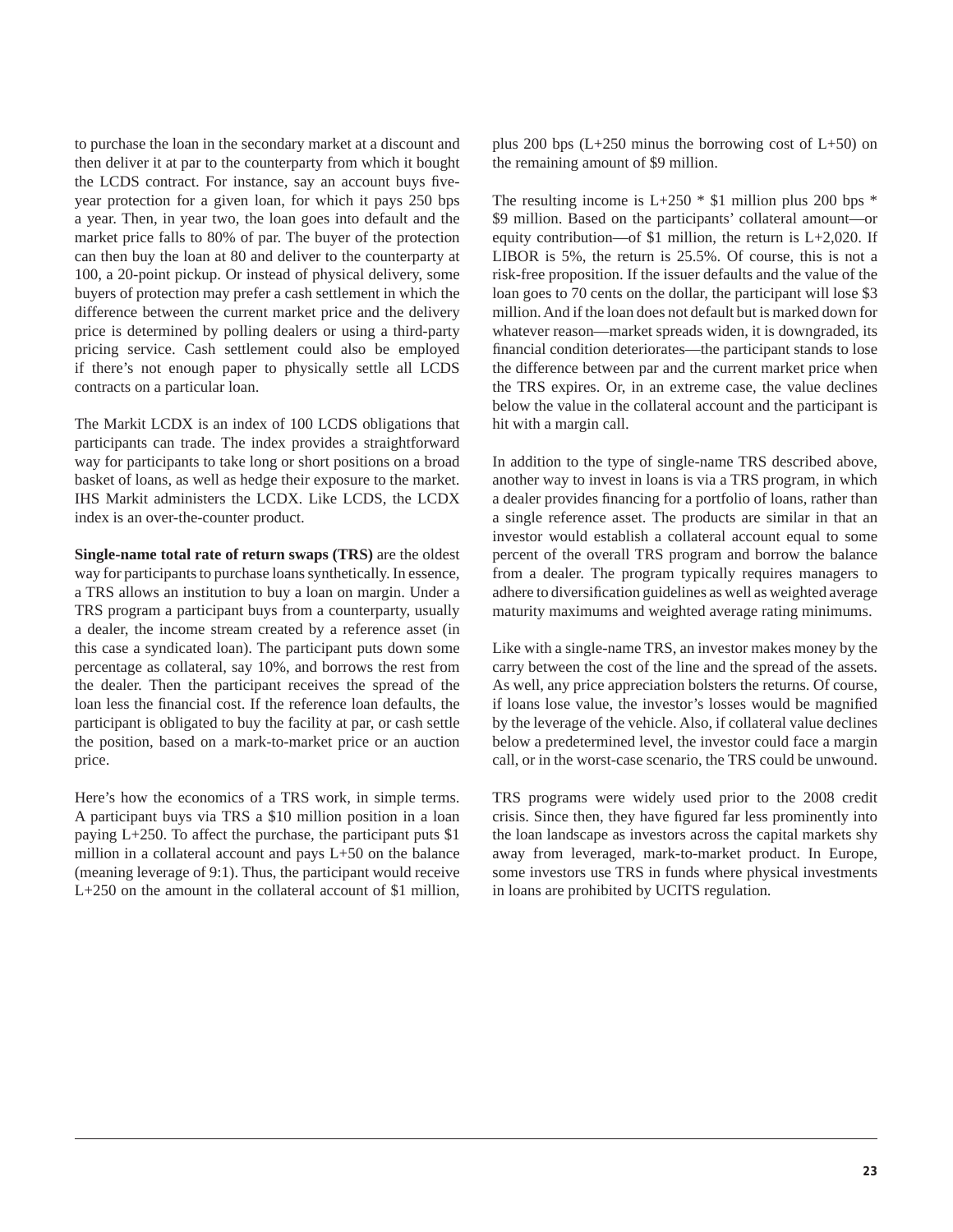to purchase the loan in the secondary market at a discount and then deliver it at par to the counterparty from which it bought the LCDS contract. For instance, say an account buys five-year protection for a given loan, for which it pays 250 bps a year. Then, in year two, the loan goes into default and the market price falls to 80% of par. The buyer of the protection can then buy the loan at 80 and deliver to the counterparty at 100, a 20-point pickup. Or instead of physical delivery, some buyers of protection may prefer a cash settlement in which the difference between the current market price and the delivery price is determined by polling dealers or using a third-party pricing service. Cash settlement could also be employed if there's not enough paper to physically settle all LCDS contracts on a particular loan.

The Markit LCDX is an index of 100 LCDS obligations that participants can trade. The index provides a straightforward way for participants to take long or short positions on a broad basket of loans, as well as hedge their exposure to the market. IHS Markit administers the LCDX. Like LCDS, the LCDX index is an over-the-counter product.

**Single-name total rate of return swaps (TRS)** are the oldest way for participants to purchase loans synthetically. In essence, a TRS allows an institution to buy a loan on margin. Under a TRS program a participant buys from a counterparty, usually a dealer, the income stream created by a reference asset (in this case a syndicated loan). The participant puts down some percentage as collateral, say 10%, and borrows the rest from the dealer. Then the participant receives the spread of the loan less the financial cost. If the reference loan defaults, the participant is obligated to buy the facility at par, or cash settle the position, based on a mark-to-market price or an auction price.

Here's how the economics of a TRS work, in simple terms. A participant buys via TRS a $10 million position in a loan paying L+250. To affect the purchase, the participant puts $1 million in a collateral account and pays L+50 on the balance (meaning leverage of 9:1). Thus, the participant would receive L+250 on the amount in the collateral account of $1 million, plus 200 bps (L+250 minus the borrowing cost of L+50) on the remaining amount of $9 million.

The resulting income is L+250 * $1 million plus 200 bps * $9 million. Based on the participants' collateral amount—or equity contribution—of $1 million, the return is L+2,020. If LIBOR is 5%, the return is 25.5%. Of course, this is not a risk-free proposition. If the issuer defaults and the value of the loan goes to 70 cents on the dollar, the participant will lose $3 million. And if the loan does not default but is marked down for whatever reason—market spreads widen, it is downgraded, its financial condition deteriorates—the participant stands to lose the difference between par and the current market price when the TRS expires. Or, in an extreme case, the value declines below the value in the collateral account and the participant is hit with a margin call.

In addition to the type of single-name TRS described above, another way to invest in loans is via a TRS program, in which a dealer provides financing for a portfolio of loans, rather than a single reference asset. The products are similar in that an investor would establish a collateral account equal to some percent of the overall TRS program and borrow the balance from a dealer. The program typically requires managers to adhere to diversification guidelines as well as weighted average maturity maximums and weighted average rating minimums.

Like with a single-name TRS, an investor makes money by the carry between the cost of the line and the spread of the assets. As well, any price appreciation bolsters the returns. Of course, if loans lose value, the investor's losses would be magnified by the leverage of the vehicle. Also, if collateral value declines below a predetermined level, the investor could face a margin call, or in the worst-case scenario, the TRS could be unwound.

TRS programs were widely used prior to the 2008 credit crisis. Since then, they have figured far less prominently into the loan landscape as investors across the capital markets shy away from leveraged, mark-to-market product. In Europe, some investors use TRS in funds where physical investments in loans are prohibited by UCITS regulation.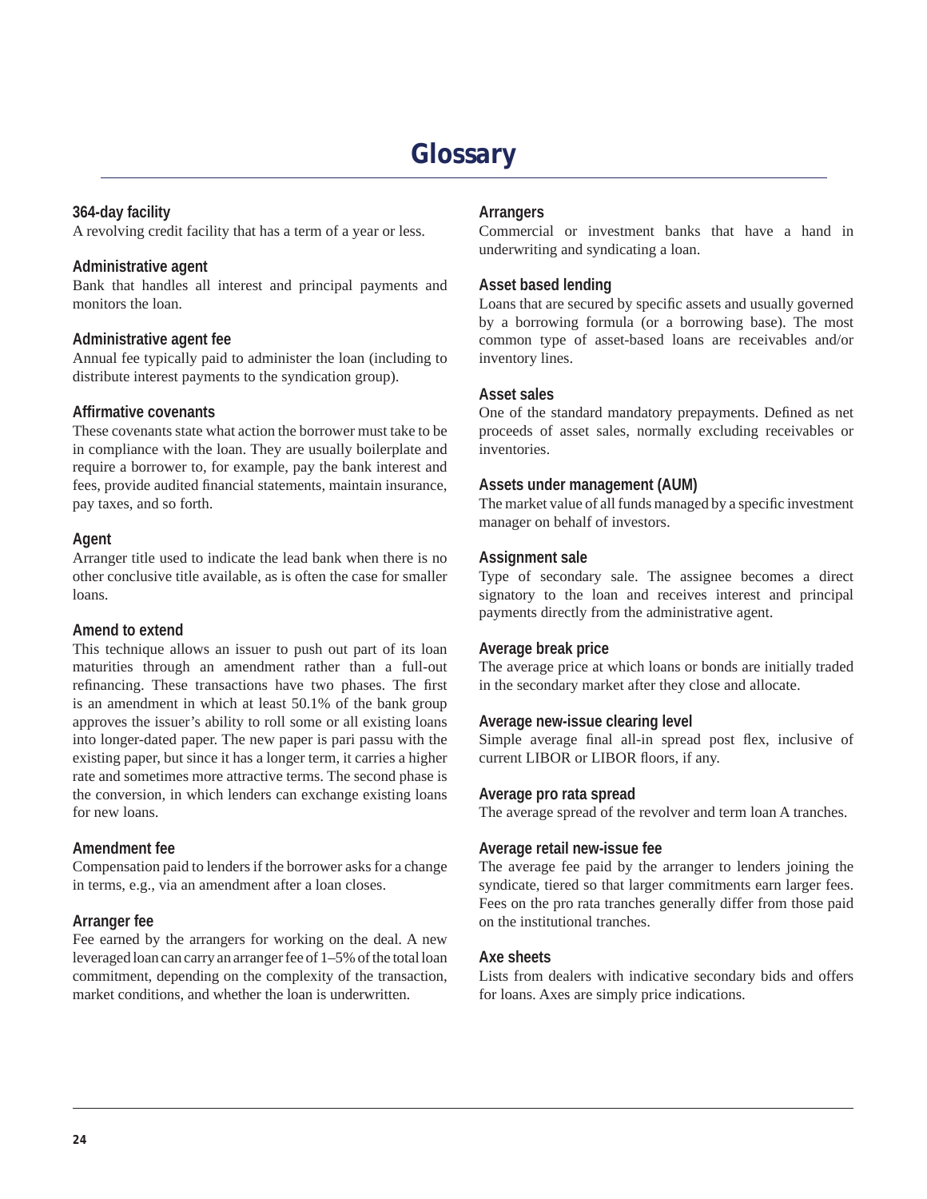# Glossary

### 364-day facility

A revolving credit facility that has a term of a year or less.

### Administrative agent

Bank that handles all interest and principal payments and monitors the loan.

### Administrative agent fee

Annual fee typically paid to administer the loan (including to distribute interest payments to the syndication group).

### Affirmative covenants

These covenants state what action the borrower must take to be in compliance with the loan. They are usually boilerplate and require a borrower to, for example, pay the bank interest and fees, provide audited financial statements, maintain insurance, pay taxes, and so forth.

### Agent

Arranger title used to indicate the lead bank when there is no other conclusive title available, as is often the case for smaller loans.

### Amend to extend

This technique allows an issuer to push out part of its loan maturities through an amendment rather than a full-out refinancing. These transactions have two phases. The first is an amendment in which at least 50.1% of the bank group approves the issuer's ability to roll some or all existing loans into longer-dated paper. The new paper is pari passu with the existing paper, but since it has a longer term, it carries a higher rate and sometimes more attractive terms. The second phase is the conversion, in which lenders can exchange existing loans for new loans.

### Amendment fee

Compensation paid to lenders if the borrower asks for a change in terms, e.g., via an amendment after a loan closes.

### Arranger fee

Fee earned by the arrangers for working on the deal. A new leveraged loan can carry an arranger fee of 1–5% of the total loan commitment, depending on the complexity of the transaction, market conditions, and whether the loan is underwritten.

### Arrangers

Commercial or investment banks that have a hand in underwriting and syndicating a loan.

### Asset based lending

Loans that are secured by specific assets and usually governed by a borrowing formula (or a borrowing base). The most common type of asset-based loans are receivables and/or inventory lines.

### Asset sales

One of the standard mandatory prepayments. Defined as net proceeds of asset sales, normally excluding receivables or inventories.

### Assets under management (AUM)

The market value of all funds managed by a specific investment manager on behalf of investors.

### Assignment sale

Type of secondary sale. The assignee becomes a direct signatory to the loan and receives interest and principal payments directly from the administrative agent.

### Average break price

The average price at which loans or bonds are initially traded in the secondary market after they close and allocate.

### Average new-issue clearing level

Simple average final all-in spread post flex, inclusive of current LIBOR or LIBOR floors, if any.

### Average pro rata spread

The average spread of the revolver and term loan A tranches.

### Average retail new-issue fee

The average fee paid by the arranger to lenders joining the syndicate, tiered so that larger commitments earn larger fees. Fees on the pro rata tranches generally differ from those paid on the institutional tranches.

### Axe sheets

Lists from dealers with indicative secondary bids and offers for loans. Axes are simply price indications.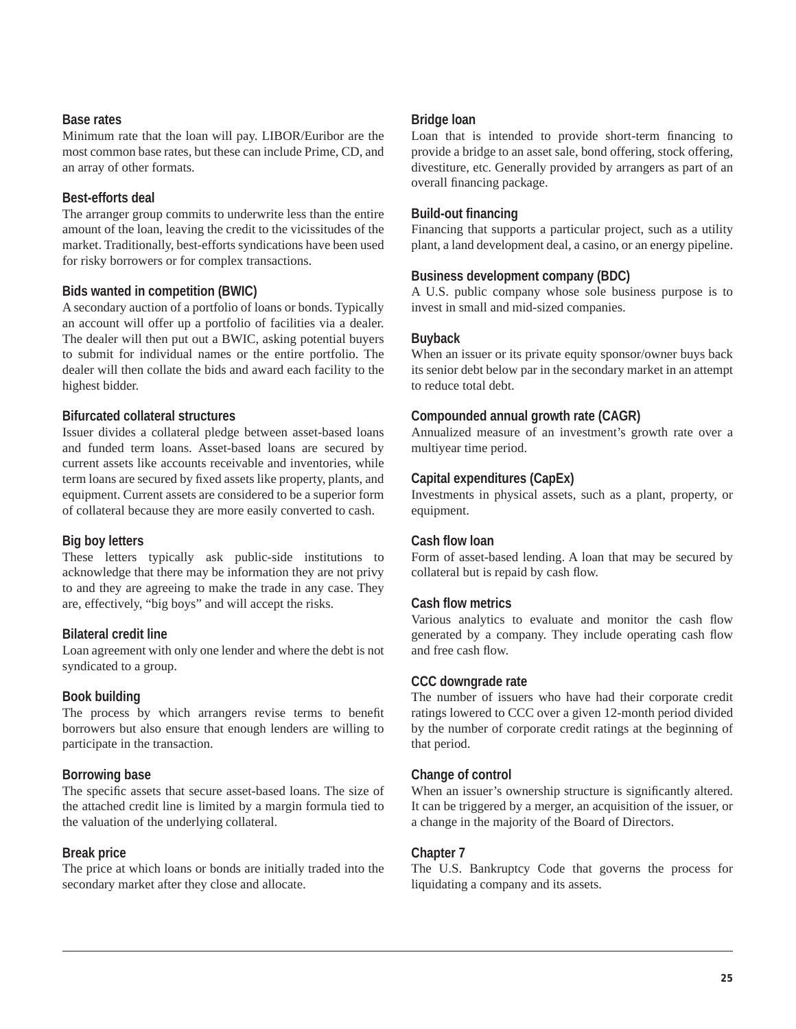### Base rates

Minimum rate that the loan will pay. LIBOR/Euribor are the most common base rates, but these can include Prime, CD, and an array of other formats.

### Best-efforts deal

The arranger group commits to underwrite less than the entire amount of the loan, leaving the credit to the vicissitudes of the market. Traditionally, best-efforts syndications have been used for risky borrowers or for complex transactions.

### Bids wanted in competition (BWIC)

A secondary auction of a portfolio of loans or bonds. Typically an account will offer up a portfolio of facilities via a dealer. The dealer will then put out a BWIC, asking potential buyers to submit for individual names or the entire portfolio. The dealer will then collate the bids and award each facility to the highest bidder.

### Bifurcated collateral structures

Issuer divides a collateral pledge between asset-based loans and funded term loans. Asset-based loans are secured by current assets like accounts receivable and inventories, while term loans are secured by fixed assets like property, plants, and equipment. Current assets are considered to be a superior form of collateral because they are more easily converted to cash.

### Big boy letters

These letters typically ask public-side institutions to acknowledge that there may be information they are not privy to and they are agreeing to make the trade in any case. They are, effectively, "big boys" and will accept the risks.

### Bilateral credit line

Loan agreement with only one lender and where the debt is not syndicated to a group.

### Book building

The process by which arrangers revise terms to benefit borrowers but also ensure that enough lenders are willing to participate in the transaction.

### Borrowing base

The specific assets that secure asset-based loans. The size of the attached credit line is limited by a margin formula tied to the valuation of the underlying collateral.

### Break price

The price at which loans or bonds are initially traded into the secondary market after they close and allocate.

### Bridge loan

Loan that is intended to provide short-term financing to provide a bridge to an asset sale, bond offering, stock offering, divestiture, etc. Generally provided by arrangers as part of an overall financing package.

### Build-out financing

Financing that supports a particular project, such as a utility plant, a land development deal, a casino, or an energy pipeline.

### Business development company (BDC)

A U.S. public company whose sole business purpose is to invest in small and mid-sized companies.

### Buyback

When an issuer or its private equity sponsor/owner buys back its senior debt below par in the secondary market in an attempt to reduce total debt.

### Compounded annual growth rate (CAGR)

Annualized measure of an investment's growth rate over a multiyear time period.

### Capital expenditures (CapEx)

Investments in physical assets, such as a plant, property, or equipment.

### Cash flow loan

Form of asset-based lending. A loan that may be secured by collateral but is repaid by cash flow.

### Cash flow metrics

Various analytics to evaluate and monitor the cash flow generated by a company. They include operating cash flow and free cash flow.

### CCC downgrade rate

The number of issuers who have had their corporate credit ratings lowered to CCC over a given 12-month period divided by the number of corporate credit ratings at the beginning of that period.

### Change of control

When an issuer's ownership structure is significantly altered. It can be triggered by a merger, an acquisition of the issuer, or a change in the majority of the Board of Directors.

### Chapter 7

The U.S. Bankruptcy Code that governs the process for liquidating a company and its assets.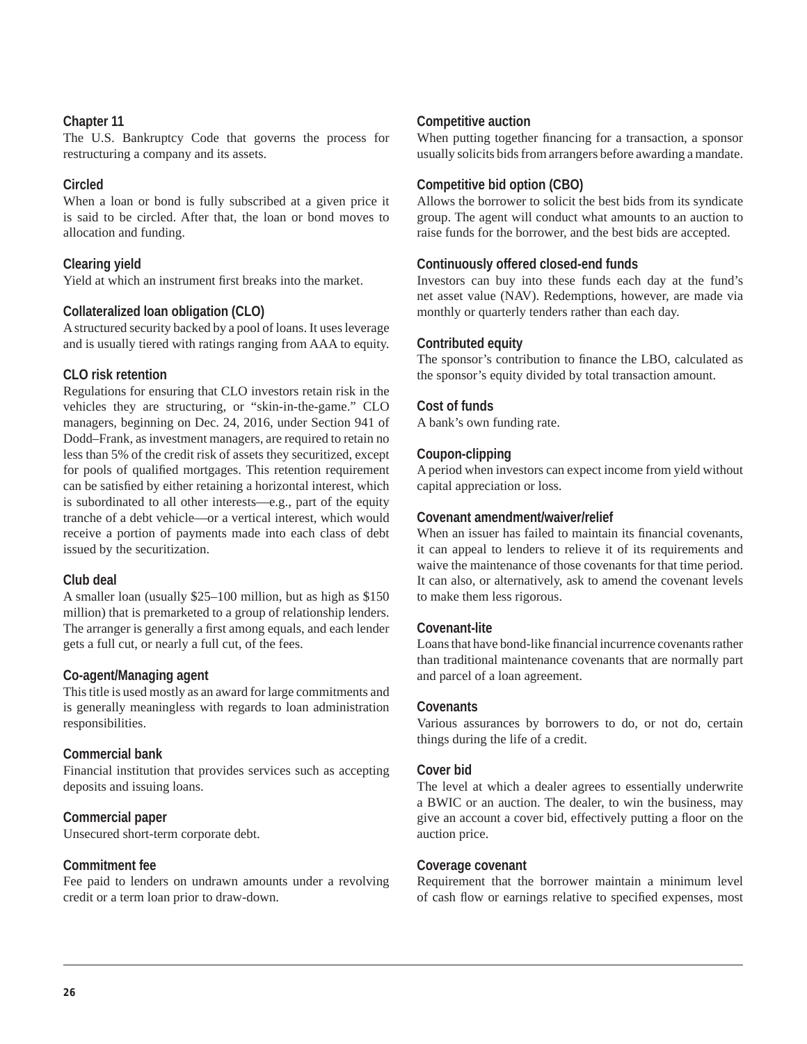### Chapter 11

The U.S. Bankruptcy Code that governs the process for restructuring a company and its assets.

### Circled

When a loan or bond is fully subscribed at a given price it is said to be circled. After that, the loan or bond moves to allocation and funding.

### Clearing yield

Yield at which an instrument first breaks into the market.

### Collateralized loan obligation (CLO)

A structured security backed by a pool of loans. It uses leverage and is usually tiered with ratings ranging from AAA to equity.

### CLO risk retention

Regulations for ensuring that CLO investors retain risk in the vehicles they are structuring, or "skin-in-the-game." CLO managers, beginning on Dec. 24, 2016, under Section 941 of Dodd–Frank, as investment managers, are required to retain no less than 5% of the credit risk of assets they securitized, except for pools of qualified mortgages. This retention requirement can be satisfied by either retaining a horizontal interest, which is subordinated to all other interests—e.g., part of the equity tranche of a debt vehicle—or a vertical interest, which would receive a portion of payments made into each class of debt issued by the securitization.

### Club deal

A smaller loan (usually $25–100 million, but as high as $150 million) that is premarketed to a group of relationship lenders. The arranger is generally a first among equals, and each lender gets a full cut, or nearly a full cut, of the fees.

### Co-agent/Managing agent

This title is used mostly as an award for large commitments and is generally meaningless with regards to loan administration responsibilities.

### Commercial bank

Financial institution that provides services such as accepting deposits and issuing loans.

### Commercial paper

Unsecured short-term corporate debt.

### Commitment fee

Fee paid to lenders on undrawn amounts under a revolving credit or a term loan prior to draw-down.

### Competitive auction

When putting together financing for a transaction, a sponsor usually solicits bids from arrangers before awarding a mandate.

### Competitive bid option (CBO)

Allows the borrower to solicit the best bids from its syndicate group. The agent will conduct what amounts to an auction to raise funds for the borrower, and the best bids are accepted.

### Continuously offered closed-end funds

Investors can buy into these funds each day at the fund's net asset value (NAV). Redemptions, however, are made via monthly or quarterly tenders rather than each day.

### Contributed equity

The sponsor's contribution to finance the LBO, calculated as the sponsor's equity divided by total transaction amount.

### Cost of funds

A bank's own funding rate.

### Coupon-clipping

A period when investors can expect income from yield without capital appreciation or loss.

### Covenant amendment/waiver/relief

When an issuer has failed to maintain its financial covenants, it can appeal to lenders to relieve it of its requirements and waive the maintenance of those covenants for that time period. It can also, or alternatively, ask to amend the covenant levels to make them less rigorous.

### Covenant-lite

Loans that have bond-like financial incurrence covenants rather than traditional maintenance covenants that are normally part and parcel of a loan agreement.

### Covenants

Various assurances by borrowers to do, or not do, certain things during the life of a credit.

### Cover bid

The level at which a dealer agrees to essentially underwrite a BWIC or an auction. The dealer, to win the business, may give an account a cover bid, effectively putting a floor on the auction price.

### Coverage covenant

Requirement that the borrower maintain a minimum level of cash flow or earnings relative to specified expenses, most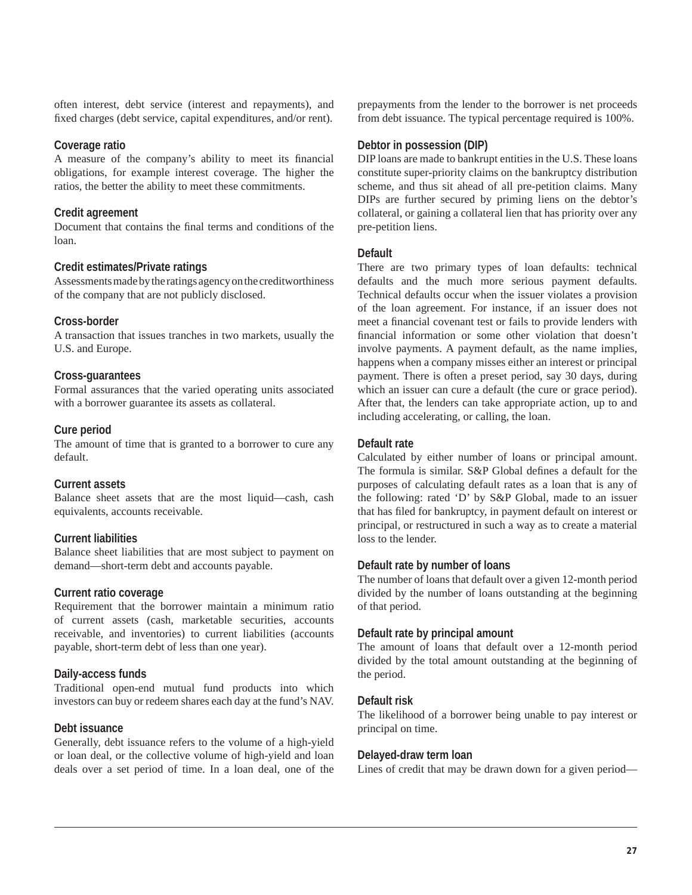often interest, debt service (interest and repayments), and fixed charges (debt service, capital expenditures, and/or rent).

### Coverage ratio

A measure of the company's ability to meet its financial obligations, for example interest coverage. The higher the ratios, the better the ability to meet these commitments.

### Credit agreement

Document that contains the final terms and conditions of the loan.

### Credit estimates/Private ratings

Assessments made by the ratings agency on the creditworthiness of the company that are not publicly disclosed.

### Cross-border

A transaction that issues tranches in two markets, usually the U.S. and Europe.

### Cross-guarantees

Formal assurances that the varied operating units associated with a borrower guarantee its assets as collateral.

### Cure period

The amount of time that is granted to a borrower to cure any default.

### Current assets

Balance sheet assets that are the most liquid—cash, cash equivalents, accounts receivable.

### Current liabilities

Balance sheet liabilities that are most subject to payment on demand—short-term debt and accounts payable.

### Current ratio coverage

Requirement that the borrower maintain a minimum ratio of current assets (cash, marketable securities, accounts receivable, and inventories) to current liabilities (accounts payable, short-term debt of less than one year).

### Daily-access funds

Traditional open-end mutual fund products into which investors can buy or redeem shares each day at the fund's NAV.

### Debt issuance

Generally, debt issuance refers to the volume of a high-yield or loan deal, or the collective volume of high-yield and loan deals over a set period of time. In a loan deal, one of the prepayments from the lender to the borrower is net proceeds from debt issuance. The typical percentage required is 100%.

### Debtor in possession (DIP)

DIP loans are made to bankrupt entities in the U.S. These loans constitute super-priority claims on the bankruptcy distribution scheme, and thus sit ahead of all pre-petition claims. Many DIPs are further secured by priming liens on the debtor's collateral, or gaining a collateral lien that has priority over any pre-petition liens.

### Default

There are two primary types of loan defaults: technical defaults and the much more serious payment defaults. Technical defaults occur when the issuer violates a provision of the loan agreement. For instance, if an issuer does not meet a financial covenant test or fails to provide lenders with financial information or some other violation that doesn't involve payments. A payment default, as the name implies, happens when a company misses either an interest or principal payment. There is often a preset period, say 30 days, during which an issuer can cure a default (the cure or grace period). After that, the lenders can take appropriate action, up to and including accelerating, or calling, the loan.

### Default rate

Calculated by either number of loans or principal amount. The formula is similar. S&P Global defines a default for the purposes of calculating default rates as a loan that is any of the following: rated 'D' by S&P Global, made to an issuer that has filed for bankruptcy, in payment default on interest or principal, or restructured in such a way as to create a material loss to the lender.

### Default rate by number of loans

The number of loans that default over a given 12-month period divided by the number of loans outstanding at the beginning of that period.

### Default rate by principal amount

The amount of loans that default over a 12-month period divided by the total amount outstanding at the beginning of the period.

### Default risk

The likelihood of a borrower being unable to pay interest or principal on time.

### Delayed-draw term loan

Lines of credit that may be drawn down for a given period—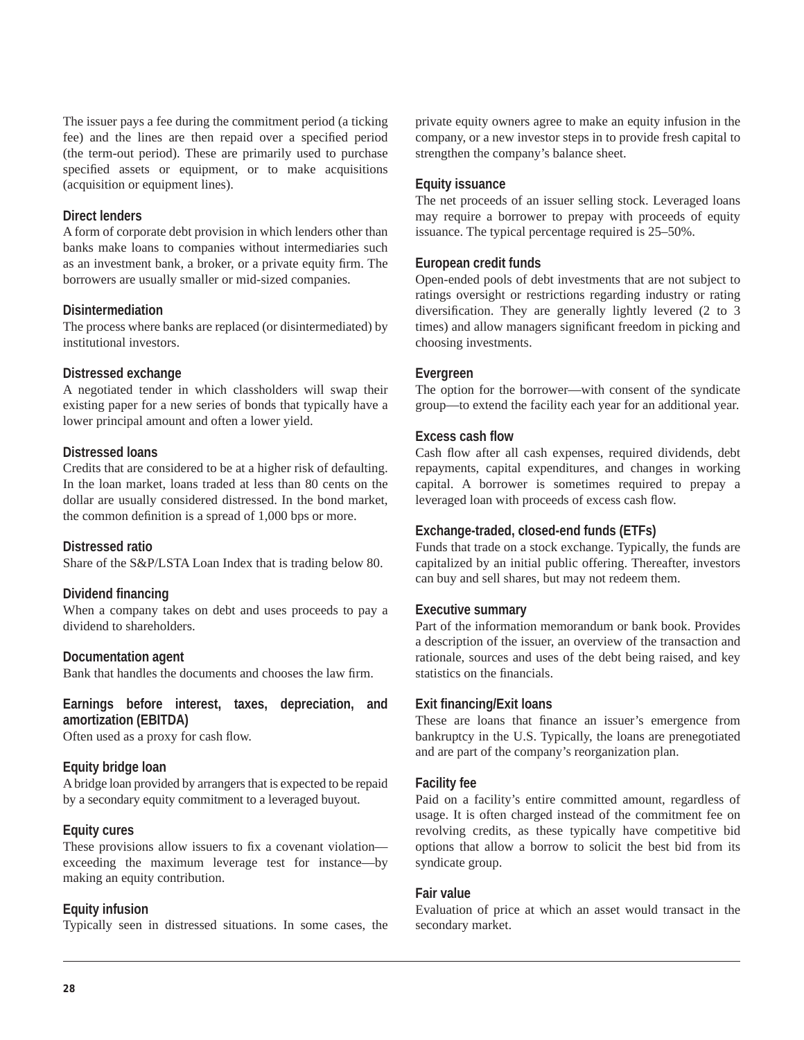The issuer pays a fee during the commitment period (a ticking fee) and the lines are then repaid over a specified period (the term-out period). These are primarily used to purchase specified assets or equipment, or to make acquisitions (acquisition or equipment lines).

### Direct lenders

A form of corporate debt provision in which lenders other than banks make loans to companies without intermediaries such as an investment bank, a broker, or a private equity firm. The borrowers are usually smaller or mid-sized companies.

### Disintermediation

The process where banks are replaced (or disintermediated) by institutional investors.

### Distressed exchange

A negotiated tender in which classholders will swap their existing paper for a new series of bonds that typically have a lower principal amount and often a lower yield.

### Distressed loans

Credits that are considered to be at a higher risk of defaulting. In the loan market, loans traded at less than 80 cents on the dollar are usually considered distressed. In the bond market, the common definition is a spread of 1,000 bps or more.

### Distressed ratio

Share of the S&P/LSTA Loan Index that is trading below 80.

### Dividend financing

When a company takes on debt and uses proceeds to pay a dividend to shareholders.

### Documentation agent

Bank that handles the documents and chooses the law firm.

### Earnings before interest, taxes, depreciation, and amortization (EBITDA)

Often used as a proxy for cash flow.

### Equity bridge loan

A bridge loan provided by arrangers that is expected to be repaid by a secondary equity commitment to a leveraged buyout.

### Equity cures

These provisions allow issuers to fix a covenant violation—exceeding the maximum leverage test for instance—by making an equity contribution.

### Equity infusion

Typically seen in distressed situations. In some cases, the private equity owners agree to make an equity infusion in the company, or a new investor steps in to provide fresh capital to strengthen the company's balance sheet.

### Equity issuance

The net proceeds of an issuer selling stock. Leveraged loans may require a borrower to prepay with proceeds of equity issuance. The typical percentage required is 25–50%.

### European credit funds

Open-ended pools of debt investments that are not subject to ratings oversight or restrictions regarding industry or rating diversification. They are generally lightly levered (2 to 3 times) and allow managers significant freedom in picking and choosing investments.

### Evergreen

The option for the borrower—with consent of the syndicate group—to extend the facility each year for an additional year.

### Excess cash flow

Cash flow after all cash expenses, required dividends, debt repayments, capital expenditures, and changes in working capital. A borrower is sometimes required to prepay a leveraged loan with proceeds of excess cash flow.

### Exchange-traded, closed-end funds (ETFs)

Funds that trade on a stock exchange. Typically, the funds are capitalized by an initial public offering. Thereafter, investors can buy and sell shares, but may not redeem them.

### Executive summary

Part of the information memorandum or bank book. Provides a description of the issuer, an overview of the transaction and rationale, sources and uses of the debt being raised, and key statistics on the financials.

### Exit financing/Exit loans

These are loans that finance an issuer's emergence from bankruptcy in the U.S. Typically, the loans are prenegotiated and are part of the company's reorganization plan.

### Facility fee

Paid on a facility's entire committed amount, regardless of usage. It is often charged instead of the commitment fee on revolving credits, as these typically have competitive bid options that allow a borrow to solicit the best bid from its syndicate group.

### Fair value

Evaluation of price at which an asset would transact in the secondary market.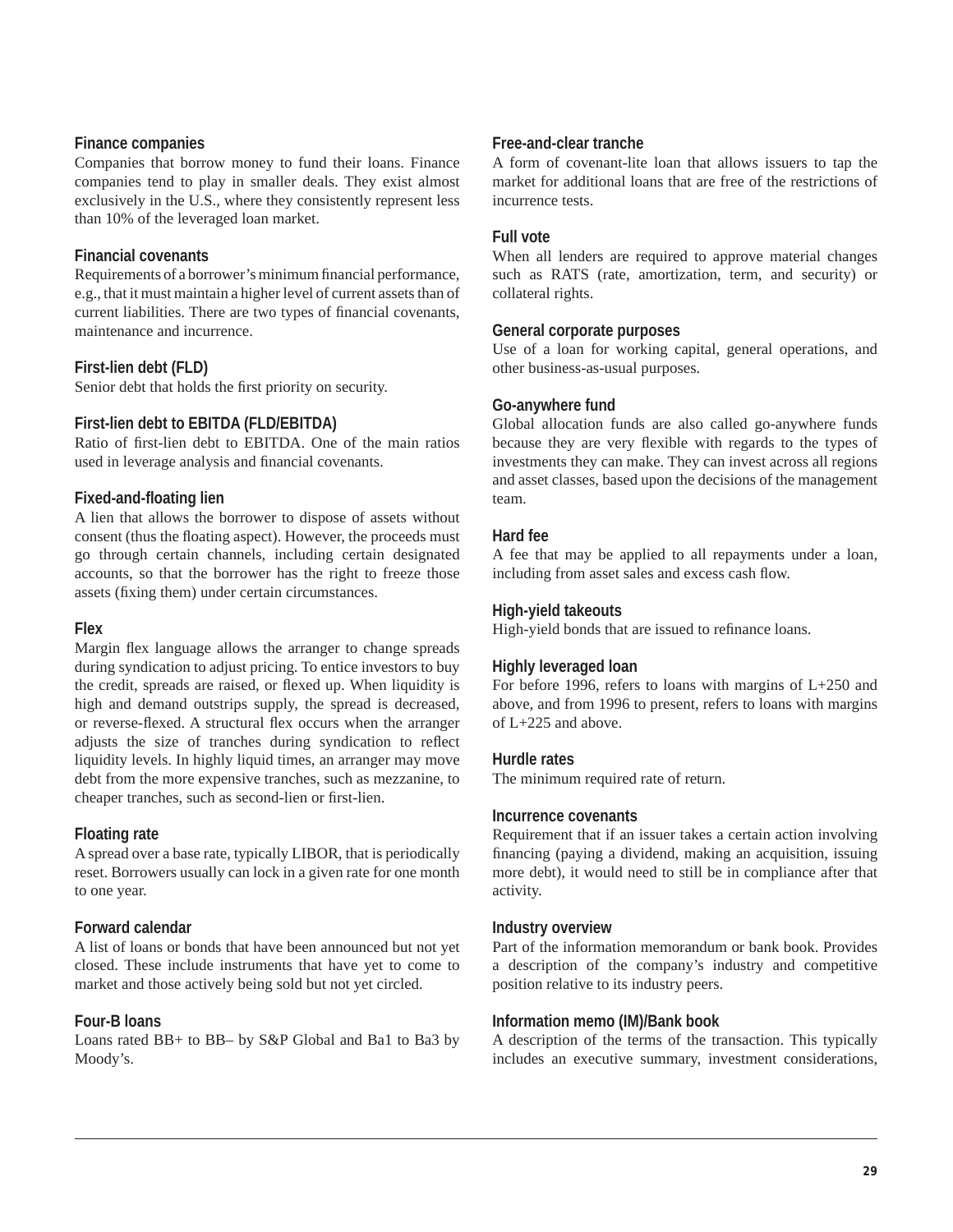**Finance companies**
Companies that borrow money to fund their loans. Finance companies tend to play in smaller deals. They exist almost exclusively in the U.S., where they consistently represent less than 10% of the leveraged loan market.

**Financial covenants**
Requirements of a borrower's minimum financial performance, e.g., that it must maintain a higher level of current assets than of current liabilities. There are two types of financial covenants, maintenance and incurrence.

**First-lien debt (FLD)**
Senior debt that holds the first priority on security.

**First-lien debt to EBITDA (FLD/EBITDA)**
Ratio of first-lien debt to EBITDA. One of the main ratios used in leverage analysis and financial covenants.

**Fixed-and-floating lien**
A lien that allows the borrower to dispose of assets without consent (thus the floating aspect). However, the proceeds must go through certain channels, including certain designated accounts, so that the borrower has the right to freeze those assets (fixing them) under certain circumstances.

**Flex**
Margin flex language allows the arranger to change spreads during syndication to adjust pricing. To entice investors to buy the credit, spreads are raised, or flexed up. When liquidity is high and demand outstrips supply, the spread is decreased, or reverse-flexed. A structural flex occurs when the arranger adjusts the size of tranches during syndication to reflect liquidity levels. In highly liquid times, an arranger may move debt from the more expensive tranches, such as mezzanine, to cheaper tranches, such as second-lien or first-lien.

**Floating rate**
A spread over a base rate, typically LIBOR, that is periodically reset. Borrowers usually can lock in a given rate for one month to one year.

**Forward calendar**
A list of loans or bonds that have been announced but not yet closed. These include instruments that have yet to come to market and those actively being sold but not yet circled.

**Four-B loans**
Loans rated BB+ to BB– by S&P Global and Ba1 to Ba3 by Moody's.

**Free-and-clear tranche**
A form of covenant-lite loan that allows issuers to tap the market for additional loans that are free of the restrictions of incurrence tests.

**Full vote**
When all lenders are required to approve material changes such as RATS (rate, amortization, term, and security) or collateral rights.

**General corporate purposes**
Use of a loan for working capital, general operations, and other business-as-usual purposes.

**Go-anywhere fund**
Global allocation funds are also called go-anywhere funds because they are very flexible with regards to the types of investments they can make. They can invest across all regions and asset classes, based upon the decisions of the management team.

**Hard fee**
A fee that may be applied to all repayments under a loan, including from asset sales and excess cash flow.

**High-yield takeouts**
High-yield bonds that are issued to refinance loans.

**Highly leveraged loan**
For before 1996, refers to loans with margins of L+250 and above, and from 1996 to present, refers to loans with margins of L+225 and above.

**Hurdle rates**
The minimum required rate of return.

**Incurrence covenants**
Requirement that if an issuer takes a certain action involving financing (paying a dividend, making an acquisition, issuing more debt), it would need to still be in compliance after that activity.

**Industry overview**
Part of the information memorandum or bank book. Provides a description of the company's industry and competitive position relative to its industry peers.

**Information memo (IM)/Bank book**
A description of the terms of the transaction. This typically includes an executive summary, investment considerations,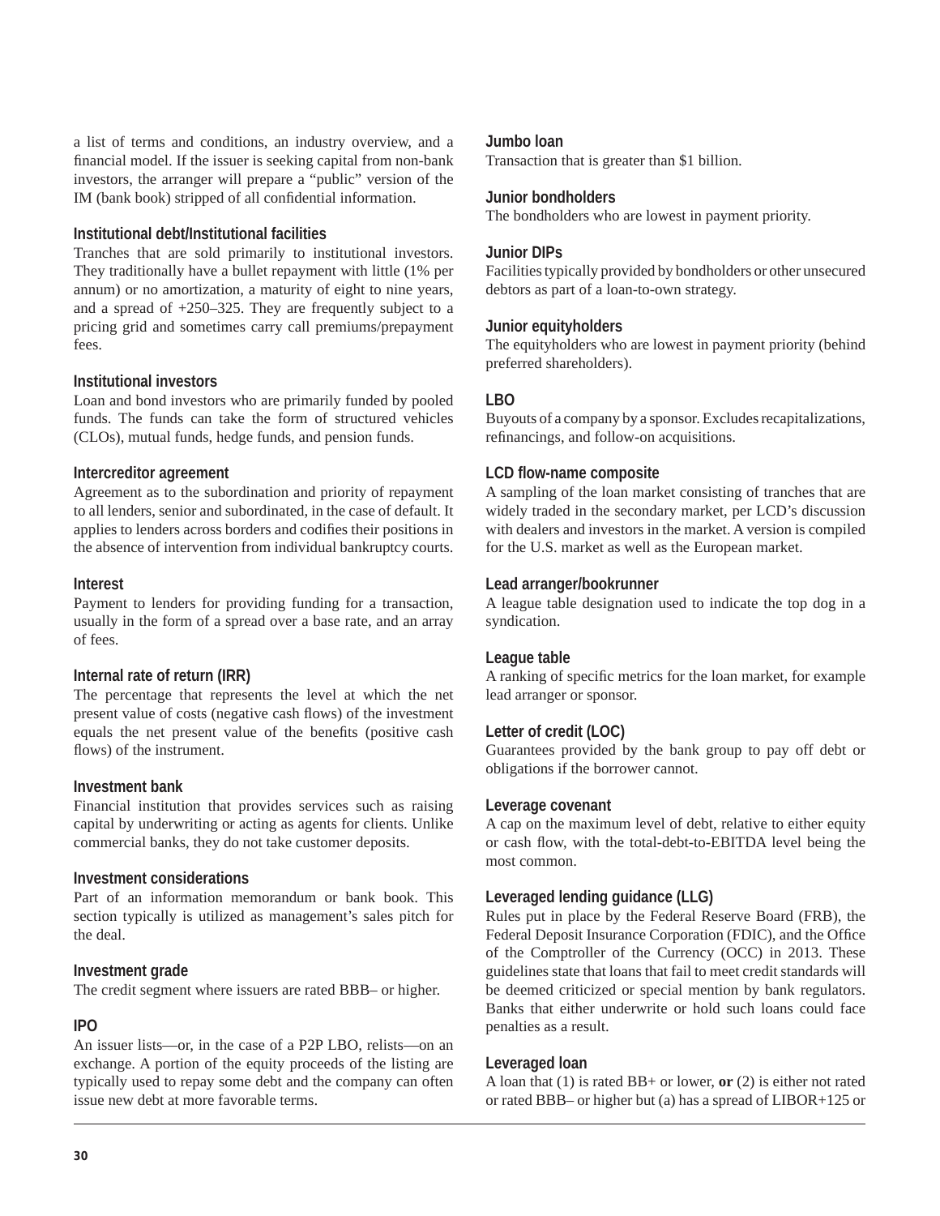a list of terms and conditions, an industry overview, and a financial model. If the issuer is seeking capital from non-bank investors, the arranger will prepare a "public" version of the IM (bank book) stripped of all confidential information.

**Institutional debt/Institutional facilities**
Tranches that are sold primarily to institutional investors. They traditionally have a bullet repayment with little (1% per annum) or no amortization, a maturity of eight to nine years, and a spread of +250–325. They are frequently subject to a pricing grid and sometimes carry call premiums/prepayment fees.

**Institutional investors**
Loan and bond investors who are primarily funded by pooled funds. The funds can take the form of structured vehicles (CLOs), mutual funds, hedge funds, and pension funds.

**Intercreditor agreement**
Agreement as to the subordination and priority of repayment to all lenders, senior and subordinated, in the case of default. It applies to lenders across borders and codifies their positions in the absence of intervention from individual bankruptcy courts.

**Interest**
Payment to lenders for providing funding for a transaction, usually in the form of a spread over a base rate, and an array of fees.

**Internal rate of return (IRR)**
The percentage that represents the level at which the net present value of costs (negative cash flows) of the investment equals the net present value of the benefits (positive cash flows) of the instrument.

**Investment bank**
Financial institution that provides services such as raising capital by underwriting or acting as agents for clients. Unlike commercial banks, they do not take customer deposits.

**Investment considerations**
Part of an information memorandum or bank book. This section typically is utilized as management's sales pitch for the deal.

**Investment grade**
The credit segment where issuers are rated BBB– or higher.

**IPO**
An issuer lists—or, in the case of a P2P LBO, relists—on an exchange. A portion of the equity proceeds of the listing are typically used to repay some debt and the company can often issue new debt at more favorable terms.

**Jumbo loan**
Transaction that is greater than $1 billion.

**Junior bondholders**
The bondholders who are lowest in payment priority.

**Junior DIPs**
Facilities typically provided by bondholders or other unsecured debtors as part of a loan-to-own strategy.

**Junior equityholders**
The equityholders who are lowest in payment priority (behind preferred shareholders).

**LBO**
Buyouts of a company by a sponsor. Excludes recapitalizations, refinancings, and follow-on acquisitions.

**LCD flow-name composite**
A sampling of the loan market consisting of tranches that are widely traded in the secondary market, per LCD's discussion with dealers and investors in the market. A version is compiled for the U.S. market as well as the European market.

**Lead arranger/bookrunner**
A league table designation used to indicate the top dog in a syndication.

**League table**
A ranking of specific metrics for the loan market, for example lead arranger or sponsor.

**Letter of credit (LOC)**
Guarantees provided by the bank group to pay off debt or obligations if the borrower cannot.

**Leverage covenant**
A cap on the maximum level of debt, relative to either equity or cash flow, with the total-debt-to-EBITDA level being the most common.

**Leveraged lending guidance (LLG)**
Rules put in place by the Federal Reserve Board (FRB), the Federal Deposit Insurance Corporation (FDIC), and the Office of the Comptroller of the Currency (OCC) in 2013. These guidelines state that loans that fail to meet credit standards will be deemed criticized or special mention by bank regulators. Banks that either underwrite or hold such loans could face penalties as a result.

**Leveraged loan**
A loan that (1) is rated BB+ or lower, **or** (2) is either not rated or rated BBB– or higher but (a) has a spread of LIBOR+125 or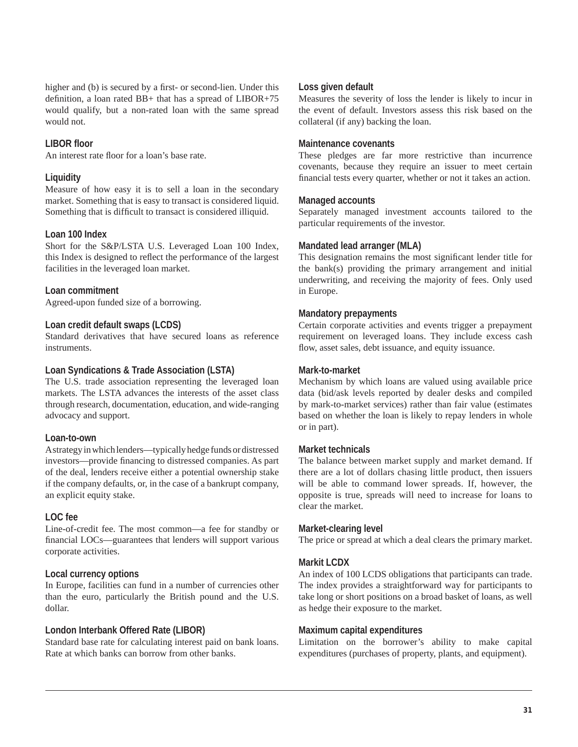higher and (b) is secured by a first- or second-lien. Under this definition, a loan rated BB+ that has a spread of LIBOR+75 would qualify, but a non-rated loan with the same spread would not.

### LIBOR floor

An interest rate floor for a loan's base rate.

### Liquidity

Measure of how easy it is to sell a loan in the secondary market. Something that is easy to transact is considered liquid. Something that is difficult to transact is considered illiquid.

### Loan 100 Index

Short for the S&P/LSTA U.S. Leveraged Loan 100 Index, this Index is designed to reflect the performance of the largest facilities in the leveraged loan market.

### Loan commitment

Agreed-upon funded size of a borrowing.

### Loan credit default swaps (LCDS)

Standard derivatives that have secured loans as reference instruments.

### Loan Syndications & Trade Association (LSTA)

The U.S. trade association representing the leveraged loan markets. The LSTA advances the interests of the asset class through research, documentation, education, and wide-ranging advocacy and support.

### Loan-to-own

A strategy in which lenders—typically hedge funds or distressed investors—provide financing to distressed companies. As part of the deal, lenders receive either a potential ownership stake if the company defaults, or, in the case of a bankrupt company, an explicit equity stake.

### LOC fee

Line-of-credit fee. The most common—a fee for standby or financial LOCs—guarantees that lenders will support various corporate activities.

### Local currency options

In Europe, facilities can fund in a number of currencies other than the euro, particularly the British pound and the U.S. dollar.

### London Interbank Offered Rate (LIBOR)

Standard base rate for calculating interest paid on bank loans. Rate at which banks can borrow from other banks.

### Loss given default

Measures the severity of loss the lender is likely to incur in the event of default. Investors assess this risk based on the collateral (if any) backing the loan.

### Maintenance covenants

These pledges are far more restrictive than incurrence covenants, because they require an issuer to meet certain financial tests every quarter, whether or not it takes an action.

### Managed accounts

Separately managed investment accounts tailored to the particular requirements of the investor.

### Mandated lead arranger (MLA)

This designation remains the most significant lender title for the bank(s) providing the primary arrangement and initial underwriting, and receiving the majority of fees. Only used in Europe.

### Mandatory prepayments

Certain corporate activities and events trigger a prepayment requirement on leveraged loans. They include excess cash flow, asset sales, debt issuance, and equity issuance.

### Mark-to-market

Mechanism by which loans are valued using available price data (bid/ask levels reported by dealer desks and compiled by mark-to-market services) rather than fair value (estimates based on whether the loan is likely to repay lenders in whole or in part).

### Market technicals

The balance between market supply and market demand. If there are a lot of dollars chasing little product, then issuers will be able to command lower spreads. If, however, the opposite is true, spreads will need to increase for loans to clear the market.

### Market-clearing level

The price or spread at which a deal clears the primary market.

### Markit LCDX

An index of 100 LCDS obligations that participants can trade. The index provides a straightforward way for participants to take long or short positions on a broad basket of loans, as well as hedge their exposure to the market.

### Maximum capital expenditures

Limitation on the borrower's ability to make capital expenditures (purchases of property, plants, and equipment).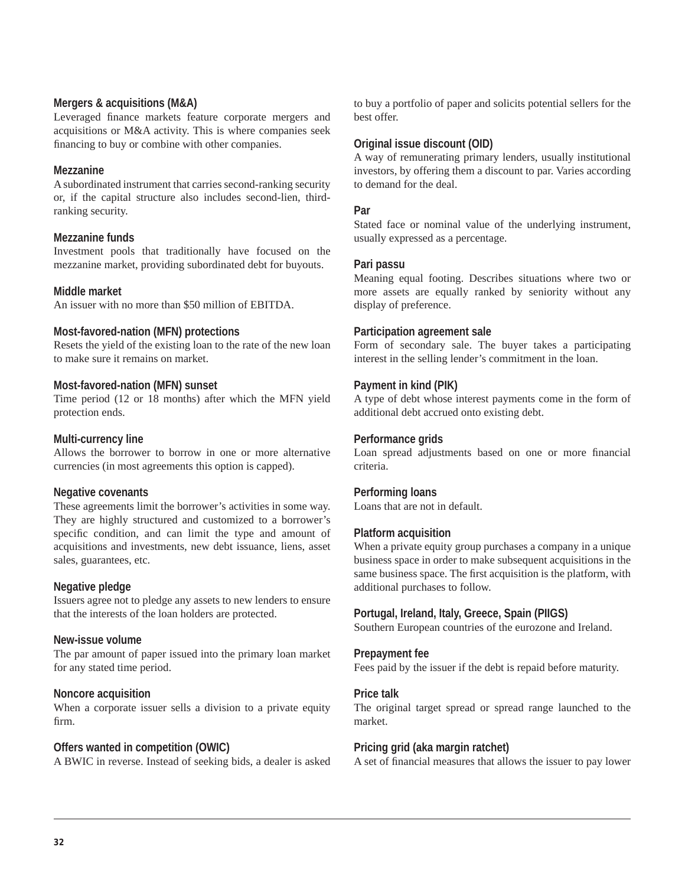**Mergers & acquisitions (M&A)**
Leveraged finance markets feature corporate mergers and acquisitions or M&A activity. This is where companies seek financing to buy or combine with other companies.

**Mezzanine**
A subordinated instrument that carries second-ranking security or, if the capital structure also includes second-lien, third-ranking security.

**Mezzanine funds**
Investment pools that traditionally have focused on the mezzanine market, providing subordinated debt for buyouts.

**Middle market**
An issuer with no more than $50 million of EBITDA.

**Most-favored-nation (MFN) protections**
Resets the yield of the existing loan to the rate of the new loan to make sure it remains on market.

**Most-favored-nation (MFN) sunset**
Time period (12 or 18 months) after which the MFN yield protection ends.

**Multi-currency line**
Allows the borrower to borrow in one or more alternative currencies (in most agreements this option is capped).

**Negative covenants**
These agreements limit the borrower's activities in some way. They are highly structured and customized to a borrower's specific condition, and can limit the type and amount of acquisitions and investments, new debt issuance, liens, asset sales, guarantees, etc.

**Negative pledge**
Issuers agree not to pledge any assets to new lenders to ensure that the interests of the loan holders are protected.

**New-issue volume**
The par amount of paper issued into the primary loan market for any stated time period.

**Noncore acquisition**
When a corporate issuer sells a division to a private equity firm.

**Offers wanted in competition (OWIC)**
A BWIC in reverse. Instead of seeking bids, a dealer is asked to buy a portfolio of paper and solicits potential sellers for the best offer.

**Original issue discount (OID)**
A way of remunerating primary lenders, usually institutional investors, by offering them a discount to par. Varies according to demand for the deal.

**Par**
Stated face or nominal value of the underlying instrument, usually expressed as a percentage.

**Pari passu**
Meaning equal footing. Describes situations where two or more assets are equally ranked by seniority without any display of preference.

**Participation agreement sale**
Form of secondary sale. The buyer takes a participating interest in the selling lender's commitment in the loan.

**Payment in kind (PIK)**
A type of debt whose interest payments come in the form of additional debt accrued onto existing debt.

**Performance grids**
Loan spread adjustments based on one or more financial criteria.

**Performing loans**
Loans that are not in default.

**Platform acquisition**
When a private equity group purchases a company in a unique business space in order to make subsequent acquisitions in the same business space. The first acquisition is the platform, with additional purchases to follow.

**Portugal, Ireland, Italy, Greece, Spain (PIIGS)**
Southern European countries of the eurozone and Ireland.

**Prepayment fee**
Fees paid by the issuer if the debt is repaid before maturity.

**Price talk**
The original target spread or spread range launched to the market.

**Pricing grid (aka margin ratchet)**
A set of financial measures that allows the issuer to pay lower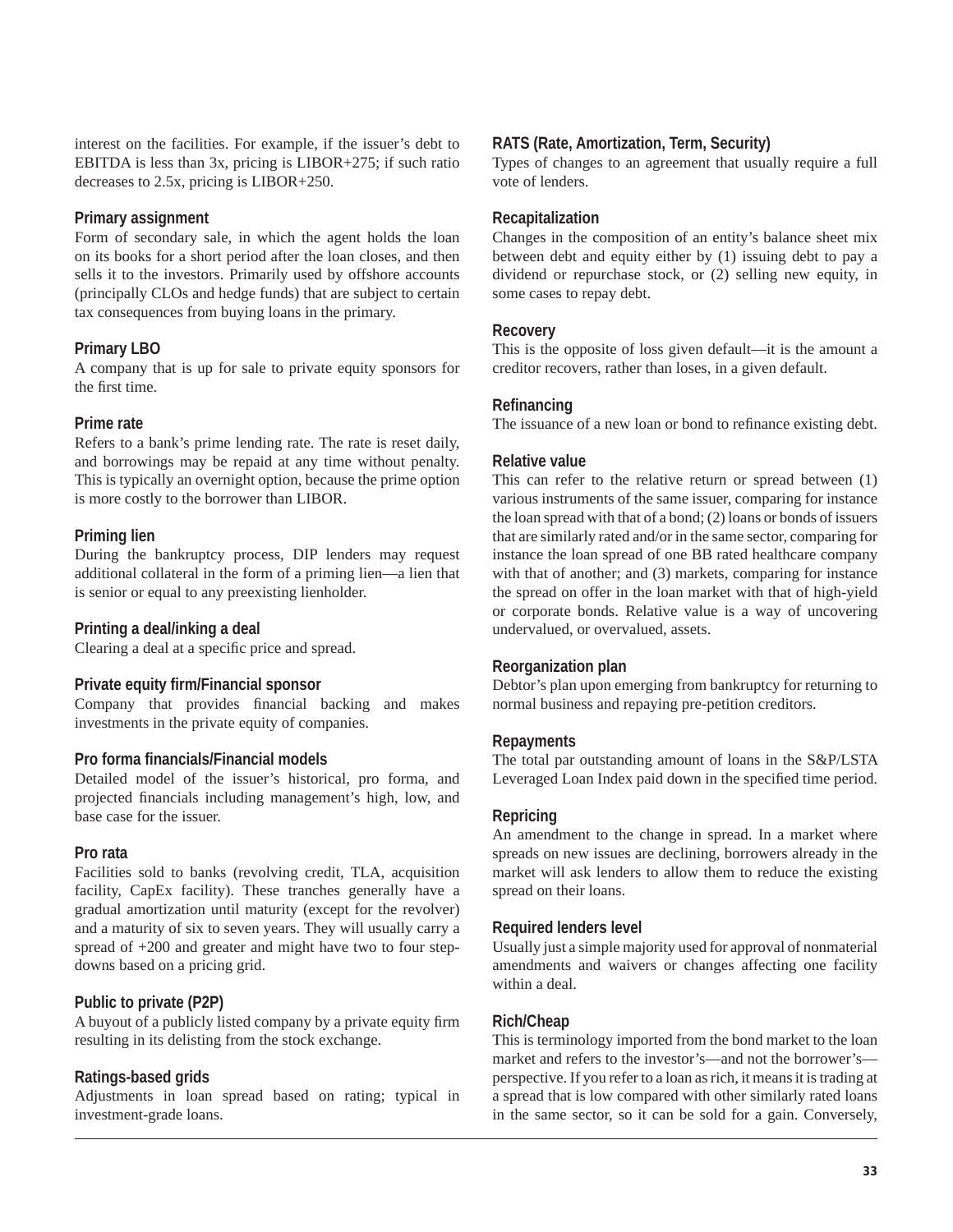interest on the facilities. For example, if the issuer's debt to EBITDA is less than 3x, pricing is LIBOR+275; if such ratio decreases to 2.5x, pricing is LIBOR+250.

### Primary assignment

Form of secondary sale, in which the agent holds the loan on its books for a short period after the loan closes, and then sells it to the investors. Primarily used by offshore accounts (principally CLOs and hedge funds) that are subject to certain tax consequences from buying loans in the primary.

### Primary LBO

A company that is up for sale to private equity sponsors for the first time.

### Prime rate

Refers to a bank's prime lending rate. The rate is reset daily, and borrowings may be repaid at any time without penalty. This is typically an overnight option, because the prime option is more costly to the borrower than LIBOR.

### Priming lien

During the bankruptcy process, DIP lenders may request additional collateral in the form of a priming lien—a lien that is senior or equal to any preexisting lienholder.

### Printing a deal/inking a deal

Clearing a deal at a specific price and spread.

### Private equity firm/Financial sponsor

Company that provides financial backing and makes investments in the private equity of companies.

### Pro forma financials/Financial models

Detailed model of the issuer's historical, pro forma, and projected financials including management's high, low, and base case for the issuer.

### Pro rata

Facilities sold to banks (revolving credit, TLA, acquisition facility, CapEx facility). These tranches generally have a gradual amortization until maturity (except for the revolver) and a maturity of six to seven years. They will usually carry a spread of +200 and greater and might have two to four step-downs based on a pricing grid.

### Public to private (P2P)

A buyout of a publicly listed company by a private equity firm resulting in its delisting from the stock exchange.

### Ratings-based grids

Adjustments in loan spread based on rating; typical in investment-grade loans.

### RATS (Rate, Amortization, Term, Security)

Types of changes to an agreement that usually require a full vote of lenders.

### Recapitalization

Changes in the composition of an entity's balance sheet mix between debt and equity either by (1) issuing debt to pay a dividend or repurchase stock, or (2) selling new equity, in some cases to repay debt.

### Recovery

This is the opposite of loss given default—it is the amount a creditor recovers, rather than loses, in a given default.

### Refinancing

The issuance of a new loan or bond to refinance existing debt.

### Relative value

This can refer to the relative return or spread between (1) various instruments of the same issuer, comparing for instance the loan spread with that of a bond; (2) loans or bonds of issuers that are similarly rated and/or in the same sector, comparing for instance the loan spread of one BB rated healthcare company with that of another; and (3) markets, comparing for instance the spread on offer in the loan market with that of high-yield or corporate bonds. Relative value is a way of uncovering undervalued, or overvalued, assets.

### Reorganization plan

Debtor's plan upon emerging from bankruptcy for returning to normal business and repaying pre-petition creditors.

### Repayments

The total par outstanding amount of loans in the S&P/LSTA Leveraged Loan Index paid down in the specified time period.

### Repricing

An amendment to the change in spread. In a market where spreads on new issues are declining, borrowers already in the market will ask lenders to allow them to reduce the existing spread on their loans.

### Required lenders level

Usually just a simple majority used for approval of nonmaterial amendments and waivers or changes affecting one facility within a deal.

### Rich/Cheap

This is terminology imported from the bond market to the loan market and refers to the investor's—and not the borrower's—perspective. If you refer to a loan as rich, it means it is trading at a spread that is low compared with other similarly rated loans in the same sector, so it can be sold for a gain. Conversely,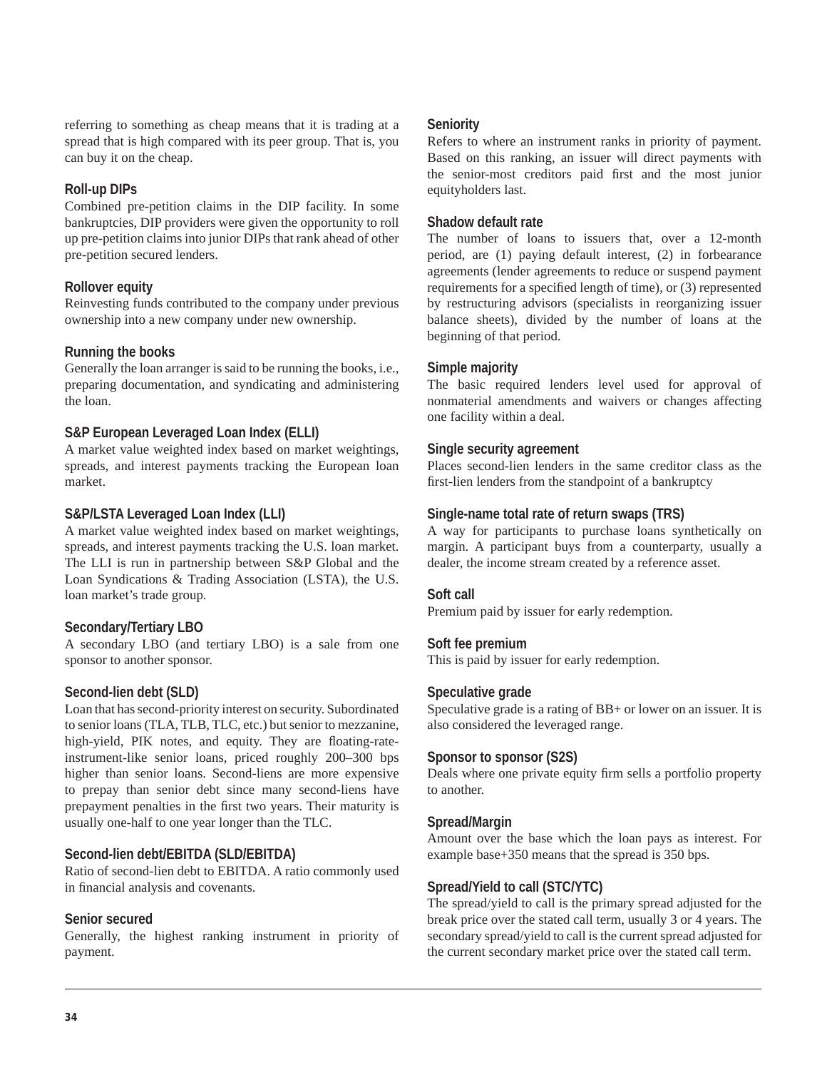referring to something as cheap means that it is trading at a spread that is high compared with its peer group. That is, you can buy it on the cheap.

### Roll-up DIPs

Combined pre-petition claims in the DIP facility. In some bankruptcies, DIP providers were given the opportunity to roll up pre-petition claims into junior DIPs that rank ahead of other pre-petition secured lenders.

### Rollover equity

Reinvesting funds contributed to the company under previous ownership into a new company under new ownership.

### Running the books

Generally the loan arranger is said to be running the books, i.e., preparing documentation, and syndicating and administering the loan.

### S&P European Leveraged Loan Index (ELLI)

A market value weighted index based on market weightings, spreads, and interest payments tracking the European loan market.

### S&P/LSTA Leveraged Loan Index (LLI)

A market value weighted index based on market weightings, spreads, and interest payments tracking the U.S. loan market. The LLI is run in partnership between S&P Global and the Loan Syndications & Trading Association (LSTA), the U.S. loan market's trade group.

### Secondary/Tertiary LBO

A secondary LBO (and tertiary LBO) is a sale from one sponsor to another sponsor.

### Second-lien debt (SLD)

Loan that has second-priority interest on security. Subordinated to senior loans (TLA, TLB, TLC, etc.) but senior to mezzanine, high-yield, PIK notes, and equity. They are floating-rate-instrument-like senior loans, priced roughly 200–300 bps higher than senior loans. Second-liens are more expensive to prepay than senior debt since many second-liens have prepayment penalties in the first two years. Their maturity is usually one-half to one year longer than the TLC.

### Second-lien debt/EBITDA (SLD/EBITDA)

Ratio of second-lien debt to EBITDA. A ratio commonly used in financial analysis and covenants.

### Senior secured

Generally, the highest ranking instrument in priority of payment.

### Seniority

Refers to where an instrument ranks in priority of payment. Based on this ranking, an issuer will direct payments with the senior-most creditors paid first and the most junior equityholders last.

### Shadow default rate

The number of loans to issuers that, over a 12-month period, are (1) paying default interest, (2) in forbearance agreements (lender agreements to reduce or suspend payment requirements for a specified length of time), or (3) represented by restructuring advisors (specialists in reorganizing issuer balance sheets), divided by the number of loans at the beginning of that period.

### Simple majority

The basic required lenders level used for approval of nonmaterial amendments and waivers or changes affecting one facility within a deal.

### Single security agreement

Places second-lien lenders in the same creditor class as the first-lien lenders from the standpoint of a bankruptcy

### Single-name total rate of return swaps (TRS)

A way for participants to purchase loans synthetically on margin. A participant buys from a counterparty, usually a dealer, the income stream created by a reference asset.

### Soft call

Premium paid by issuer for early redemption.

### Soft fee premium

This is paid by issuer for early redemption.

### Speculative grade

Speculative grade is a rating of BB+ or lower on an issuer. It is also considered the leveraged range.

### Sponsor to sponsor (S2S)

Deals where one private equity firm sells a portfolio property to another.

### Spread/Margin

Amount over the base which the loan pays as interest. For example base+350 means that the spread is 350 bps.

### Spread/Yield to call (STC/YTC)

The spread/yield to call is the primary spread adjusted for the break price over the stated call term, usually 3 or 4 years. The secondary spread/yield to call is the current spread adjusted for the current secondary market price over the stated call term.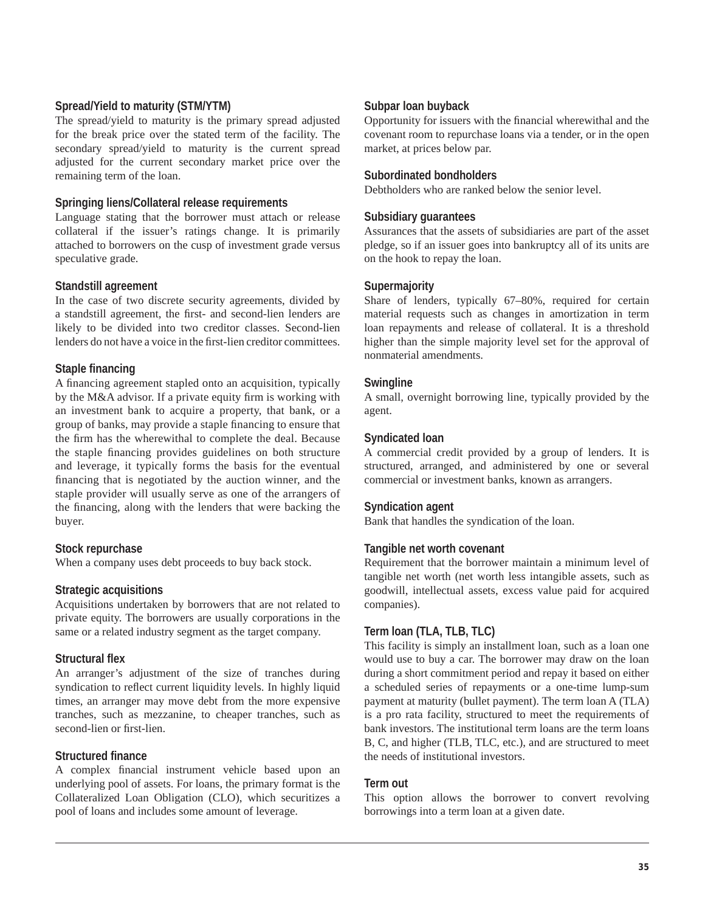### Spread/Yield to maturity (STM/YTM)

The spread/yield to maturity is the primary spread adjusted for the break price over the stated term of the facility. The secondary spread/yield to maturity is the current spread adjusted for the current secondary market price over the remaining term of the loan.

### Springing liens/Collateral release requirements

Language stating that the borrower must attach or release collateral if the issuer's ratings change. It is primarily attached to borrowers on the cusp of investment grade versus speculative grade.

### Standstill agreement

In the case of two discrete security agreements, divided by a standstill agreement, the first- and second-lien lenders are likely to be divided into two creditor classes. Second-lien lenders do not have a voice in the first-lien creditor committees.

### Staple financing

A financing agreement stapled onto an acquisition, typically by the M&A advisor. If a private equity firm is working with an investment bank to acquire a property, that bank, or a group of banks, may provide a staple financing to ensure that the firm has the wherewithal to complete the deal. Because the staple financing provides guidelines on both structure and leverage, it typically forms the basis for the eventual financing that is negotiated by the auction winner, and the staple provider will usually serve as one of the arrangers of the financing, along with the lenders that were backing the buyer.

### Stock repurchase

When a company uses debt proceeds to buy back stock.

### Strategic acquisitions

Acquisitions undertaken by borrowers that are not related to private equity. The borrowers are usually corporations in the same or a related industry segment as the target company.

### Structural flex

An arranger's adjustment of the size of tranches during syndication to reflect current liquidity levels. In highly liquid times, an arranger may move debt from the more expensive tranches, such as mezzanine, to cheaper tranches, such as second-lien or first-lien.

### Structured finance

A complex financial instrument vehicle based upon an underlying pool of assets. For loans, the primary format is the Collateralized Loan Obligation (CLO), which securitizes a pool of loans and includes some amount of leverage.

### Subpar loan buyback

Opportunity for issuers with the financial wherewithal and the covenant room to repurchase loans via a tender, or in the open market, at prices below par.

### Subordinated bondholders

Debtholders who are ranked below the senior level.

### Subsidiary guarantees

Assurances that the assets of subsidiaries are part of the asset pledge, so if an issuer goes into bankruptcy all of its units are on the hook to repay the loan.

### Supermajority

Share of lenders, typically 67–80%, required for certain material requests such as changes in amortization in term loan repayments and release of collateral. It is a threshold higher than the simple majority level set for the approval of nonmaterial amendments.

### Swingline

A small, overnight borrowing line, typically provided by the agent.

### Syndicated loan

A commercial credit provided by a group of lenders. It is structured, arranged, and administered by one or several commercial or investment banks, known as arrangers.

### Syndication agent

Bank that handles the syndication of the loan.

### Tangible net worth covenant

Requirement that the borrower maintain a minimum level of tangible net worth (net worth less intangible assets, such as goodwill, intellectual assets, excess value paid for acquired companies).

### Term loan (TLA, TLB, TLC)

This facility is simply an installment loan, such as a loan one would use to buy a car. The borrower may draw on the loan during a short commitment period and repay it based on either a scheduled series of repayments or a one-time lump-sum payment at maturity (bullet payment). The term loan A (TLA) is a pro rata facility, structured to meet the requirements of bank investors. The institutional term loans are the term loans B, C, and higher (TLB, TLC, etc.), and are structured to meet the needs of institutional investors.

### Term out

This option allows the borrower to convert revolving borrowings into a term loan at a given date.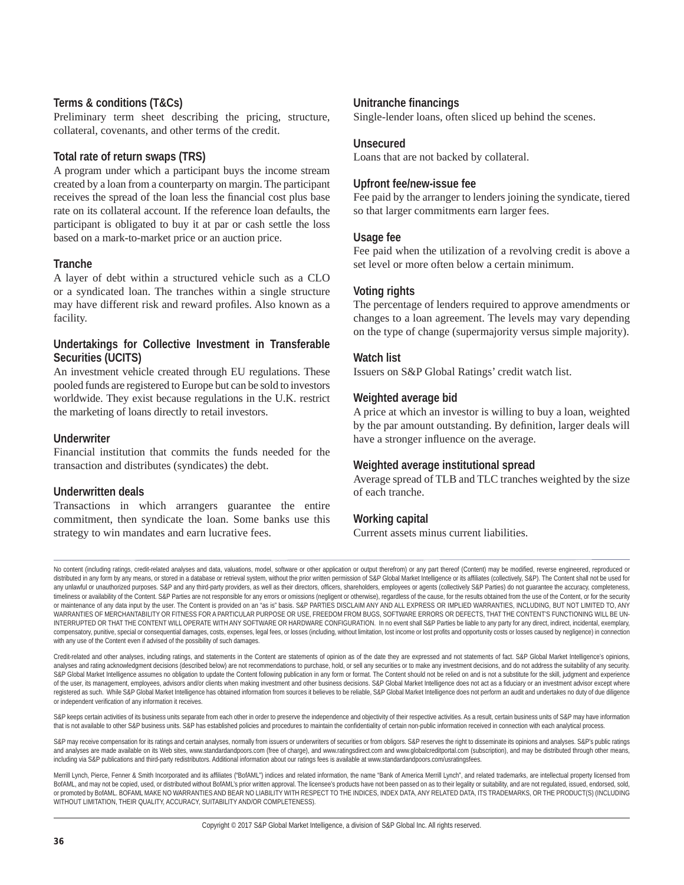**Terms & conditions (T&Cs)**
Preliminary term sheet describing the pricing, structure, collateral, covenants, and other terms of the credit.

**Total rate of return swaps (TRS)**
A program under which a participant buys the income stream created by a loan from a counterparty on margin. The participant receives the spread of the loan less the financial cost plus base rate on its collateral account. If the reference loan defaults, the participant is obligated to buy it at par or cash settle the loss based on a mark-to-market price or an auction price.

**Tranche**
A layer of debt within a structured vehicle such as a CLO or a syndicated loan. The tranches within a single structure may have different risk and reward profiles. Also known as a facility.

**Undertakings for Collective Investment in Transferable Securities (UCITS)**
An investment vehicle created through EU regulations. These pooled funds are registered to Europe but can be sold to investors worldwide. They exist because regulations in the U.K. restrict the marketing of loans directly to retail investors.

**Underwriter**
Financial institution that commits the funds needed for the transaction and distributes (syndicates) the debt.

**Underwritten deals**
Transactions in which arrangers guarantee the entire commitment, then syndicate the loan. Some banks use this strategy to win mandates and earn lucrative fees.

**Unitranche financings**
Single-lender loans, often sliced up behind the scenes.

**Unsecured**
Loans that are not backed by collateral.

**Upfront fee/new-issue fee**
Fee paid by the arranger to lenders joining the syndicate, tiered so that larger commitments earn larger fees.

**Usage fee**
Fee paid when the utilization of a revolving credit is above a set level or more often below a certain minimum.

**Voting rights**
The percentage of lenders required to approve amendments or changes to a loan agreement. The levels may vary depending on the type of change (supermajority versus simple majority).

**Watch list**
Issuers on S&P Global Ratings' credit watch list.

**Weighted average bid**
A price at which an investor is willing to buy a loan, weighted by the par amount outstanding. By definition, larger deals will have a stronger influence on the average.

**Weighted average institutional spread**
Average spread of TLB and TLC tranches weighted by the size of each tranche.

**Working capital**
Current assets minus current liabilities.

---

No content (including ratings, credit-related analyses and data, valuations, model, software or other application or output therefrom) or any part thereof (Content) may be modified, reverse engineered, reproduced or distributed in any form by any means, or stored in a database or retrieval system, without the prior written permission of S&P Global Market Intelligence or its affiliates (collectively, S&P). The Content shall not be used for any unlawful or unauthorized purposes. S&P and any third-party providers, as well as their directors, officers, shareholders, employees or agents (collectively S&P Parties) do not guarantee the accuracy, completeness, timeliness or availability of the Content. S&P Parties are not responsible for any errors or omissions (negligent or otherwise), regardless of the cause, for the results obtained from the use of the Content, or for the security or maintenance of any data input by the user. The Content is provided on an "as is" basis. S&P PARTIES DISCLAIM ANY AND ALL EXPRESS OR IMPLIED WARRANTIES, INCLUDING, BUT NOT LIMITED TO, ANY WARRANTIES OF MERCHANTABILITY OR FITNESS FOR A PARTICULAR PURPOSE OR USE, FREEDOM FROM BUGS, SOFTWARE ERRORS OR DEFECTS, THAT THE CONTENT'S FUNCTIONING WILL BE UNINTERRUPTED OR THAT THE CONTENT WILL OPERATE WITH ANY SOFTWARE OR HARDWARE CONFIGURATION. In no event shall S&P Parties be liable to any party for any direct, indirect, incidental, exemplary, compensatory, punitive, special or consequential damages, costs, expenses, legal fees, or losses (including, without limitation, lost income or lost profits and opportunity costs or losses caused by negligence) in connection with any use of the Content even if advised of the possibility of such damages.

Credit-related and other analyses, including ratings, and statements in the Content are statements of opinion as of the date they are expressed and not statements of fact. S&P Global Market Intelligence's opinions, analyses and rating acknowledgment decisions (described below) are not recommendations to purchase, hold, or sell any securities or to make any investment decisions, and do not address the suitability of any security. S&P Global Market Intelligence assumes no obligation to update the Content following publication in any form or format. The Content should not be relied on and is not a substitute for the skill, judgment and experience of the user, its management, employees, advisors and/or clients when making investment and other business decisions. S&P Global Market Intelligence does not act as a fiduciary or an investment advisor except where registered as such. While S&P Global Market Intelligence has obtained information from sources it believes to be reliable, S&P Global Market Intelligence does not perform an audit and undertakes no duty of due diligence or independent verification of any information it receives.

S&P keeps certain activities of its business units separate from each other in order to preserve the independence and objectivity of their respective activities. As a result, certain business units of S&P may have information that is not available to other S&P business units. S&P has established policies and procedures to maintain the confidentiality of certain non-public information received in connection with each analytical process.

S&P may receive compensation for its ratings and certain analyses, normally from issuers or underwriters of securities or from obligors. S&P reserves the right to disseminate its opinions and analyses. S&P's public ratings and analyses are made available on its Web sites, www.standardandpoors.com (free of charge), and www.ratingsdirect.com and www.globalcreditportal.com (subscription), and may be distributed through other means, including via S&P publications and third-party redistributors. Additional information about our ratings fees is available at www.standardandpoors.com/usratingsfees.

Merrill Lynch, Pierce, Fenner & Smith Incorporated and its affiliates ("BofAML") indices and related information, the name "Bank of America Merrill Lynch", and related trademarks, are intellectual property licensed from BofAML, and may not be copied, used, or distributed without BofAML's prior written approval. The licensee's products have not been passed on as to their legality or suitability, and are not regulated, issued, endorsed, sold, or promoted by BofAML. BOFAML MAKE NO WARRANTIES AND BEAR NO LIABILITY WITH RESPECT TO THE INDICES, INDEX DATA, ANY RELATED DATA, ITS TRADEMARKS, OR THE PRODUCT(S) (INCLUDING WITHOUT LIMITATION, THEIR QUALITY, ACCURACY, SUITABILITY AND/OR COMPLETENESS).

Copyright © 2017 S&P Global Market Intelligence, a division of S&P Global Inc. All rights reserved.